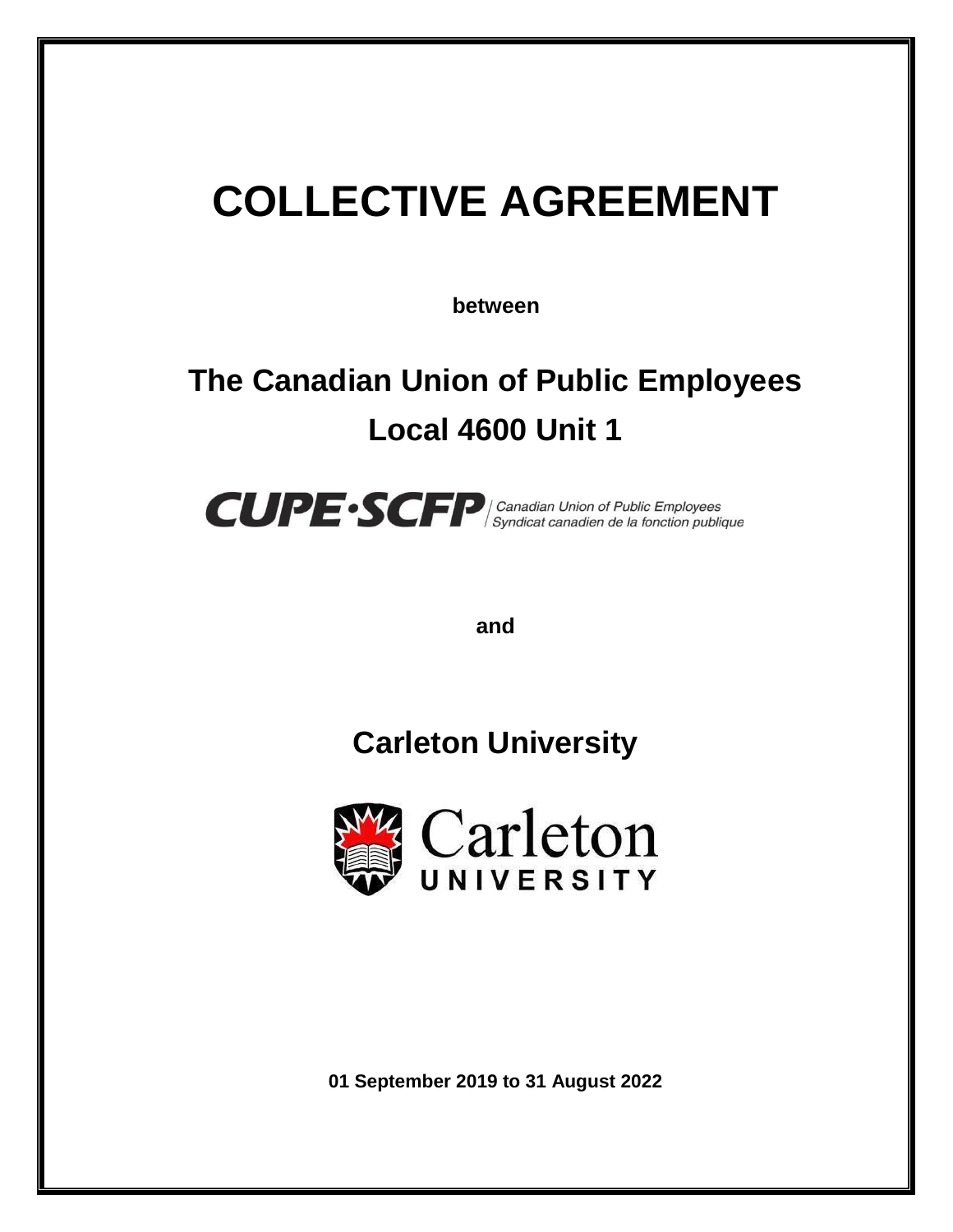# COLLECTIVE AGREEMENT

**between**

## The Canadian Union of Public Employees Local 4600 Unit 1

CUPE·SCFP Canadian Union of Public Employees / Syndicat canadien de la fonction publique

**and**

## Carleton University

Carleton UNIVERSITY

**01 September 2019 to 31 August 2022**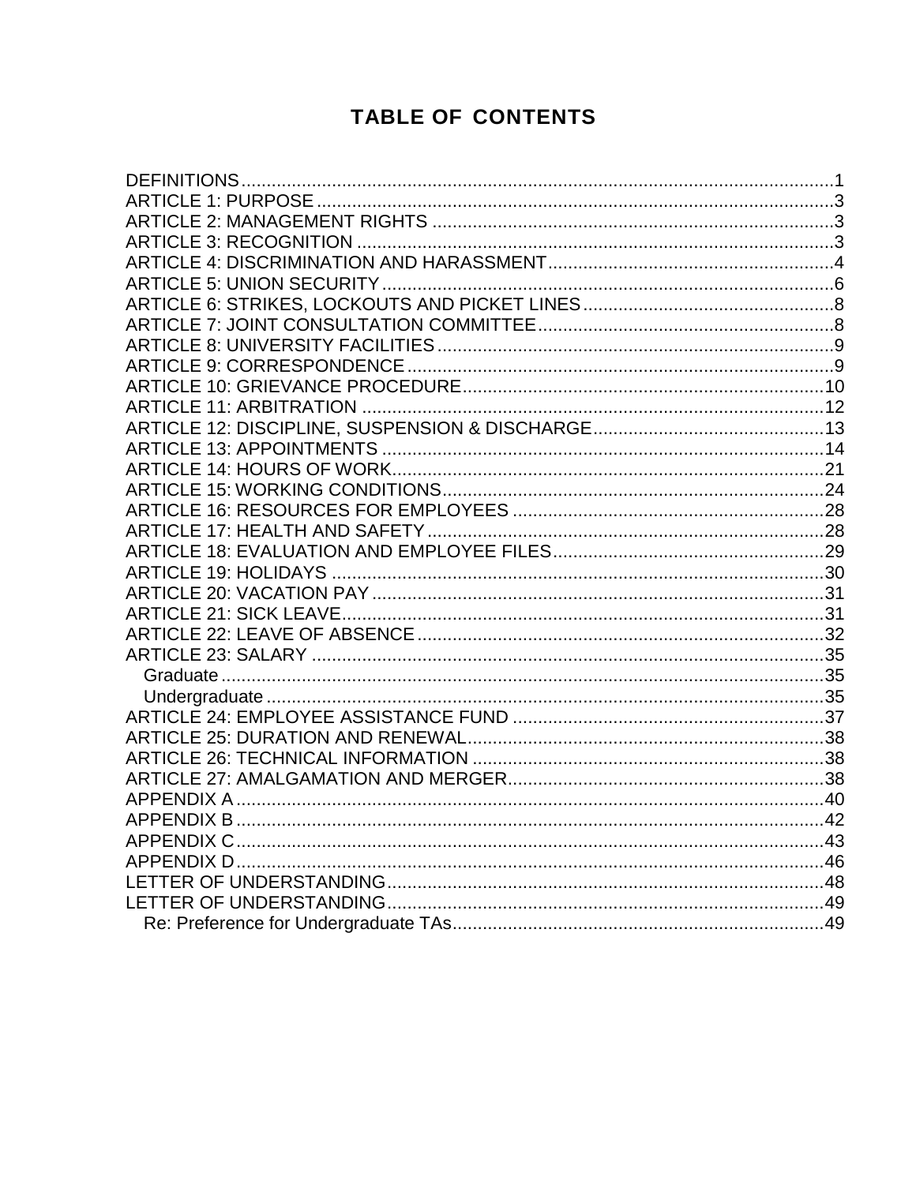# TABLE OF CONTENTS

DEFINITIONS....................................................................................................................1
ARTICLE 1: PURPOSE ....................................................................................................3
ARTICLE 2: MANAGEMENT RIGHTS ..............................................................................3
ARTICLE 3: RECOGNITION .............................................................................................3
ARTICLE 4: DISCRIMINATION AND HARASSMENT........................................................4
ARTICLE 5: UNION SECURITY.........................................................................................6
ARTICLE 6: STRIKES, LOCKOUTS AND PICKET LINES.................................................8
ARTICLE 7: JOINT CONSULTATION COMMITTEE..........................................................8
ARTICLE 8: UNIVERSITY FACILITIES..............................................................................9
ARTICLE 9: CORRESPONDENCE...................................................................................9
ARTICLE 10: GRIEVANCE PROCEDURE.......................................................................10
ARTICLE 11: ARBITRATION ...........................................................................................12
ARTICLE 12: DISCIPLINE, SUSPENSION & DISCHARGE.............................................13
ARTICLE 13: APPOINTMENTS .......................................................................................14
ARTICLE 14: HOURS OF WORK.....................................................................................21
ARTICLE 15: WORKING CONDITIONS...........................................................................24
ARTICLE 16: RESOURCES FOR EMPLOYEES .............................................................28
ARTICLE 17: HEALTH AND SAFETY..............................................................................28
ARTICLE 18: EVALUATION AND EMPLOYEE FILES.....................................................29
ARTICLE 19: HOLIDAYS .................................................................................................30
ARTICLE 20: VACATION PAY .........................................................................................31
ARTICLE 21: SICK LEAVE...............................................................................................31
ARTICLE 22: LEAVE OF ABSENCE................................................................................32
ARTICLE 23: SALARY .....................................................................................................35
 Graduate ........................................................................................................................35
 Undergraduate ...............................................................................................................35
ARTICLE 24: EMPLOYEE ASSISTANCE FUND .............................................................37
ARTICLE 25: DURATION AND RENEWAL......................................................................38
ARTICLE 26: TECHNICAL INFORMATION .....................................................................38
ARTICLE 27: AMALGAMATION AND MERGER..............................................................38
APPENDIX A ....................................................................................................................40
APPENDIX B ....................................................................................................................42
APPENDIX C....................................................................................................................43
APPENDIX D....................................................................................................................46
LETTER OF UNDERSTANDING......................................................................................48
LETTER OF UNDERSTANDING......................................................................................49
 Re: Preference for Undergraduate TAs..........................................................................49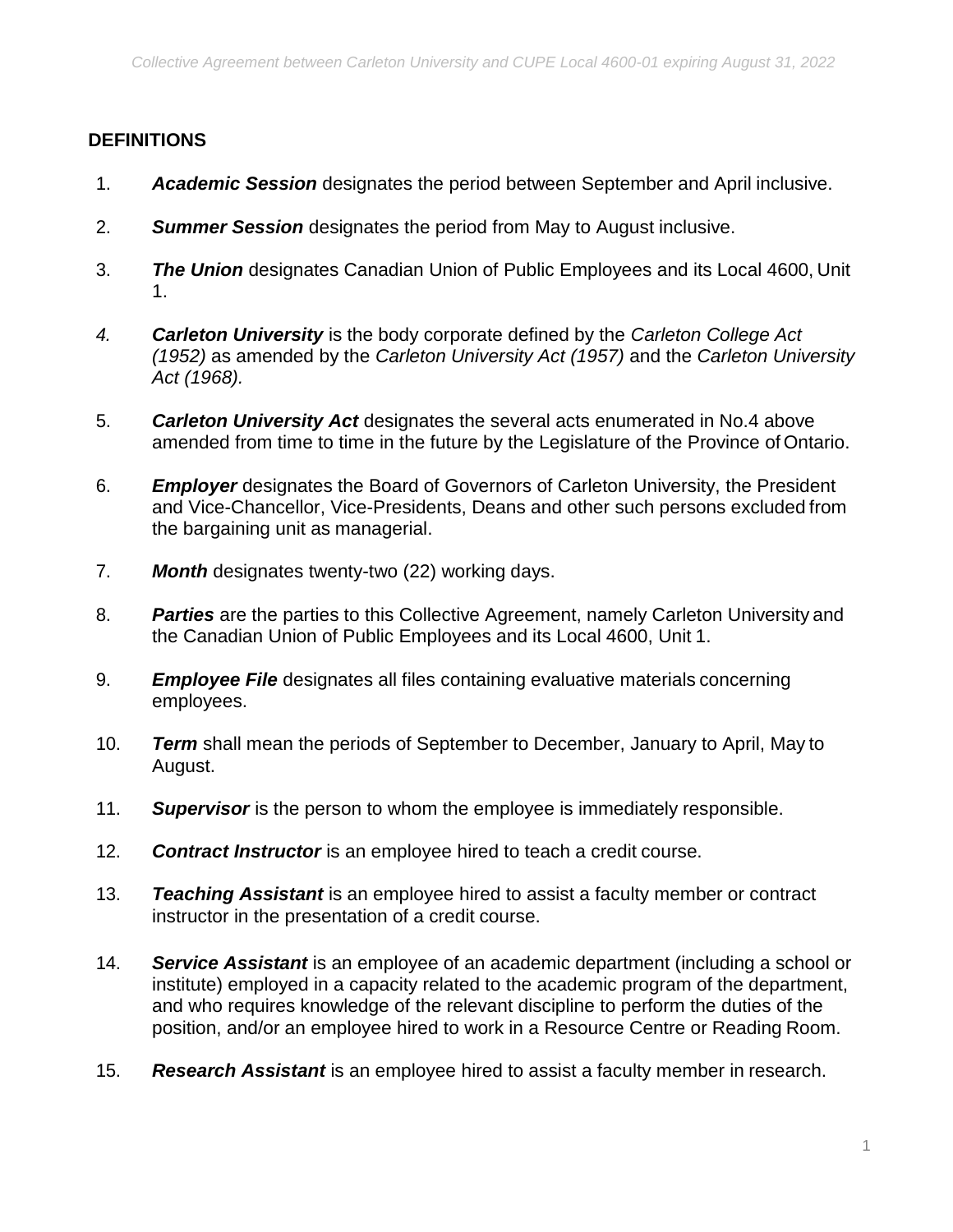## DEFINITIONS

1. ***Academic Session*** designates the period between September and April inclusive.

2. ***Summer Session*** designates the period from May to August inclusive.

3. ***The Union*** designates Canadian Union of Public Employees and its Local 4600, Unit 1.

4. ***Carleton University*** is the body corporate defined by the *Carleton College Act (1952)* as amended by the *Carleton University Act (1957)* and the *Carleton University Act (1968).*

5. ***Carleton University Act*** designates the several acts enumerated in No.4 above amended from time to time in the future by the Legislature of the Province of Ontario.

6. ***Employer*** designates the Board of Governors of Carleton University, the President and Vice-Chancellor, Vice-Presidents, Deans and other such persons excluded from the bargaining unit as managerial.

7. ***Month*** designates twenty-two (22) working days.

8. ***Parties*** are the parties to this Collective Agreement, namely Carleton University and the Canadian Union of Public Employees and its Local 4600, Unit 1.

9. ***Employee File*** designates all files containing evaluative materials concerning employees.

10. ***Term*** shall mean the periods of September to December, January to April, May to August.

11. ***Supervisor*** is the person to whom the employee is immediately responsible.

12. ***Contract Instructor*** is an employee hired to teach a credit course.

13. ***Teaching Assistant*** is an employee hired to assist a faculty member or contract instructor in the presentation of a credit course.

14. ***Service Assistant*** is an employee of an academic department (including a school or institute) employed in a capacity related to the academic program of the department, and who requires knowledge of the relevant discipline to perform the duties of the position, and/or an employee hired to work in a Resource Centre or Reading Room.

15. ***Research Assistant*** is an employee hired to assist a faculty member in research.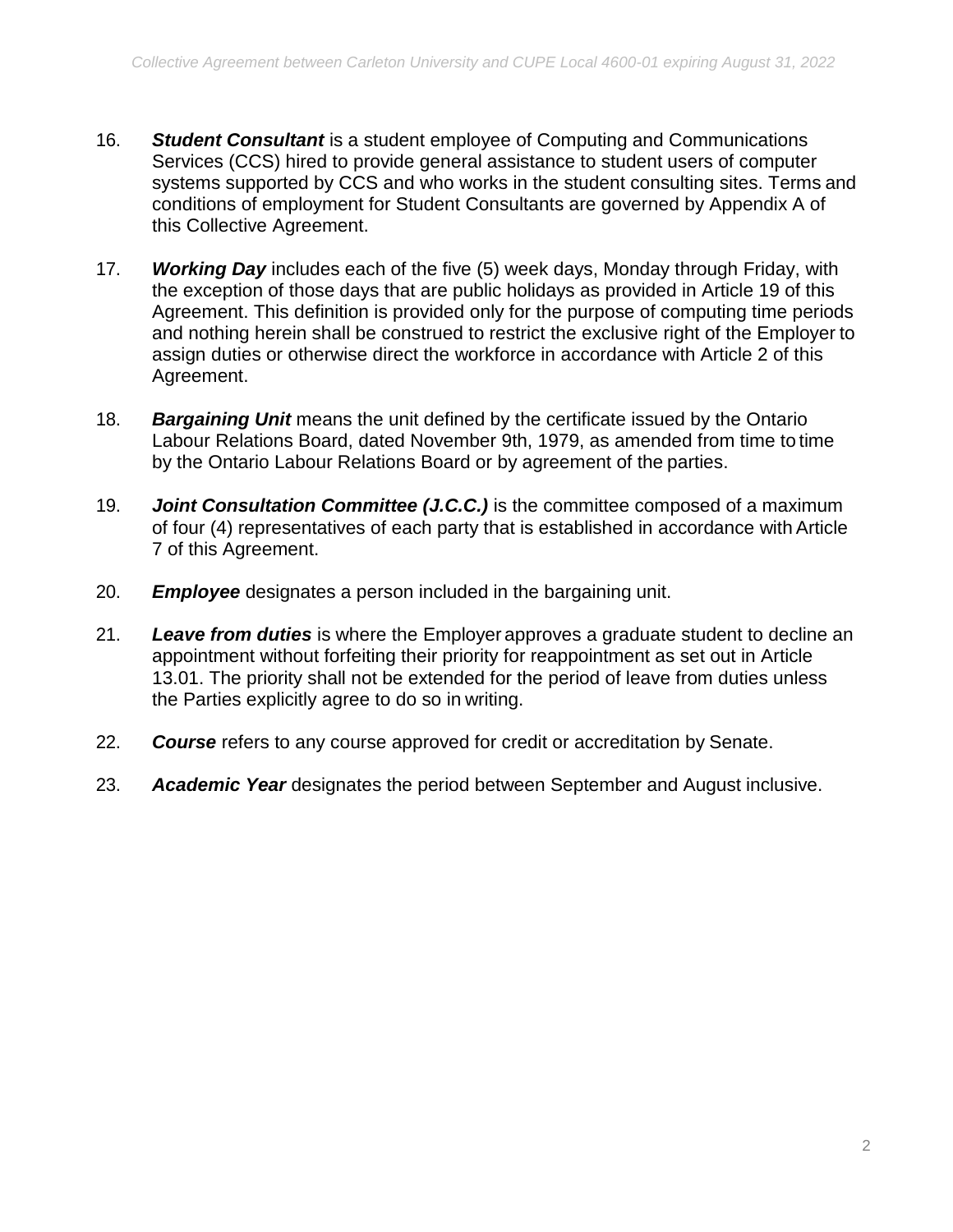16. ***Student Consultant*** is a student employee of Computing and Communications Services (CCS) hired to provide general assistance to student users of computer systems supported by CCS and who works in the student consulting sites. Terms and conditions of employment for Student Consultants are governed by Appendix A of this Collective Agreement.

17. ***Working Day*** includes each of the five (5) week days, Monday through Friday, with the exception of those days that are public holidays as provided in Article 19 of this Agreement. This definition is provided only for the purpose of computing time periods and nothing herein shall be construed to restrict the exclusive right of the Employer to assign duties or otherwise direct the workforce in accordance with Article 2 of this Agreement.

18. ***Bargaining Unit*** means the unit defined by the certificate issued by the Ontario Labour Relations Board, dated November 9th, 1979, as amended from time to time by the Ontario Labour Relations Board or by agreement of the parties.

19. ***Joint Consultation Committee (J.C.C.)*** is the committee composed of a maximum of four (4) representatives of each party that is established in accordance with Article 7 of this Agreement.

20. ***Employee*** designates a person included in the bargaining unit.

21. ***Leave from duties*** is where the Employer approves a graduate student to decline an appointment without forfeiting their priority for reappointment as set out in Article 13.01. The priority shall not be extended for the period of leave from duties unless the Parties explicitly agree to do so in writing.

22. ***Course*** refers to any course approved for credit or accreditation by Senate.

23. ***Academic Year*** designates the period between September and August inclusive.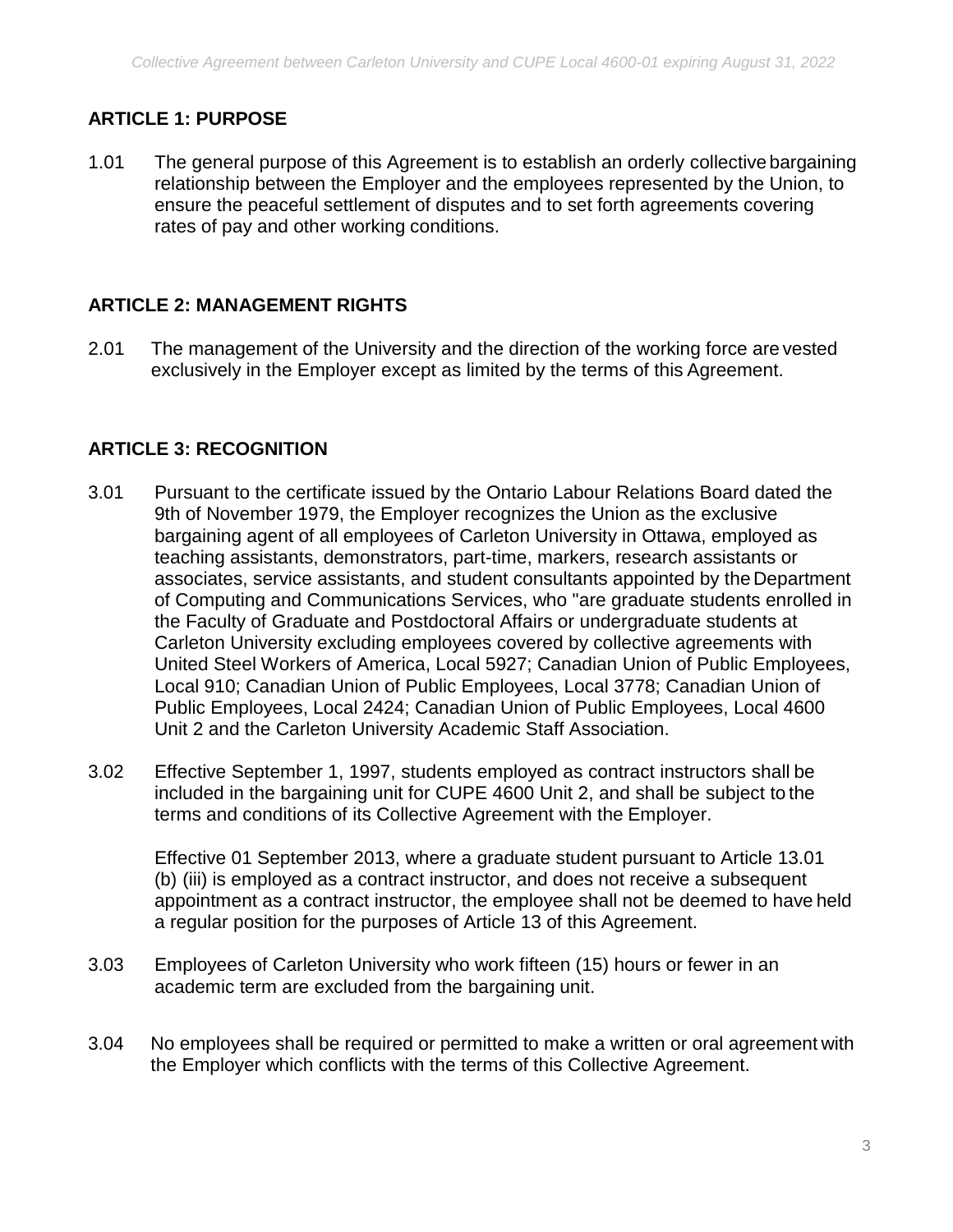## ARTICLE 1: PURPOSE

1.01 The general purpose of this Agreement is to establish an orderly collective bargaining relationship between the Employer and the employees represented by the Union, to ensure the peaceful settlement of disputes and to set forth agreements covering rates of pay and other working conditions.

## ARTICLE 2: MANAGEMENT RIGHTS

2.01 The management of the University and the direction of the working force are vested exclusively in the Employer except as limited by the terms of this Agreement.

## ARTICLE 3: RECOGNITION

3.01 Pursuant to the certificate issued by the Ontario Labour Relations Board dated the 9th of November 1979, the Employer recognizes the Union as the exclusive bargaining agent of all employees of Carleton University in Ottawa, employed as teaching assistants, demonstrators, part-time, markers, research assistants or associates, service assistants, and student consultants appointed by the Department of Computing and Communications Services, who "are graduate students enrolled in the Faculty of Graduate and Postdoctoral Affairs or undergraduate students at Carleton University excluding employees covered by collective agreements with United Steel Workers of America, Local 5927; Canadian Union of Public Employees, Local 910; Canadian Union of Public Employees, Local 3778; Canadian Union of Public Employees, Local 2424; Canadian Union of Public Employees, Local 4600 Unit 2 and the Carleton University Academic Staff Association.

3.02 Effective September 1, 1997, students employed as contract instructors shall be included in the bargaining unit for CUPE 4600 Unit 2, and shall be subject to the terms and conditions of its Collective Agreement with the Employer.

Effective 01 September 2013, where a graduate student pursuant to Article 13.01 (b) (iii) is employed as a contract instructor, and does not receive a subsequent appointment as a contract instructor, the employee shall not be deemed to have held a regular position for the purposes of Article 13 of this Agreement.

3.03 Employees of Carleton University who work fifteen (15) hours or fewer in an academic term are excluded from the bargaining unit.

3.04 No employees shall be required or permitted to make a written or oral agreement with the Employer which conflicts with the terms of this Collective Agreement.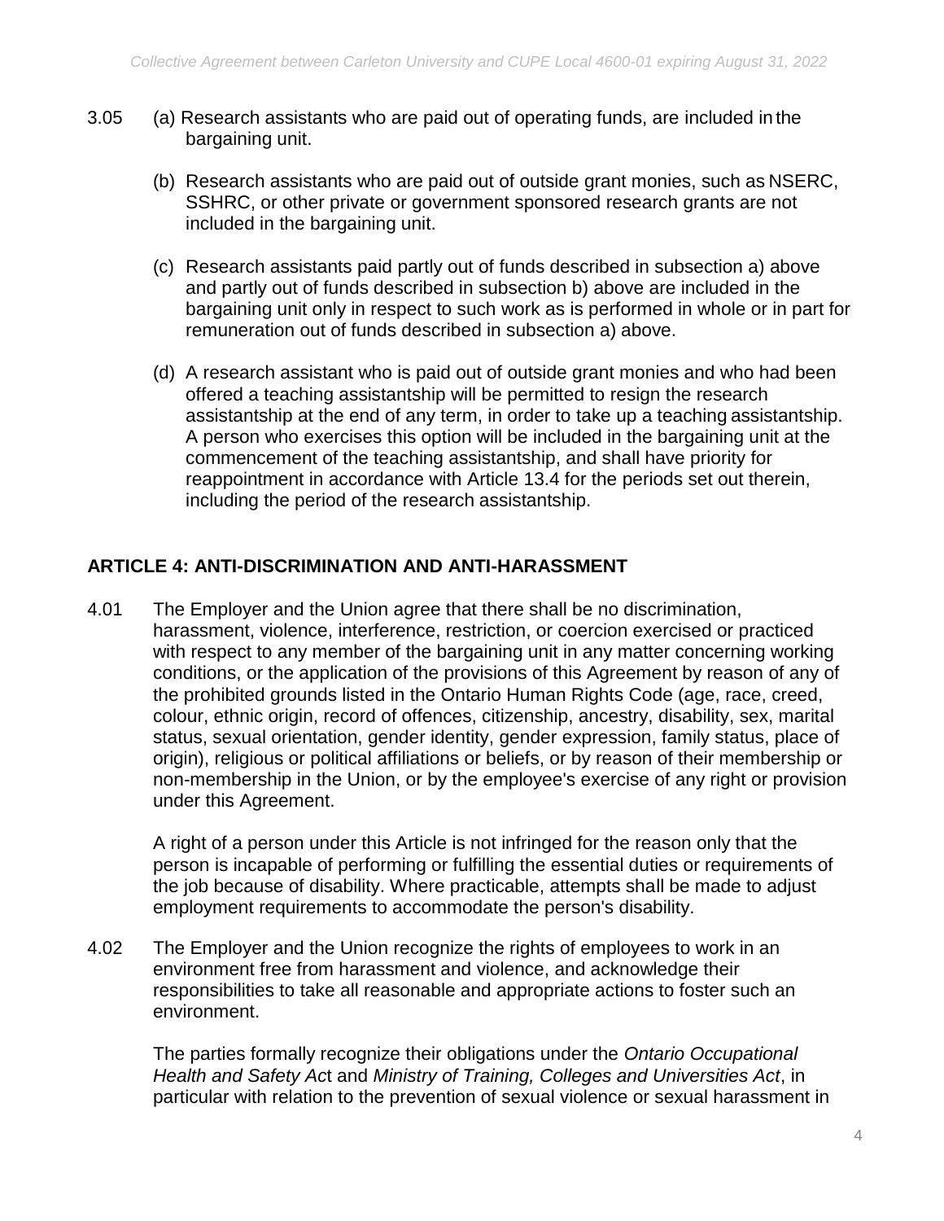3.05 (a) Research assistants who are paid out of operating funds, are included in the bargaining unit.

(b) Research assistants who are paid out of outside grant monies, such as NSERC, SSHRC, or other private or government sponsored research grants are not included in the bargaining unit.

(c) Research assistants paid partly out of funds described in subsection a) above and partly out of funds described in subsection b) above are included in the bargaining unit only in respect to such work as is performed in whole or in part for remuneration out of funds described in subsection a) above.

(d) A research assistant who is paid out of outside grant monies and who had been offered a teaching assistantship will be permitted to resign the research assistantship at the end of any term, in order to take up a teaching assistantship. A person who exercises this option will be included in the bargaining unit at the commencement of the teaching assistantship, and shall have priority for reappointment in accordance with Article 13.4 for the periods set out therein, including the period of the research assistantship.

## ARTICLE 4: ANTI-DISCRIMINATION AND ANTI-HARASSMENT

4.01 The Employer and the Union agree that there shall be no discrimination, harassment, violence, interference, restriction, or coercion exercised or practiced with respect to any member of the bargaining unit in any matter concerning working conditions, or the application of the provisions of this Agreement by reason of any of the prohibited grounds listed in the Ontario Human Rights Code (age, race, creed, colour, ethnic origin, record of offences, citizenship, ancestry, disability, sex, marital status, sexual orientation, gender identity, gender expression, family status, place of origin), religious or political affiliations or beliefs, or by reason of their membership or non-membership in the Union, or by the employee's exercise of any right or provision under this Agreement.

A right of a person under this Article is not infringed for the reason only that the person is incapable of performing or fulfilling the essential duties or requirements of the job because of disability. Where practicable, attempts shall be made to adjust employment requirements to accommodate the person's disability.

4.02 The Employer and the Union recognize the rights of employees to work in an environment free from harassment and violence, and acknowledge their responsibilities to take all reasonable and appropriate actions to foster such an environment.

The parties formally recognize their obligations under the *Ontario Occupational Health and Safety Act* and *Ministry of Training, Colleges and Universities Act*, in particular with relation to the prevention of sexual violence or sexual harassment in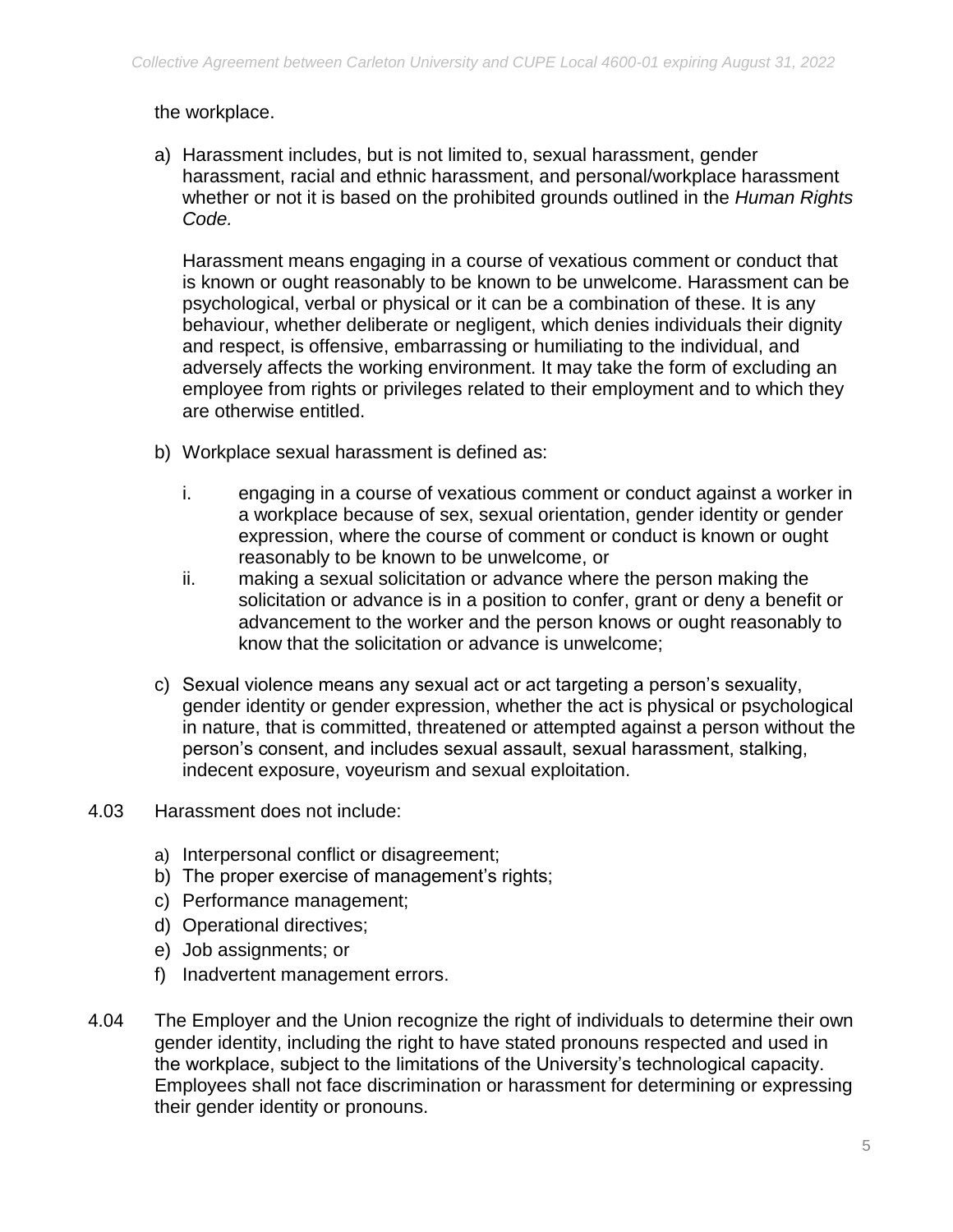the workplace.

a) Harassment includes, but is not limited to, sexual harassment, gender harassment, racial and ethnic harassment, and personal/workplace harassment whether or not it is based on the prohibited grounds outlined in the *Human Rights Code.*

   Harassment means engaging in a course of vexatious comment or conduct that is known or ought reasonably to be known to be unwelcome. Harassment can be psychological, verbal or physical or it can be a combination of these. It is any behaviour, whether deliberate or negligent, which denies individuals their dignity and respect, is offensive, embarrassing or humiliating to the individual, and adversely affects the working environment. It may take the form of excluding an employee from rights or privileges related to their employment and to which they are otherwise entitled.

b) Workplace sexual harassment is defined as:

   i. engaging in a course of vexatious comment or conduct against a worker in a workplace because of sex, sexual orientation, gender identity or gender expression, where the course of comment or conduct is known or ought reasonably to be known to be unwelcome, or
   ii. making a sexual solicitation or advance where the person making the solicitation or advance is in a position to confer, grant or deny a benefit or advancement to the worker and the person knows or ought reasonably to know that the solicitation or advance is unwelcome;

c) Sexual violence means any sexual act or act targeting a person's sexuality, gender identity or gender expression, whether the act is physical or psychological in nature, that is committed, threatened or attempted against a person without the person's consent, and includes sexual assault, sexual harassment, stalking, indecent exposure, voyeurism and sexual exploitation.

4.03 Harassment does not include:

a) Interpersonal conflict or disagreement;
b) The proper exercise of management's rights;
c) Performance management;
d) Operational directives;
e) Job assignments; or
f) Inadvertent management errors.

4.04 The Employer and the Union recognize the right of individuals to determine their own gender identity, including the right to have stated pronouns respected and used in the workplace, subject to the limitations of the University's technological capacity. Employees shall not face discrimination or harassment for determining or expressing their gender identity or pronouns.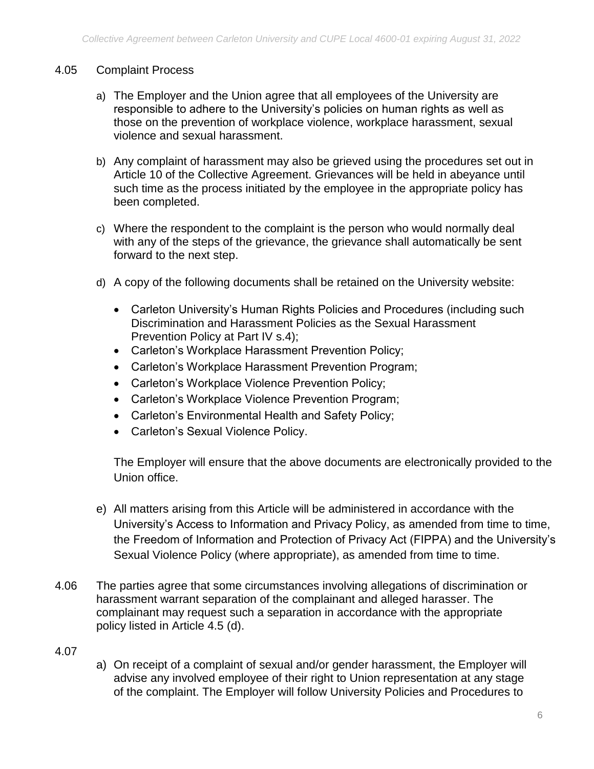4.05 Complaint Process

a) The Employer and the Union agree that all employees of the University are responsible to adhere to the University's policies on human rights as well as those on the prevention of workplace violence, workplace harassment, sexual violence and sexual harassment.

b) Any complaint of harassment may also be grieved using the procedures set out in Article 10 of the Collective Agreement. Grievances will be held in abeyance until such time as the process initiated by the employee in the appropriate policy has been completed.

c) Where the respondent to the complaint is the person who would normally deal with any of the steps of the grievance, the grievance shall automatically be sent forward to the next step.

d) A copy of the following documents shall be retained on the University website:

- Carleton University's Human Rights Policies and Procedures (including such Discrimination and Harassment Policies as the Sexual Harassment Prevention Policy at Part IV s.4);
- Carleton's Workplace Harassment Prevention Policy;
- Carleton's Workplace Harassment Prevention Program;
- Carleton's Workplace Violence Prevention Policy;
- Carleton's Workplace Violence Prevention Program;
- Carleton's Environmental Health and Safety Policy;
- Carleton's Sexual Violence Policy.

The Employer will ensure that the above documents are electronically provided to the Union office.

e) All matters arising from this Article will be administered in accordance with the University's Access to Information and Privacy Policy, as amended from time to time, the Freedom of Information and Protection of Privacy Act (FIPPA) and the University's Sexual Violence Policy (where appropriate), as amended from time to time.

4.06 The parties agree that some circumstances involving allegations of discrimination or harassment warrant separation of the complainant and alleged harasser. The complainant may request such a separation in accordance with the appropriate policy listed in Article 4.5 (d).

4.07

a) On receipt of a complaint of sexual and/or gender harassment, the Employer will advise any involved employee of their right to Union representation at any stage of the complaint. The Employer will follow University Policies and Procedures to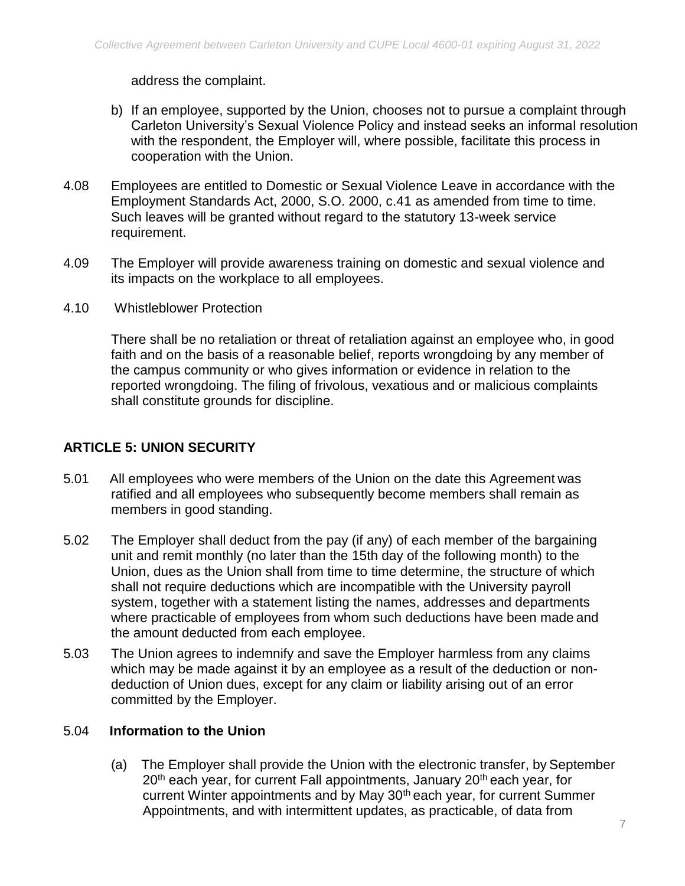address the complaint.

b) If an employee, supported by the Union, chooses not to pursue a complaint through Carleton University's Sexual Violence Policy and instead seeks an informal resolution with the respondent, the Employer will, where possible, facilitate this process in cooperation with the Union.

4.08 Employees are entitled to Domestic or Sexual Violence Leave in accordance with the Employment Standards Act, 2000, S.O. 2000, c.41 as amended from time to time. Such leaves will be granted without regard to the statutory 13-week service requirement.

4.09 The Employer will provide awareness training on domestic and sexual violence and its impacts on the workplace to all employees.

4.10 Whistleblower Protection

There shall be no retaliation or threat of retaliation against an employee who, in good faith and on the basis of a reasonable belief, reports wrongdoing by any member of the campus community or who gives information or evidence in relation to the reported wrongdoing. The filing of frivolous, vexatious and or malicious complaints shall constitute grounds for discipline.

## ARTICLE 5: UNION SECURITY

5.01 All employees who were members of the Union on the date this Agreement was ratified and all employees who subsequently become members shall remain as members in good standing.

5.02 The Employer shall deduct from the pay (if any) of each member of the bargaining unit and remit monthly (no later than the 15th day of the following month) to the Union, dues as the Union shall from time to time determine, the structure of which shall not require deductions which are incompatible with the University payroll system, together with a statement listing the names, addresses and departments where practicable of employees from whom such deductions have been made and the amount deducted from each employee.

5.03 The Union agrees to indemnify and save the Employer harmless from any claims which may be made against it by an employee as a result of the deduction or non-deduction of Union dues, except for any claim or liability arising out of an error committed by the Employer.

5.04 **Information to the Union**

(a) The Employer shall provide the Union with the electronic transfer, by September 20th each year, for current Fall appointments, January 20th each year, for current Winter appointments and by May 30th each year, for current Summer Appointments, and with intermittent updates, as practicable, of data from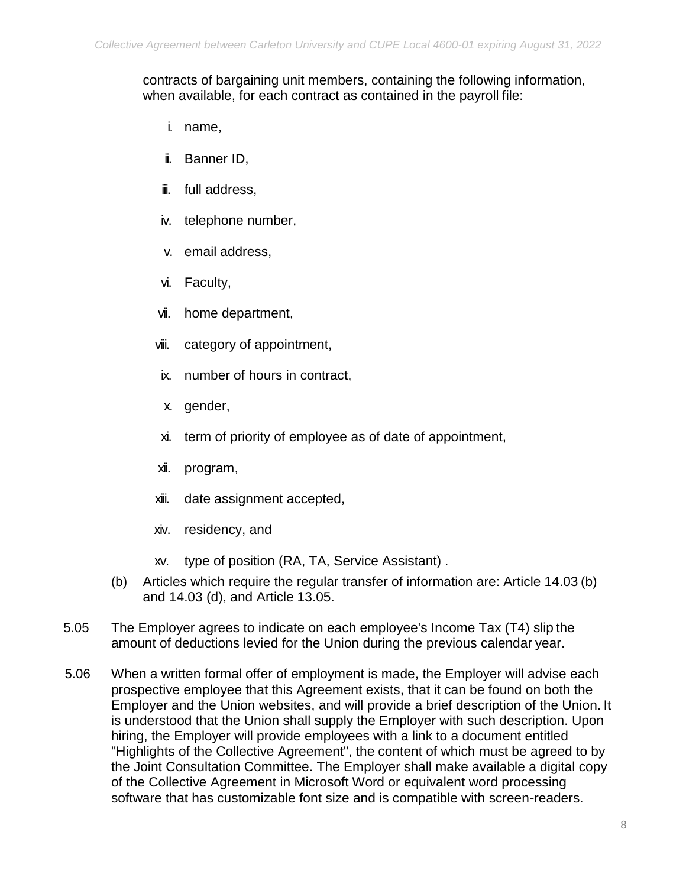contracts of bargaining unit members, containing the following information, when available, for each contract as contained in the payroll file:

i. name,

ii. Banner ID,

iii. full address,

iv. telephone number,

v. email address,

vi. Faculty,

vii. home department,

viii. category of appointment,

ix. number of hours in contract,

x. gender,

xi. term of priority of employee as of date of appointment,

xii. program,

xiii. date assignment accepted,

xiv. residency, and

xv. type of position (RA, TA, Service Assistant) .

(b) Articles which require the regular transfer of information are: Article 14.03 (b) and 14.03 (d), and Article 13.05.

5.05 The Employer agrees to indicate on each employee's Income Tax (T4) slip the amount of deductions levied for the Union during the previous calendar year.

5.06 When a written formal offer of employment is made, the Employer will advise each prospective employee that this Agreement exists, that it can be found on both the Employer and the Union websites, and will provide a brief description of the Union. It is understood that the Union shall supply the Employer with such description. Upon hiring, the Employer will provide employees with a link to a document entitled "Highlights of the Collective Agreement", the content of which must be agreed to by the Joint Consultation Committee. The Employer shall make available a digital copy of the Collective Agreement in Microsoft Word or equivalent word processing software that has customizable font size and is compatible with screen-readers.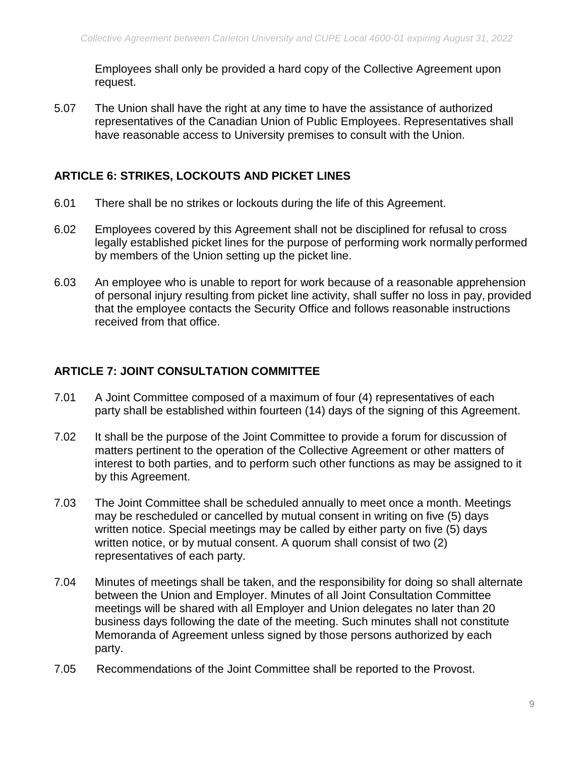Employees shall only be provided a hard copy of the Collective Agreement upon request.

5.07 The Union shall have the right at any time to have the assistance of authorized representatives of the Canadian Union of Public Employees. Representatives shall have reasonable access to University premises to consult with the Union.

## ARTICLE 6: STRIKES, LOCKOUTS AND PICKET LINES

6.01 There shall be no strikes or lockouts during the life of this Agreement.

6.02 Employees covered by this Agreement shall not be disciplined for refusal to cross legally established picket lines for the purpose of performing work normally performed by members of the Union setting up the picket line.

6.03 An employee who is unable to report for work because of a reasonable apprehension of personal injury resulting from picket line activity, shall suffer no loss in pay, provided that the employee contacts the Security Office and follows reasonable instructions received from that office.

## ARTICLE 7: JOINT CONSULTATION COMMITTEE

7.01 A Joint Committee composed of a maximum of four (4) representatives of each party shall be established within fourteen (14) days of the signing of this Agreement.

7.02 It shall be the purpose of the Joint Committee to provide a forum for discussion of matters pertinent to the operation of the Collective Agreement or other matters of interest to both parties, and to perform such other functions as may be assigned to it by this Agreement.

7.03 The Joint Committee shall be scheduled annually to meet once a month. Meetings may be rescheduled or cancelled by mutual consent in writing on five (5) days written notice. Special meetings may be called by either party on five (5) days written notice, or by mutual consent. A quorum shall consist of two (2) representatives of each party.

7.04 Minutes of meetings shall be taken, and the responsibility for doing so shall alternate between the Union and Employer. Minutes of all Joint Consultation Committee meetings will be shared with all Employer and Union delegates no later than 20 business days following the date of the meeting. Such minutes shall not constitute Memoranda of Agreement unless signed by those persons authorized by each party.

7.05 Recommendations of the Joint Committee shall be reported to the Provost.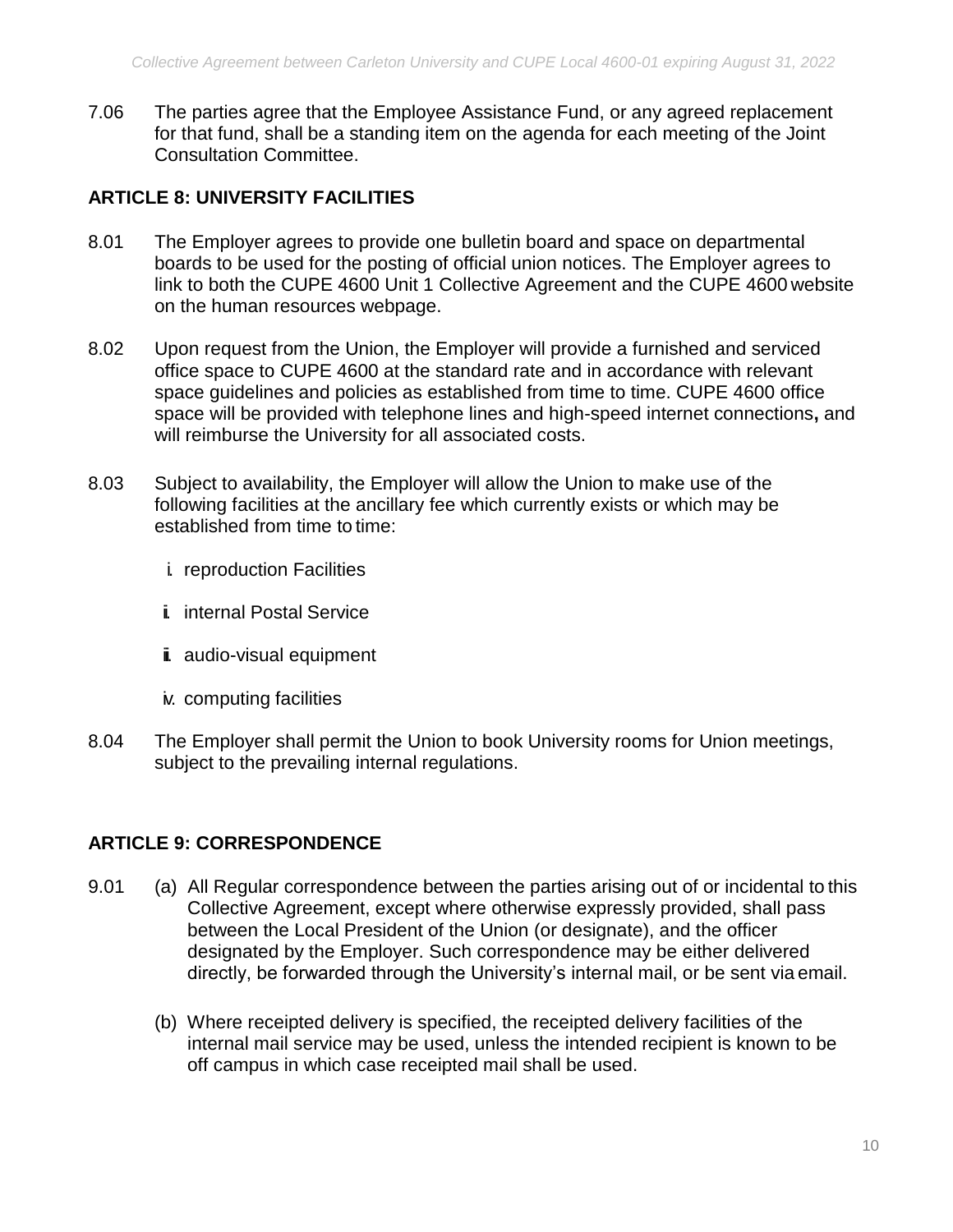7.06 The parties agree that the Employee Assistance Fund, or any agreed replacement for that fund, shall be a standing item on the agenda for each meeting of the Joint Consultation Committee.

## ARTICLE 8: UNIVERSITY FACILITIES

8.01 The Employer agrees to provide one bulletin board and space on departmental boards to be used for the posting of official union notices. The Employer agrees to link to both the CUPE 4600 Unit 1 Collective Agreement and the CUPE 4600 website on the human resources webpage.

8.02 Upon request from the Union, the Employer will provide a furnished and serviced office space to CUPE 4600 at the standard rate and in accordance with relevant space guidelines and policies as established from time to time. CUPE 4600 office space will be provided with telephone lines and high-speed internet connections**,** and will reimburse the University for all associated costs.

8.03 Subject to availability, the Employer will allow the Union to make use of the following facilities at the ancillary fee which currently exists or which may be established from time to time:

i. reproduction Facilities

ii. internal Postal Service

iii. audio-visual equipment

iv. computing facilities

8.04 The Employer shall permit the Union to book University rooms for Union meetings, subject to the prevailing internal regulations.

## ARTICLE 9: CORRESPONDENCE

9.01 (a) All Regular correspondence between the parties arising out of or incidental to this Collective Agreement, except where otherwise expressly provided, shall pass between the Local President of the Union (or designate), and the officer designated by the Employer. Such correspondence may be either delivered directly, be forwarded through the University's internal mail, or be sent via email.

(b) Where receipted delivery is specified, the receipted delivery facilities of the internal mail service may be used, unless the intended recipient is known to be off campus in which case receipted mail shall be used.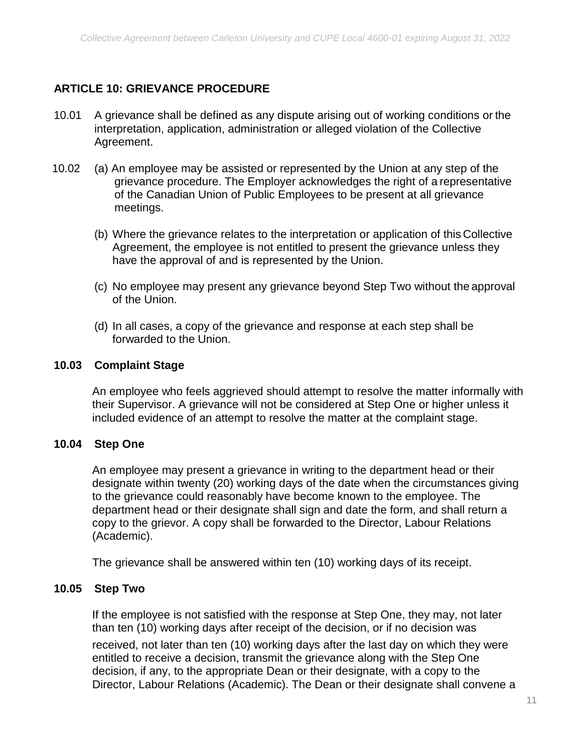## ARTICLE 10: GRIEVANCE PROCEDURE

10.01 A grievance shall be defined as any dispute arising out of working conditions or the interpretation, application, administration or alleged violation of the Collective Agreement.

10.02 (a) An employee may be assisted or represented by the Union at any step of the grievance procedure. The Employer acknowledges the right of a representative of the Canadian Union of Public Employees to be present at all grievance meetings.

(b) Where the grievance relates to the interpretation or application of this Collective Agreement, the employee is not entitled to present the grievance unless they have the approval of and is represented by the Union.

(c) No employee may present any grievance beyond Step Two without the approval of the Union.

(d) In all cases, a copy of the grievance and response at each step shall be forwarded to the Union.

### 10.03 Complaint Stage

An employee who feels aggrieved should attempt to resolve the matter informally with their Supervisor. A grievance will not be considered at Step One or higher unless it included evidence of an attempt to resolve the matter at the complaint stage.

### 10.04 Step One

An employee may present a grievance in writing to the department head or their designate within twenty (20) working days of the date when the circumstances giving to the grievance could reasonably have become known to the employee. The department head or their designate shall sign and date the form, and shall return a copy to the grievor. A copy shall be forwarded to the Director, Labour Relations (Academic).

The grievance shall be answered within ten (10) working days of its receipt.

### 10.05 Step Two

If the employee is not satisfied with the response at Step One, they may, not later than ten (10) working days after receipt of the decision, or if no decision was received, not later than ten (10) working days after the last day on which they were entitled to receive a decision, transmit the grievance along with the Step One decision, if any, to the appropriate Dean or their designate, with a copy to the Director, Labour Relations (Academic). The Dean or their designate shall convene a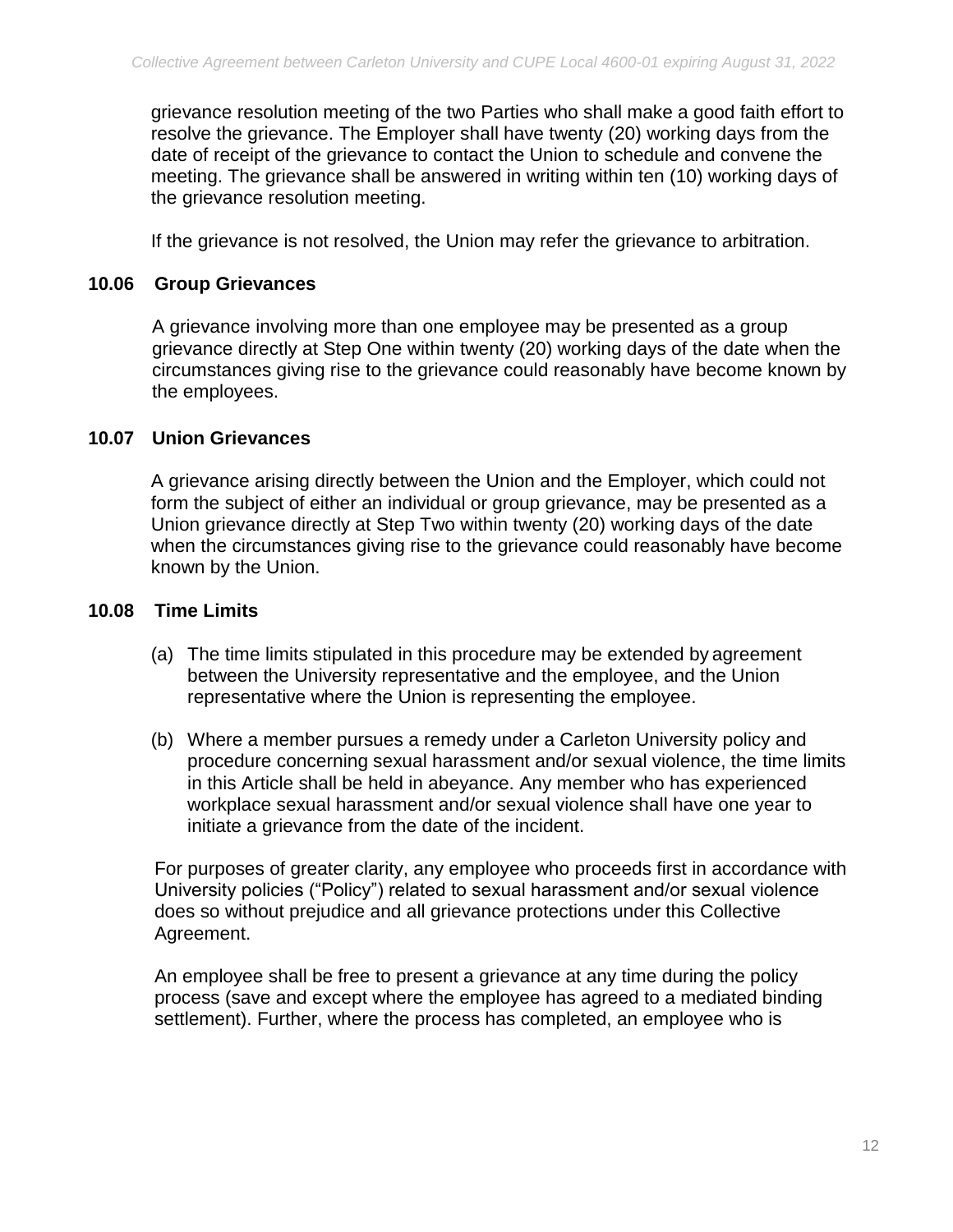grievance resolution meeting of the two Parties who shall make a good faith effort to resolve the grievance. The Employer shall have twenty (20) working days from the date of receipt of the grievance to contact the Union to schedule and convene the meeting. The grievance shall be answered in writing within ten (10) working days of the grievance resolution meeting.

If the grievance is not resolved, the Union may refer the grievance to arbitration.

### 10.06 Group Grievances

A grievance involving more than one employee may be presented as a group grievance directly at Step One within twenty (20) working days of the date when the circumstances giving rise to the grievance could reasonably have become known by the employees.

### 10.07 Union Grievances

A grievance arising directly between the Union and the Employer, which could not form the subject of either an individual or group grievance, may be presented as a Union grievance directly at Step Two within twenty (20) working days of the date when the circumstances giving rise to the grievance could reasonably have become known by the Union.

### 10.08 Time Limits

(a) The time limits stipulated in this procedure may be extended by agreement between the University representative and the employee, and the Union representative where the Union is representing the employee.

(b) Where a member pursues a remedy under a Carleton University policy and procedure concerning sexual harassment and/or sexual violence, the time limits in this Article shall be held in abeyance. Any member who has experienced workplace sexual harassment and/or sexual violence shall have one year to initiate a grievance from the date of the incident.

For purposes of greater clarity, any employee who proceeds first in accordance with University policies ("Policy") related to sexual harassment and/or sexual violence does so without prejudice and all grievance protections under this Collective Agreement.

An employee shall be free to present a grievance at any time during the policy process (save and except where the employee has agreed to a mediated binding settlement). Further, where the process has completed, an employee who is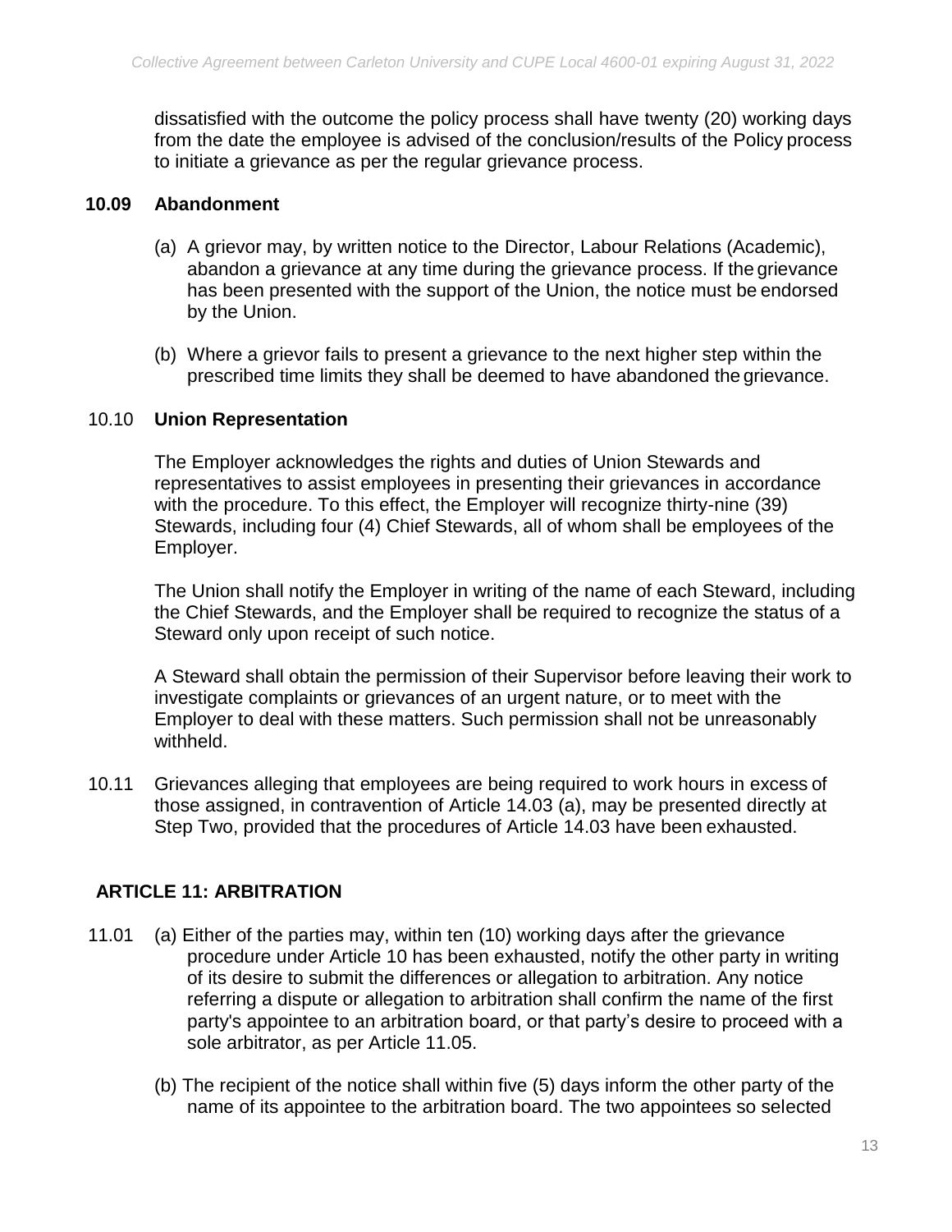dissatisfied with the outcome the policy process shall have twenty (20) working days from the date the employee is advised of the conclusion/results of the Policy process to initiate a grievance as per the regular grievance process.

**10.09 Abandonment**

(a) A grievor may, by written notice to the Director, Labour Relations (Academic), abandon a grievance at any time during the grievance process. If the grievance has been presented with the support of the Union, the notice must be endorsed by the Union.

(b) Where a grievor fails to present a grievance to the next higher step within the prescribed time limits they shall be deemed to have abandoned the grievance.

10.10 **Union Representation**

The Employer acknowledges the rights and duties of Union Stewards and representatives to assist employees in presenting their grievances in accordance with the procedure. To this effect, the Employer will recognize thirty-nine (39) Stewards, including four (4) Chief Stewards, all of whom shall be employees of the Employer.

The Union shall notify the Employer in writing of the name of each Steward, including the Chief Stewards, and the Employer shall be required to recognize the status of a Steward only upon receipt of such notice.

A Steward shall obtain the permission of their Supervisor before leaving their work to investigate complaints or grievances of an urgent nature, or to meet with the Employer to deal with these matters. Such permission shall not be unreasonably withheld.

10.11 Grievances alleging that employees are being required to work hours in excess of those assigned, in contravention of Article 14.03 (a), may be presented directly at Step Two, provided that the procedures of Article 14.03 have been exhausted.

## ARTICLE 11: ARBITRATION

11.01 (a) Either of the parties may, within ten (10) working days after the grievance procedure under Article 10 has been exhausted, notify the other party in writing of its desire to submit the differences or allegation to arbitration. Any notice referring a dispute or allegation to arbitration shall confirm the name of the first party's appointee to an arbitration board, or that party's desire to proceed with a sole arbitrator, as per Article 11.05.

(b) The recipient of the notice shall within five (5) days inform the other party of the name of its appointee to the arbitration board. The two appointees so selected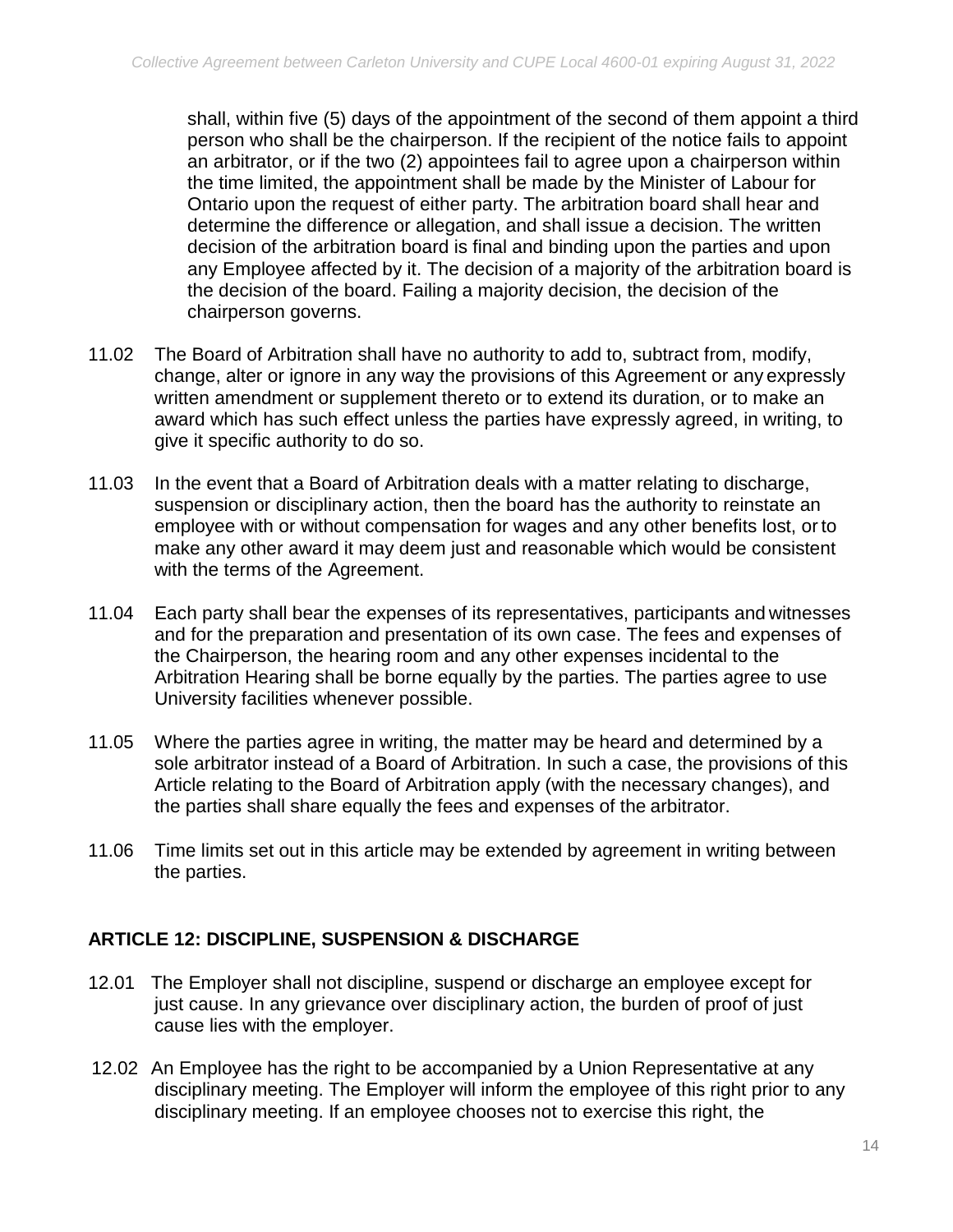shall, within five (5) days of the appointment of the second of them appoint a third person who shall be the chairperson. If the recipient of the notice fails to appoint an arbitrator, or if the two (2) appointees fail to agree upon a chairperson within the time limited, the appointment shall be made by the Minister of Labour for Ontario upon the request of either party. The arbitration board shall hear and determine the difference or allegation, and shall issue a decision. The written decision of the arbitration board is final and binding upon the parties and upon any Employee affected by it. The decision of a majority of the arbitration board is the decision of the board. Failing a majority decision, the decision of the chairperson governs.

11.02 The Board of Arbitration shall have no authority to add to, subtract from, modify, change, alter or ignore in any way the provisions of this Agreement or any expressly written amendment or supplement thereto or to extend its duration, or to make an award which has such effect unless the parties have expressly agreed, in writing, to give it specific authority to do so.

11.03 In the event that a Board of Arbitration deals with a matter relating to discharge, suspension or disciplinary action, then the board has the authority to reinstate an employee with or without compensation for wages and any other benefits lost, or to make any other award it may deem just and reasonable which would be consistent with the terms of the Agreement.

11.04 Each party shall bear the expenses of its representatives, participants and witnesses and for the preparation and presentation of its own case. The fees and expenses of the Chairperson, the hearing room and any other expenses incidental to the Arbitration Hearing shall be borne equally by the parties. The parties agree to use University facilities whenever possible.

11.05 Where the parties agree in writing, the matter may be heard and determined by a sole arbitrator instead of a Board of Arbitration. In such a case, the provisions of this Article relating to the Board of Arbitration apply (with the necessary changes), and the parties shall share equally the fees and expenses of the arbitrator.

11.06 Time limits set out in this article may be extended by agreement in writing between the parties.

## ARTICLE 12: DISCIPLINE, SUSPENSION & DISCHARGE

12.01 The Employer shall not discipline, suspend or discharge an employee except for just cause. In any grievance over disciplinary action, the burden of proof of just cause lies with the employer.

12.02 An Employee has the right to be accompanied by a Union Representative at any disciplinary meeting. The Employer will inform the employee of this right prior to any disciplinary meeting. If an employee chooses not to exercise this right, the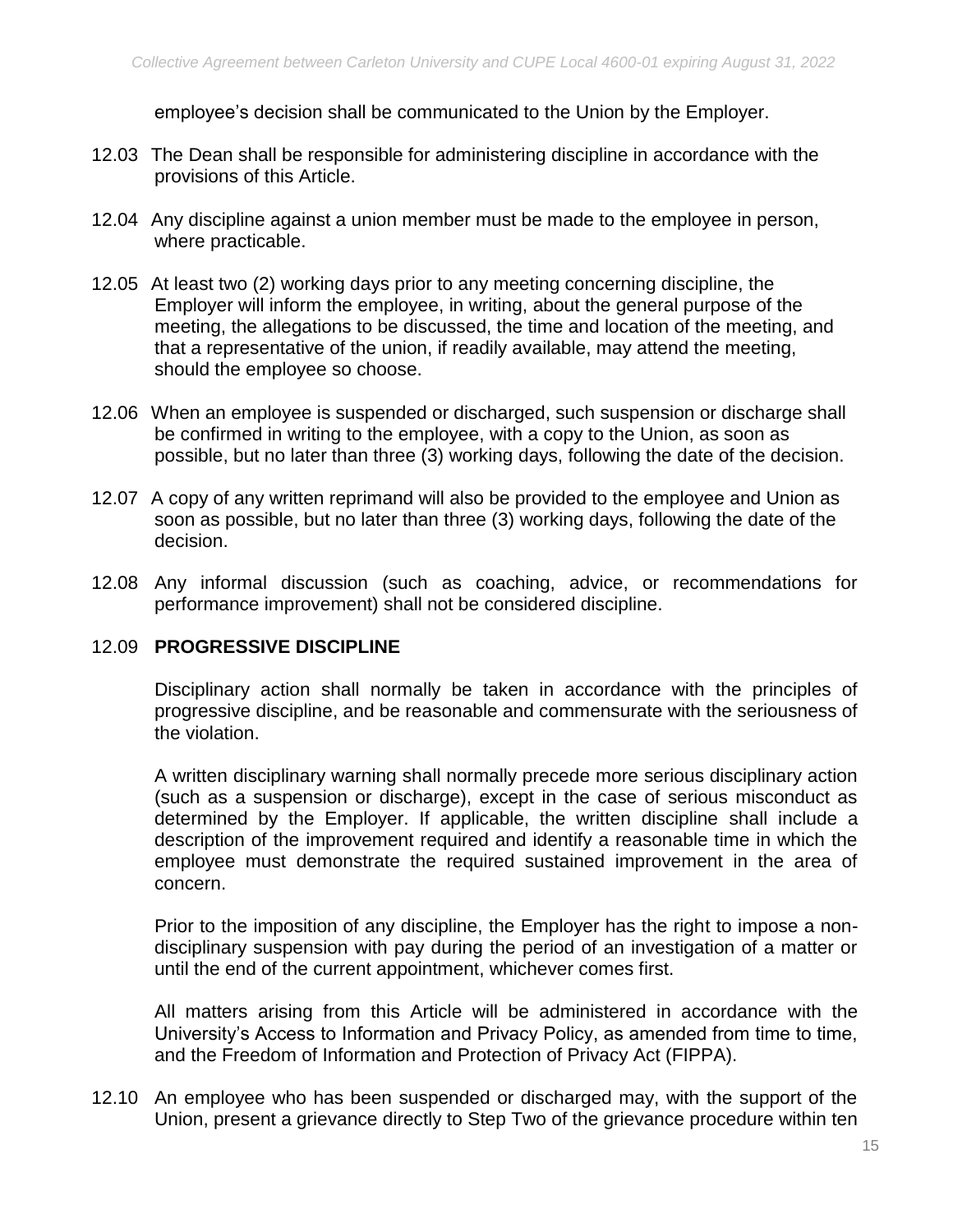employee's decision shall be communicated to the Union by the Employer.

12.03 The Dean shall be responsible for administering discipline in accordance with the provisions of this Article.

12.04 Any discipline against a union member must be made to the employee in person, where practicable.

12.05 At least two (2) working days prior to any meeting concerning discipline, the Employer will inform the employee, in writing, about the general purpose of the meeting, the allegations to be discussed, the time and location of the meeting, and that a representative of the union, if readily available, may attend the meeting, should the employee so choose.

12.06 When an employee is suspended or discharged, such suspension or discharge shall be confirmed in writing to the employee, with a copy to the Union, as soon as possible, but no later than three (3) working days, following the date of the decision.

12.07 A copy of any written reprimand will also be provided to the employee and Union as soon as possible, but no later than three (3) working days, following the date of the decision.

12.08 Any informal discussion (such as coaching, advice, or recommendations for performance improvement) shall not be considered discipline.

12.09 **PROGRESSIVE DISCIPLINE**

Disciplinary action shall normally be taken in accordance with the principles of progressive discipline, and be reasonable and commensurate with the seriousness of the violation.

A written disciplinary warning shall normally precede more serious disciplinary action (such as a suspension or discharge), except in the case of serious misconduct as determined by the Employer. If applicable, the written discipline shall include a description of the improvement required and identify a reasonable time in which the employee must demonstrate the required sustained improvement in the area of concern.

Prior to the imposition of any discipline, the Employer has the right to impose a non-disciplinary suspension with pay during the period of an investigation of a matter or until the end of the current appointment, whichever comes first.

All matters arising from this Article will be administered in accordance with the University's Access to Information and Privacy Policy, as amended from time to time, and the Freedom of Information and Protection of Privacy Act (FIPPA).

12.10 An employee who has been suspended or discharged may, with the support of the Union, present a grievance directly to Step Two of the grievance procedure within ten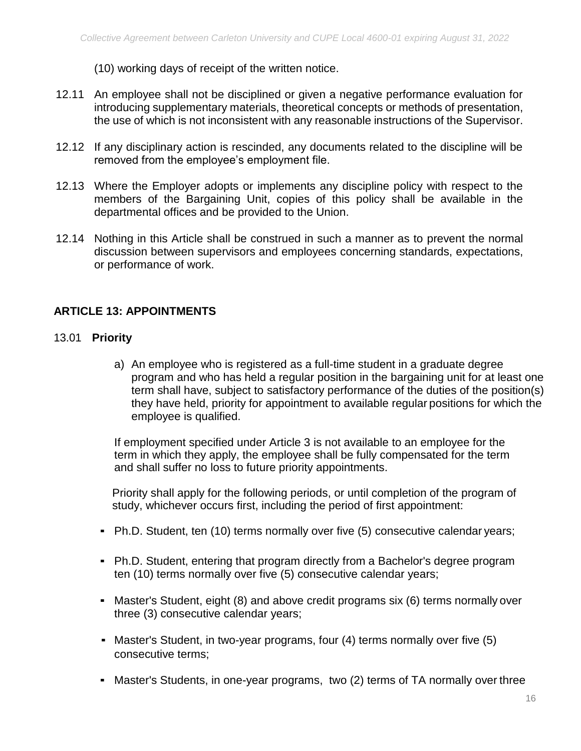(10) working days of receipt of the written notice.

12.11 An employee shall not be disciplined or given a negative performance evaluation for introducing supplementary materials, theoretical concepts or methods of presentation, the use of which is not inconsistent with any reasonable instructions of the Supervisor.

12.12 If any disciplinary action is rescinded, any documents related to the discipline will be removed from the employee's employment file.

12.13 Where the Employer adopts or implements any discipline policy with respect to the members of the Bargaining Unit, copies of this policy shall be available in the departmental offices and be provided to the Union.

12.14 Nothing in this Article shall be construed in such a manner as to prevent the normal discussion between supervisors and employees concerning standards, expectations, or performance of work.

## ARTICLE 13: APPOINTMENTS

### 13.01 **Priority**

a) An employee who is registered as a full-time student in a graduate degree program and who has held a regular position in the bargaining unit for at least one term shall have, subject to satisfactory performance of the duties of the position(s) they have held, priority for appointment to available regular positions for which the employee is qualified.

If employment specified under Article 3 is not available to an employee for the term in which they apply, the employee shall be fully compensated for the term and shall suffer no loss to future priority appointments.

Priority shall apply for the following periods, or until completion of the program of study, whichever occurs first, including the period of first appointment:

- Ph.D. Student, ten (10) terms normally over five (5) consecutive calendar years;
- Ph.D. Student, entering that program directly from a Bachelor's degree program ten (10) terms normally over five (5) consecutive calendar years;
- Master's Student, eight (8) and above credit programs six (6) terms normally over three (3) consecutive calendar years;
- Master's Student, in two-year programs, four (4) terms normally over five (5) consecutive terms;
- Master's Students, in one-year programs, two (2) terms of TA normally over three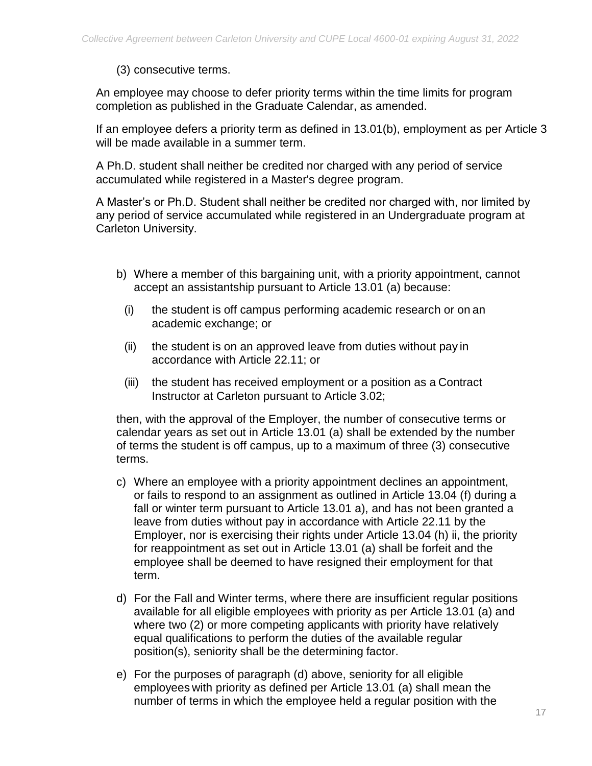(3) consecutive terms.

An employee may choose to defer priority terms within the time limits for program completion as published in the Graduate Calendar, as amended.

If an employee defers a priority term as defined in 13.01(b), employment as per Article 3 will be made available in a summer term.

A Ph.D. student shall neither be credited nor charged with any period of service accumulated while registered in a Master's degree program.

A Master's or Ph.D. Student shall neither be credited nor charged with, nor limited by any period of service accumulated while registered in an Undergraduate program at Carleton University.

b) Where a member of this bargaining unit, with a priority appointment, cannot accept an assistantship pursuant to Article 13.01 (a) because:

   (i) the student is off campus performing academic research or on an academic exchange; or

   (ii) the student is on an approved leave from duties without pay in accordance with Article 22.11; or

   (iii) the student has received employment or a position as a Contract Instructor at Carleton pursuant to Article 3.02;

   then, with the approval of the Employer, the number of consecutive terms or calendar years as set out in Article 13.01 (a) shall be extended by the number of terms the student is off campus, up to a maximum of three (3) consecutive terms.

c) Where an employee with a priority appointment declines an appointment, or fails to respond to an assignment as outlined in Article 13.04 (f) during a fall or winter term pursuant to Article 13.01 a), and has not been granted a leave from duties without pay in accordance with Article 22.11 by the Employer, nor is exercising their rights under Article 13.04 (h) ii, the priority for reappointment as set out in Article 13.01 (a) shall be forfeit and the employee shall be deemed to have resigned their employment for that term.

d) For the Fall and Winter terms, where there are insufficient regular positions available for all eligible employees with priority as per Article 13.01 (a) and where two (2) or more competing applicants with priority have relatively equal qualifications to perform the duties of the available regular position(s), seniority shall be the determining factor.

e) For the purposes of paragraph (d) above, seniority for all eligible employees with priority as defined per Article 13.01 (a) shall mean the number of terms in which the employee held a regular position with the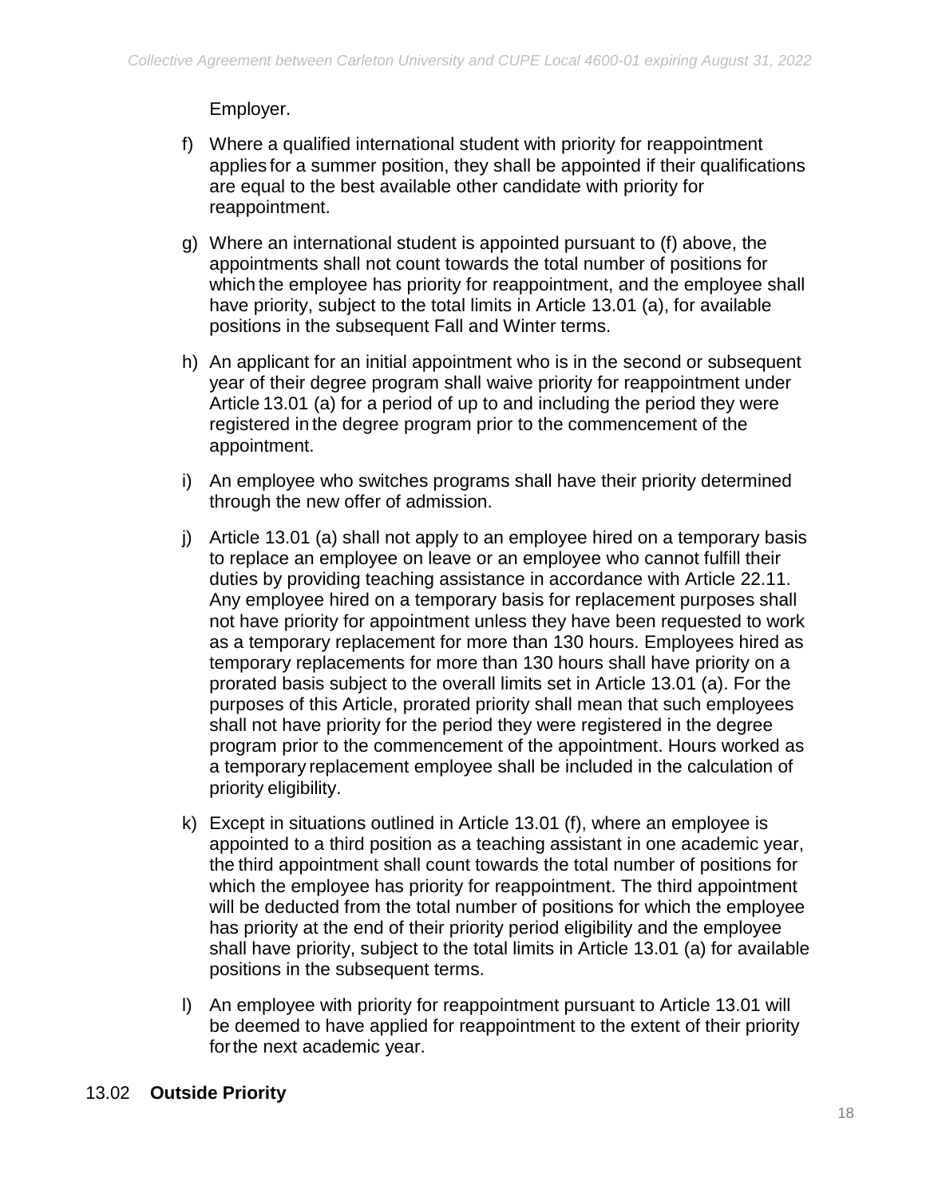Employer.

f) Where a qualified international student with priority for reappointment applies for a summer position, they shall be appointed if their qualifications are equal to the best available other candidate with priority for reappointment.

g) Where an international student is appointed pursuant to (f) above, the appointments shall not count towards the total number of positions for which the employee has priority for reappointment, and the employee shall have priority, subject to the total limits in Article 13.01 (a), for available positions in the subsequent Fall and Winter terms.

h) An applicant for an initial appointment who is in the second or subsequent year of their degree program shall waive priority for reappointment under Article 13.01 (a) for a period of up to and including the period they were registered in the degree program prior to the commencement of the appointment.

i) An employee who switches programs shall have their priority determined through the new offer of admission.

j) Article 13.01 (a) shall not apply to an employee hired on a temporary basis to replace an employee on leave or an employee who cannot fulfill their duties by providing teaching assistance in accordance with Article 22.11. Any employee hired on a temporary basis for replacement purposes shall not have priority for appointment unless they have been requested to work as a temporary replacement for more than 130 hours. Employees hired as temporary replacements for more than 130 hours shall have priority on a prorated basis subject to the overall limits set in Article 13.01 (a). For the purposes of this Article, prorated priority shall mean that such employees shall not have priority for the period they were registered in the degree program prior to the commencement of the appointment. Hours worked as a temporary replacement employee shall be included in the calculation of priority eligibility.

k) Except in situations outlined in Article 13.01 (f), where an employee is appointed to a third position as a teaching assistant in one academic year, the third appointment shall count towards the total number of positions for which the employee has priority for reappointment. The third appointment will be deducted from the total number of positions for which the employee has priority at the end of their priority period eligibility and the employee shall have priority, subject to the total limits in Article 13.01 (a) for available positions in the subsequent terms.

l) An employee with priority for reappointment pursuant to Article 13.01 will be deemed to have applied for reappointment to the extent of their priority for the next academic year.

13.02 **Outside Priority**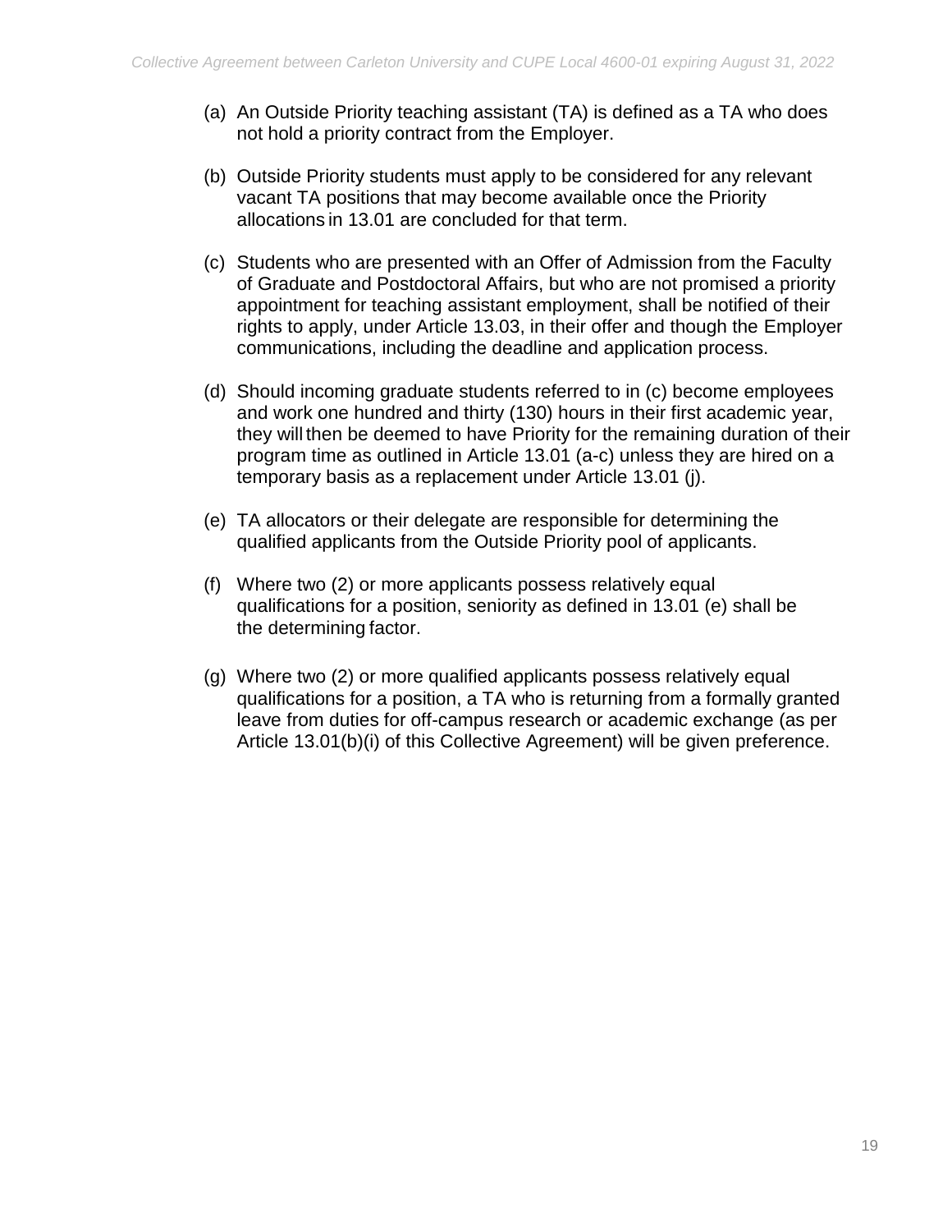(a) An Outside Priority teaching assistant (TA) is defined as a TA who does not hold a priority contract from the Employer.

(b) Outside Priority students must apply to be considered for any relevant vacant TA positions that may become available once the Priority allocations in 13.01 are concluded for that term.

(c) Students who are presented with an Offer of Admission from the Faculty of Graduate and Postdoctoral Affairs, but who are not promised a priority appointment for teaching assistant employment, shall be notified of their rights to apply, under Article 13.03, in their offer and though the Employer communications, including the deadline and application process.

(d) Should incoming graduate students referred to in (c) become employees and work one hundred and thirty (130) hours in their first academic year, they will then be deemed to have Priority for the remaining duration of their program time as outlined in Article 13.01 (a-c) unless they are hired on a temporary basis as a replacement under Article 13.01 (j).

(e) TA allocators or their delegate are responsible for determining the qualified applicants from the Outside Priority pool of applicants.

(f) Where two (2) or more applicants possess relatively equal qualifications for a position, seniority as defined in 13.01 (e) shall be the determining factor.

(g) Where two (2) or more qualified applicants possess relatively equal qualifications for a position, a TA who is returning from a formally granted leave from duties for off-campus research or academic exchange (as per Article 13.01(b)(i) of this Collective Agreement) will be given preference.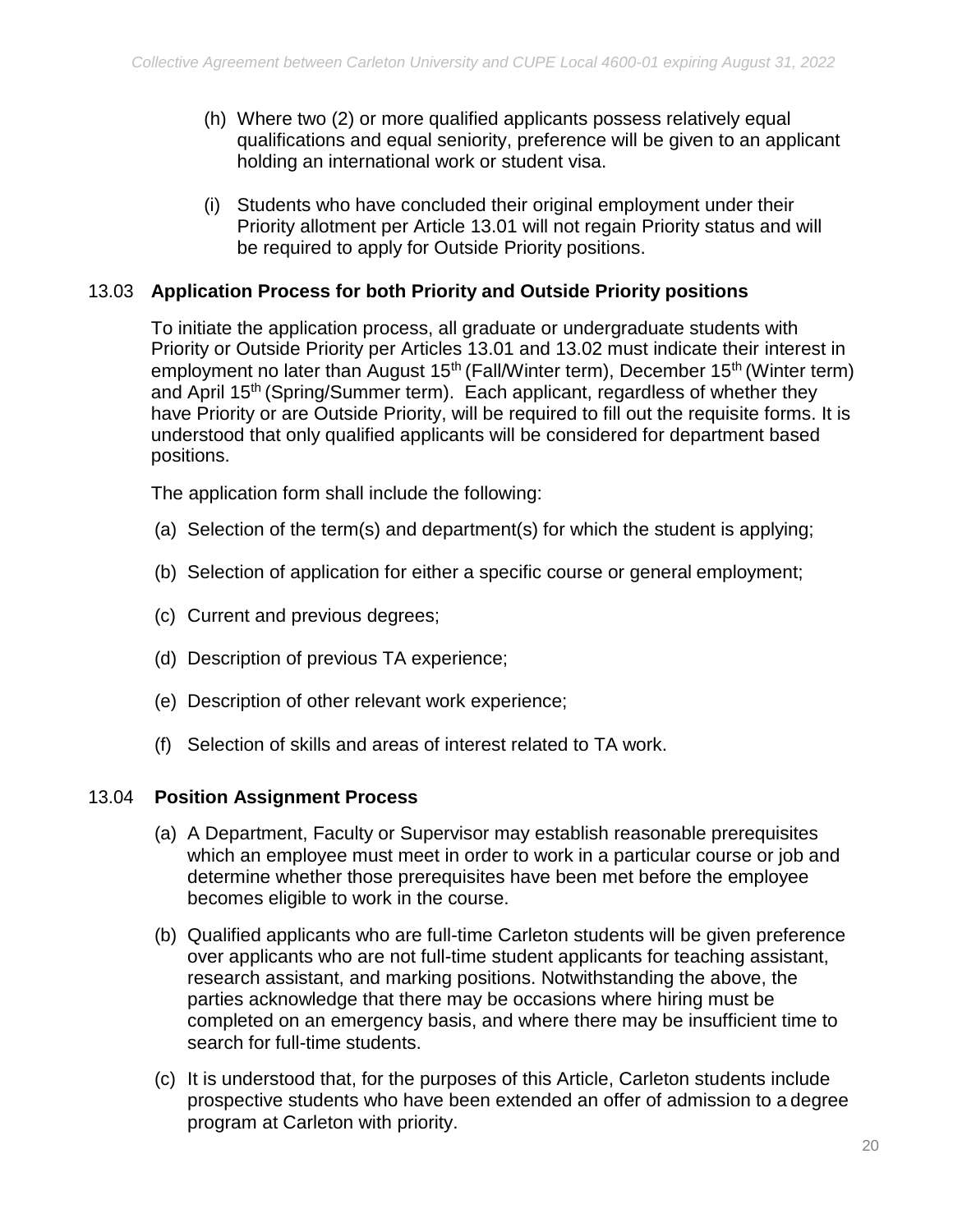(h) Where two (2) or more qualified applicants possess relatively equal qualifications and equal seniority, preference will be given to an applicant holding an international work or student visa.

(i) Students who have concluded their original employment under their Priority allotment per Article 13.01 will not regain Priority status and will be required to apply for Outside Priority positions.

### 13.03 Application Process for both Priority and Outside Priority positions

To initiate the application process, all graduate or undergraduate students with Priority or Outside Priority per Articles 13.01 and 13.02 must indicate their interest in employment no later than August 15th (Fall/Winter term), December 15th (Winter term) and April 15th (Spring/Summer term). Each applicant, regardless of whether they have Priority or are Outside Priority, will be required to fill out the requisite forms. It is understood that only qualified applicants will be considered for department based positions.

The application form shall include the following:

(a) Selection of the term(s) and department(s) for which the student is applying;

(b) Selection of application for either a specific course or general employment;

(c) Current and previous degrees;

(d) Description of previous TA experience;

(e) Description of other relevant work experience;

(f) Selection of skills and areas of interest related to TA work.

### 13.04 Position Assignment Process

(a) A Department, Faculty or Supervisor may establish reasonable prerequisites which an employee must meet in order to work in a particular course or job and determine whether those prerequisites have been met before the employee becomes eligible to work in the course.

(b) Qualified applicants who are full-time Carleton students will be given preference over applicants who are not full-time student applicants for teaching assistant, research assistant, and marking positions. Notwithstanding the above, the parties acknowledge that there may be occasions where hiring must be completed on an emergency basis, and where there may be insufficient time to search for full-time students.

(c) It is understood that, for the purposes of this Article, Carleton students include prospective students who have been extended an offer of admission to a degree program at Carleton with priority.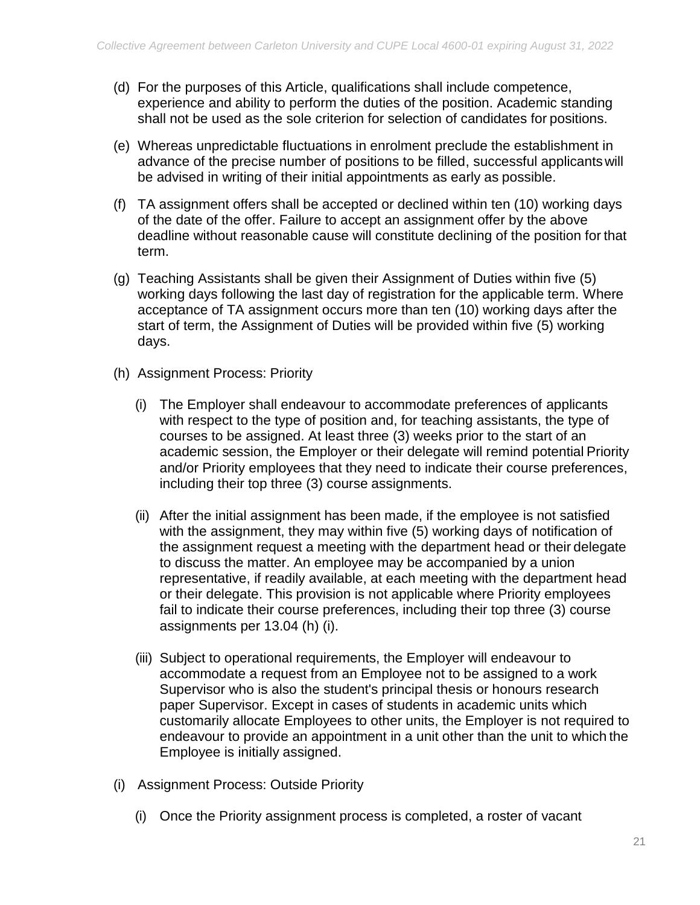(d) For the purposes of this Article, qualifications shall include competence, experience and ability to perform the duties of the position. Academic standing shall not be used as the sole criterion for selection of candidates for positions.

(e) Whereas unpredictable fluctuations in enrolment preclude the establishment in advance of the precise number of positions to be filled, successful applicants will be advised in writing of their initial appointments as early as possible.

(f) TA assignment offers shall be accepted or declined within ten (10) working days of the date of the offer. Failure to accept an assignment offer by the above deadline without reasonable cause will constitute declining of the position for that term.

(g) Teaching Assistants shall be given their Assignment of Duties within five (5) working days following the last day of registration for the applicable term. Where acceptance of TA assignment occurs more than ten (10) working days after the start of term, the Assignment of Duties will be provided within five (5) working days.

(h) Assignment Process: Priority

  (i) The Employer shall endeavour to accommodate preferences of applicants with respect to the type of position and, for teaching assistants, the type of courses to be assigned. At least three (3) weeks prior to the start of an academic session, the Employer or their delegate will remind potential Priority and/or Priority employees that they need to indicate their course preferences, including their top three (3) course assignments.

  (ii) After the initial assignment has been made, if the employee is not satisfied with the assignment, they may within five (5) working days of notification of the assignment request a meeting with the department head or their delegate to discuss the matter. An employee may be accompanied by a union representative, if readily available, at each meeting with the department head or their delegate. This provision is not applicable where Priority employees fail to indicate their course preferences, including their top three (3) course assignments per 13.04 (h) (i).

  (iii) Subject to operational requirements, the Employer will endeavour to accommodate a request from an Employee not to be assigned to a work Supervisor who is also the student's principal thesis or honours research paper Supervisor. Except in cases of students in academic units which customarily allocate Employees to other units, the Employer is not required to endeavour to provide an appointment in a unit other than the unit to which the Employee is initially assigned.

(i) Assignment Process: Outside Priority

  (i) Once the Priority assignment process is completed, a roster of vacant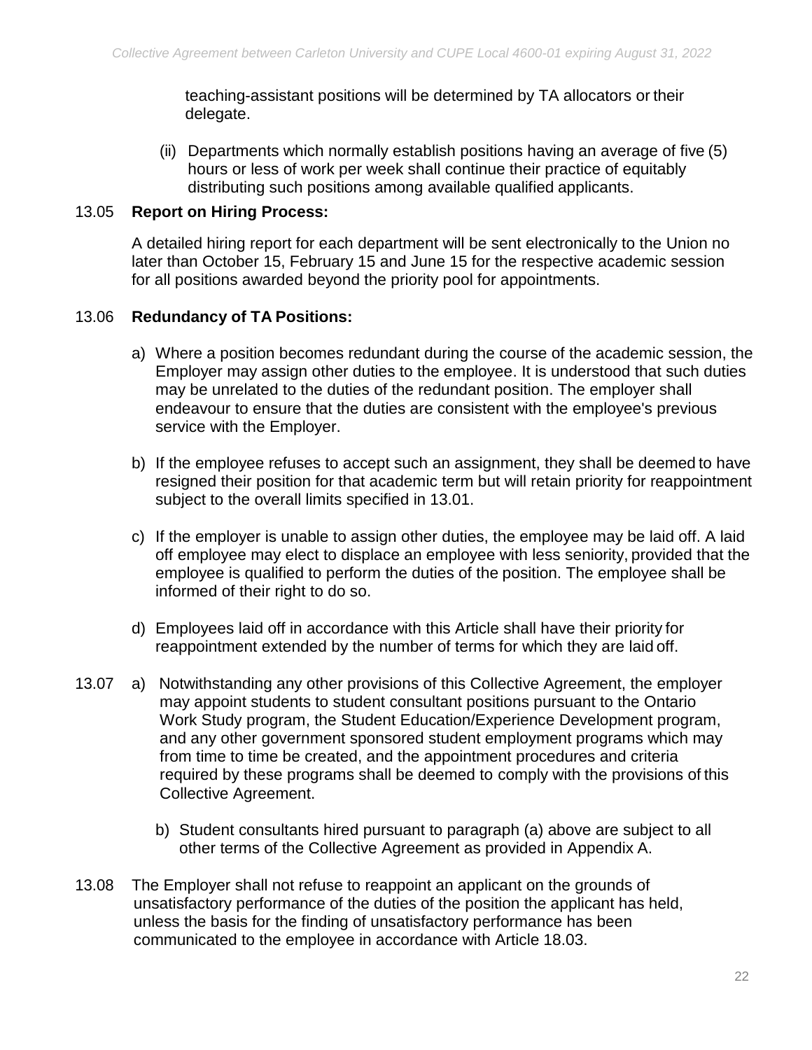teaching-assistant positions will be determined by TA allocators or their delegate.

(ii) Departments which normally establish positions having an average of five (5) hours or less of work per week shall continue their practice of equitably distributing such positions among available qualified applicants.

13.05 **Report on Hiring Process:**

A detailed hiring report for each department will be sent electronically to the Union no later than October 15, February 15 and June 15 for the respective academic session for all positions awarded beyond the priority pool for appointments.

13.06 **Redundancy of TA Positions:**

a) Where a position becomes redundant during the course of the academic session, the Employer may assign other duties to the employee. It is understood that such duties may be unrelated to the duties of the redundant position. The employer shall endeavour to ensure that the duties are consistent with the employee's previous service with the Employer.

b) If the employee refuses to accept such an assignment, they shall be deemed to have resigned their position for that academic term but will retain priority for reappointment subject to the overall limits specified in 13.01.

c) If the employer is unable to assign other duties, the employee may be laid off. A laid off employee may elect to displace an employee with less seniority, provided that the employee is qualified to perform the duties of the position. The employee shall be informed of their right to do so.

d) Employees laid off in accordance with this Article shall have their priority for reappointment extended by the number of terms for which they are laid off.

13.07 a) Notwithstanding any other provisions of this Collective Agreement, the employer may appoint students to student consultant positions pursuant to the Ontario Work Study program, the Student Education/Experience Development program, and any other government sponsored student employment programs which may from time to time be created, and the appointment procedures and criteria required by these programs shall be deemed to comply with the provisions of this Collective Agreement.

b) Student consultants hired pursuant to paragraph (a) above are subject to all other terms of the Collective Agreement as provided in Appendix A.

13.08 The Employer shall not refuse to reappoint an applicant on the grounds of unsatisfactory performance of the duties of the position the applicant has held, unless the basis for the finding of unsatisfactory performance has been communicated to the employee in accordance with Article 18.03.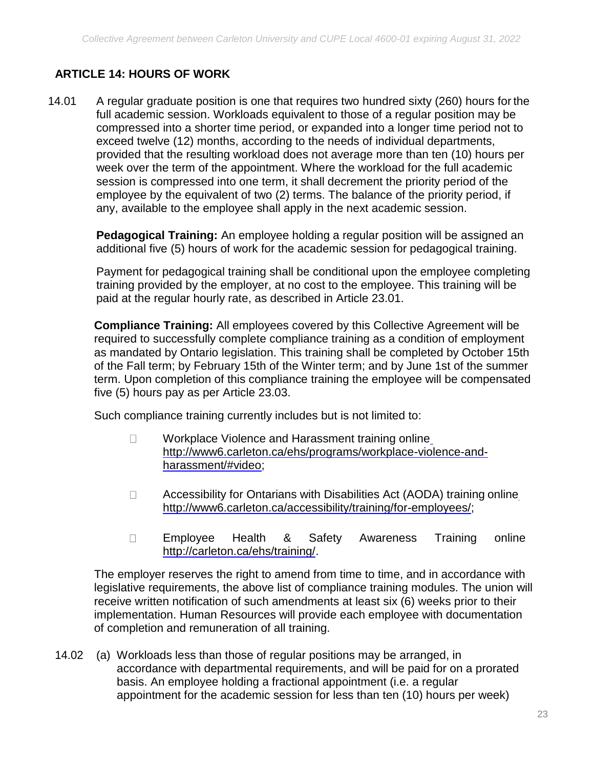## ARTICLE 14: HOURS OF WORK

14.01 A regular graduate position is one that requires two hundred sixty (260) hours for the full academic session. Workloads equivalent to those of a regular position may be compressed into a shorter time period, or expanded into a longer time period not to exceed twelve (12) months, according to the needs of individual departments, provided that the resulting workload does not average more than ten (10) hours per week over the term of the appointment. Where the workload for the full academic session is compressed into one term, it shall decrement the priority period of the employee by the equivalent of two (2) terms. The balance of the priority period, if any, available to the employee shall apply in the next academic session.

**Pedagogical Training:** An employee holding a regular position will be assigned an additional five (5) hours of work for the academic session for pedagogical training.

Payment for pedagogical training shall be conditional upon the employee completing training provided by the employer, at no cost to the employee. This training will be paid at the regular hourly rate, as described in Article 23.01.

**Compliance Training:** All employees covered by this Collective Agreement will be required to successfully complete compliance training as a condition of employment as mandated by Ontario legislation. This training shall be completed by October 15th of the Fall term; by February 15th of the Winter term; and by June 1st of the summer term. Upon completion of this compliance training the employee will be compensated five (5) hours pay as per Article 23.03.

Such compliance training currently includes but is not limited to:

- Workplace Violence and Harassment training online http://www6.carleton.ca/ehs/programs/workplace-violence-and-harassment/#video;
- Accessibility for Ontarians with Disabilities Act (AODA) training online http://www6.carleton.ca/accessibility/training/for-employees/;
- Employee Health & Safety Awareness Training online http://carleton.ca/ehs/training/.

The employer reserves the right to amend from time to time, and in accordance with legislative requirements, the above list of compliance training modules. The union will receive written notification of such amendments at least six (6) weeks prior to their implementation. Human Resources will provide each employee with documentation of completion and remuneration of all training.

14.02 (a) Workloads less than those of regular positions may be arranged, in accordance with departmental requirements, and will be paid for on a prorated basis. An employee holding a fractional appointment (i.e. a regular appointment for the academic session for less than ten (10) hours per week)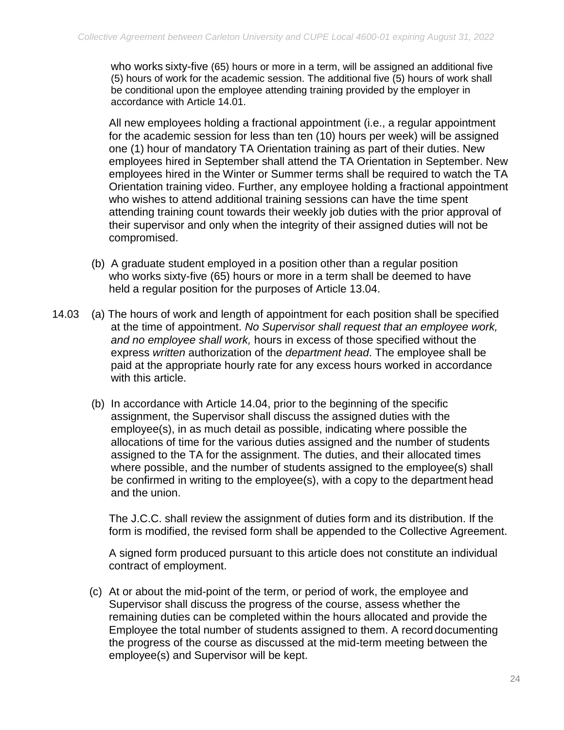who works sixty-five (65) hours or more in a term, will be assigned an additional five (5) hours of work for the academic session. The additional five (5) hours of work shall be conditional upon the employee attending training provided by the employer in accordance with Article 14.01.

All new employees holding a fractional appointment (i.e., a regular appointment for the academic session for less than ten (10) hours per week) will be assigned one (1) hour of mandatory TA Orientation training as part of their duties. New employees hired in September shall attend the TA Orientation in September. New employees hired in the Winter or Summer terms shall be required to watch the TA Orientation training video. Further, any employee holding a fractional appointment who wishes to attend additional training sessions can have the time spent attending training count towards their weekly job duties with the prior approval of their supervisor and only when the integrity of their assigned duties will not be compromised.

(b) A graduate student employed in a position other than a regular position who works sixty-five (65) hours or more in a term shall be deemed to have held a regular position for the purposes of Article 13.04.

14.03 (a) The hours of work and length of appointment for each position shall be specified at the time of appointment. *No Supervisor shall request that an employee work, and no employee shall work,* hours in excess of those specified without the express *written* authorization of the *department head*. The employee shall be paid at the appropriate hourly rate for any excess hours worked in accordance with this article.

(b) In accordance with Article 14.04, prior to the beginning of the specific assignment, the Supervisor shall discuss the assigned duties with the employee(s), in as much detail as possible, indicating where possible the allocations of time for the various duties assigned and the number of students assigned to the TA for the assignment. The duties, and their allocated times where possible, and the number of students assigned to the employee(s) shall be confirmed in writing to the employee(s), with a copy to the department head and the union.

The J.C.C. shall review the assignment of duties form and its distribution. If the form is modified, the revised form shall be appended to the Collective Agreement.

A signed form produced pursuant to this article does not constitute an individual contract of employment.

(c) At or about the mid-point of the term, or period of work, the employee and Supervisor shall discuss the progress of the course, assess whether the remaining duties can be completed within the hours allocated and provide the Employee the total number of students assigned to them. A record documenting the progress of the course as discussed at the mid-term meeting between the employee(s) and Supervisor will be kept.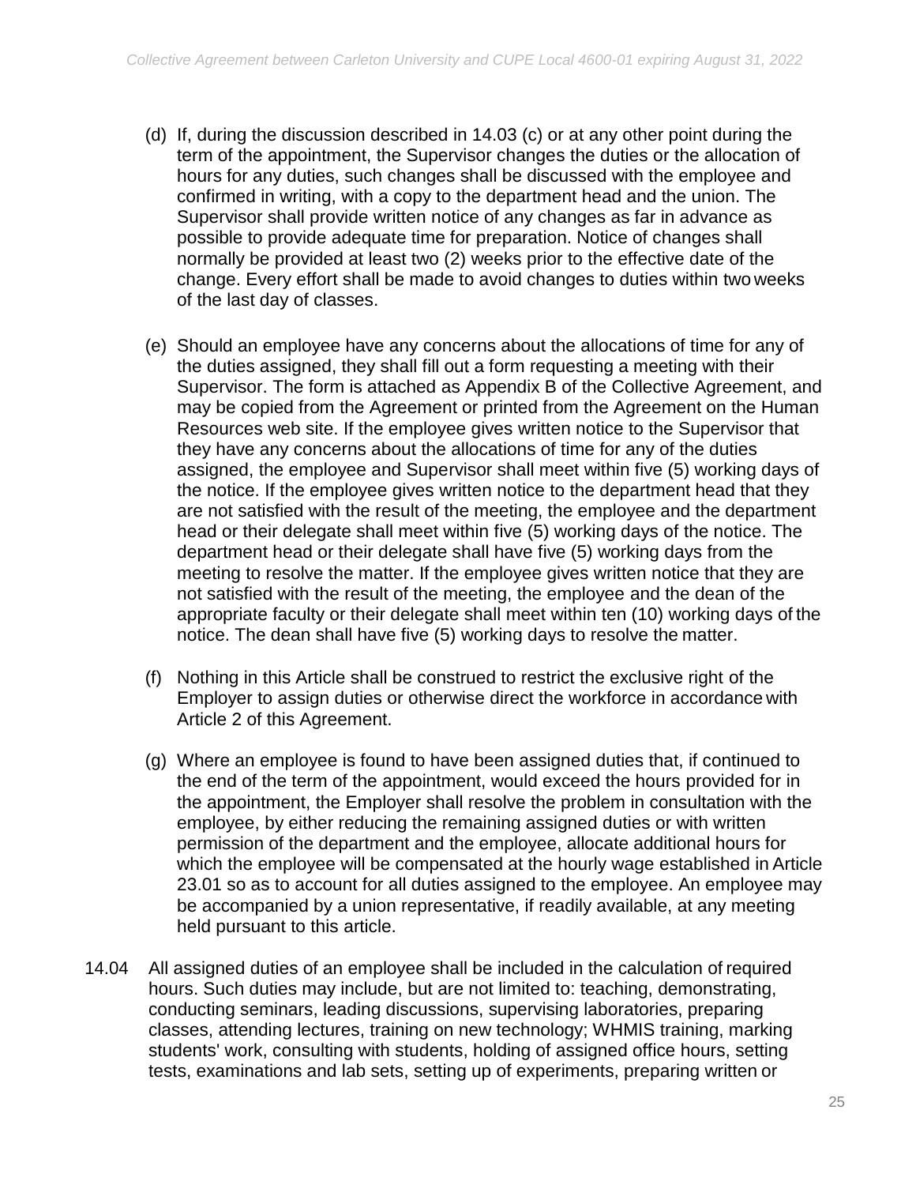(d) If, during the discussion described in 14.03 (c) or at any other point during the term of the appointment, the Supervisor changes the duties or the allocation of hours for any duties, such changes shall be discussed with the employee and confirmed in writing, with a copy to the department head and the union. The Supervisor shall provide written notice of any changes as far in advance as possible to provide adequate time for preparation. Notice of changes shall normally be provided at least two (2) weeks prior to the effective date of the change. Every effort shall be made to avoid changes to duties within two weeks of the last day of classes.

(e) Should an employee have any concerns about the allocations of time for any of the duties assigned, they shall fill out a form requesting a meeting with their Supervisor. The form is attached as Appendix B of the Collective Agreement, and may be copied from the Agreement or printed from the Agreement on the Human Resources web site. If the employee gives written notice to the Supervisor that they have any concerns about the allocations of time for any of the duties assigned, the employee and Supervisor shall meet within five (5) working days of the notice. If the employee gives written notice to the department head that they are not satisfied with the result of the meeting, the employee and the department head or their delegate shall meet within five (5) working days of the notice. The department head or their delegate shall have five (5) working days from the meeting to resolve the matter. If the employee gives written notice that they are not satisfied with the result of the meeting, the employee and the dean of the appropriate faculty or their delegate shall meet within ten (10) working days of the notice. The dean shall have five (5) working days to resolve the matter.

(f) Nothing in this Article shall be construed to restrict the exclusive right of the Employer to assign duties or otherwise direct the workforce in accordance with Article 2 of this Agreement.

(g) Where an employee is found to have been assigned duties that, if continued to the end of the term of the appointment, would exceed the hours provided for in the appointment, the Employer shall resolve the problem in consultation with the employee, by either reducing the remaining assigned duties or with written permission of the department and the employee, allocate additional hours for which the employee will be compensated at the hourly wage established in Article 23.01 so as to account for all duties assigned to the employee. An employee may be accompanied by a union representative, if readily available, at any meeting held pursuant to this article.

14.04 All assigned duties of an employee shall be included in the calculation of required hours. Such duties may include, but are not limited to: teaching, demonstrating, conducting seminars, leading discussions, supervising laboratories, preparing classes, attending lectures, training on new technology; WHMIS training, marking students' work, consulting with students, holding of assigned office hours, setting tests, examinations and lab sets, setting up of experiments, preparing written or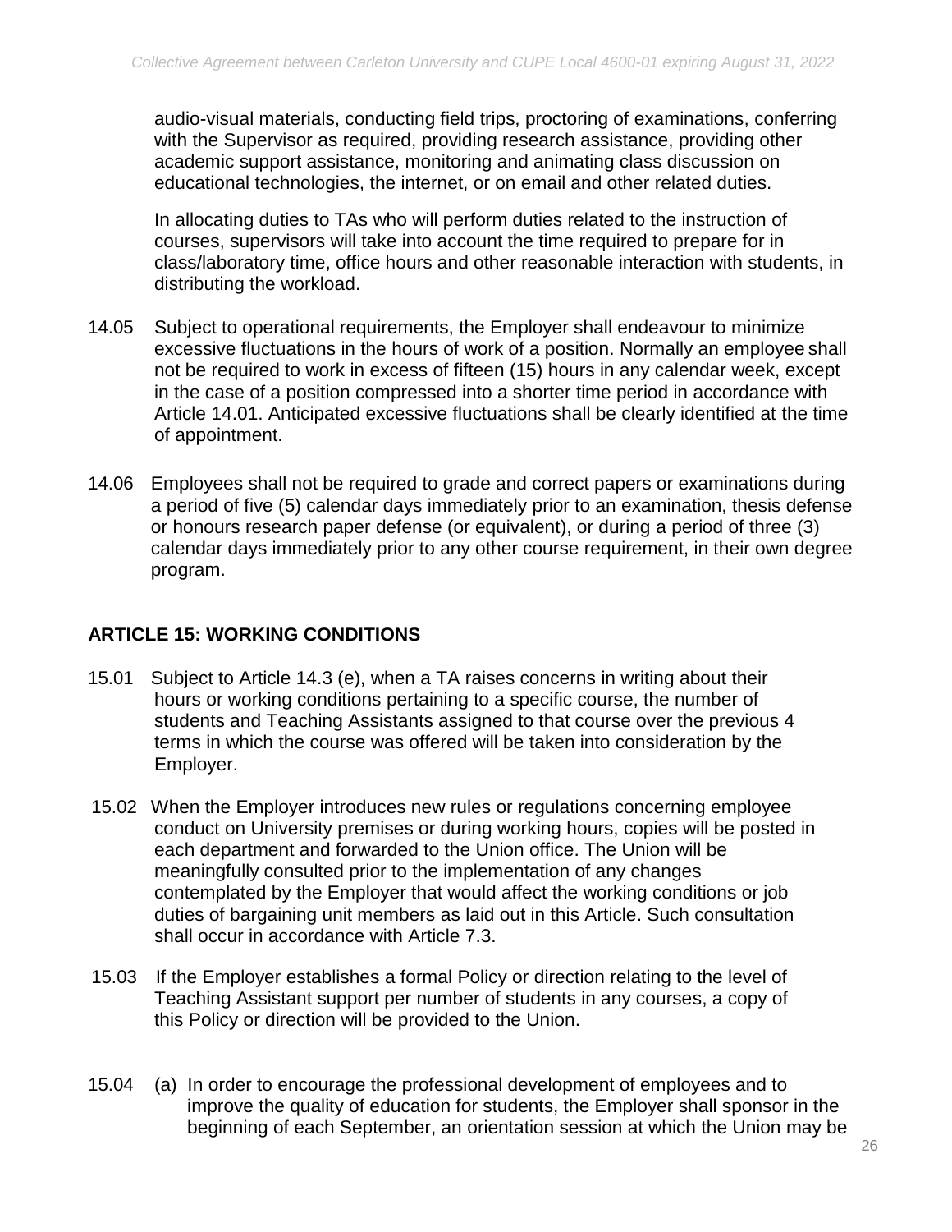audio-visual materials, conducting field trips, proctoring of examinations, conferring with the Supervisor as required, providing research assistance, providing other academic support assistance, monitoring and animating class discussion on educational technologies, the internet, or on email and other related duties.

In allocating duties to TAs who will perform duties related to the instruction of courses, supervisors will take into account the time required to prepare for in class/laboratory time, office hours and other reasonable interaction with students, in distributing the workload.

14.05 Subject to operational requirements, the Employer shall endeavour to minimize excessive fluctuations in the hours of work of a position. Normally an employee shall not be required to work in excess of fifteen (15) hours in any calendar week, except in the case of a position compressed into a shorter time period in accordance with Article 14.01. Anticipated excessive fluctuations shall be clearly identified at the time of appointment.

14.06 Employees shall not be required to grade and correct papers or examinations during a period of five (5) calendar days immediately prior to an examination, thesis defense or honours research paper defense (or equivalent), or during a period of three (3) calendar days immediately prior to any other course requirement, in their own degree program.

## ARTICLE 15: WORKING CONDITIONS

15.01 Subject to Article 14.3 (e), when a TA raises concerns in writing about their hours or working conditions pertaining to a specific course, the number of students and Teaching Assistants assigned to that course over the previous 4 terms in which the course was offered will be taken into consideration by the Employer.

15.02 When the Employer introduces new rules or regulations concerning employee conduct on University premises or during working hours, copies will be posted in each department and forwarded to the Union office. The Union will be meaningfully consulted prior to the implementation of any changes contemplated by the Employer that would affect the working conditions or job duties of bargaining unit members as laid out in this Article. Such consultation shall occur in accordance with Article 7.3.

15.03 If the Employer establishes a formal Policy or direction relating to the level of Teaching Assistant support per number of students in any courses, a copy of this Policy or direction will be provided to the Union.

15.04 (a) In order to encourage the professional development of employees and to improve the quality of education for students, the Employer shall sponsor in the beginning of each September, an orientation session at which the Union may be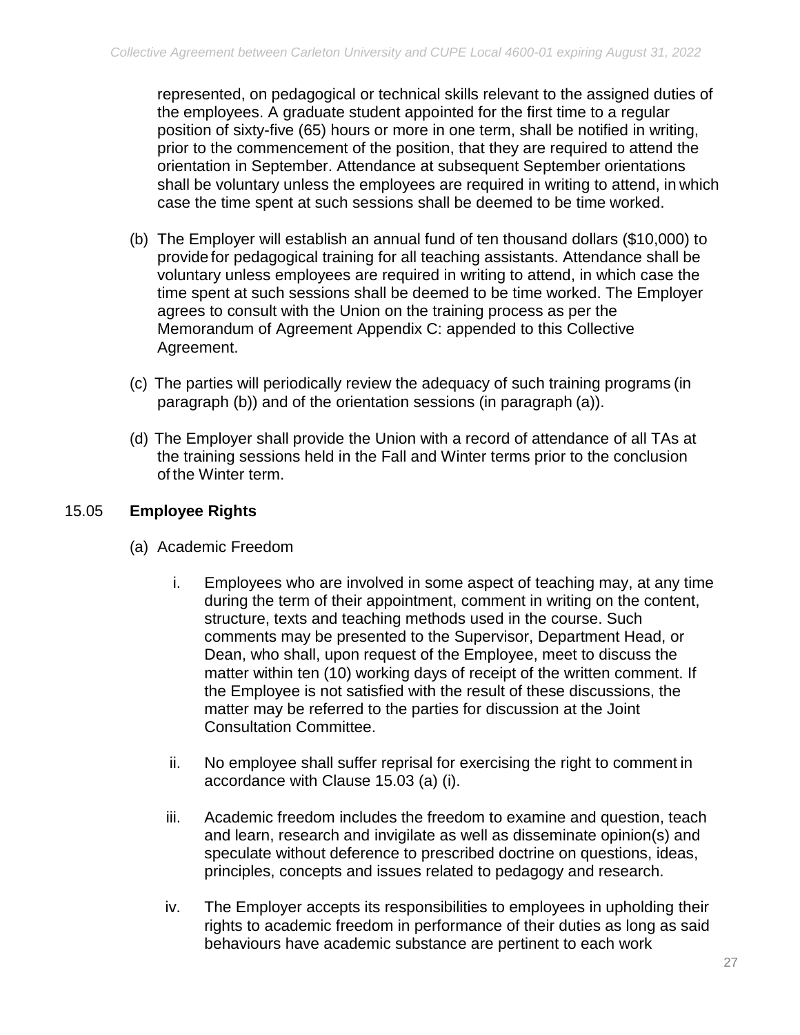represented, on pedagogical or technical skills relevant to the assigned duties of the employees. A graduate student appointed for the first time to a regular position of sixty-five (65) hours or more in one term, shall be notified in writing, prior to the commencement of the position, that they are required to attend the orientation in September. Attendance at subsequent September orientations shall be voluntary unless the employees are required in writing to attend, in which case the time spent at such sessions shall be deemed to be time worked.

(b) The Employer will establish an annual fund of ten thousand dollars ($10,000) to provide for pedagogical training for all teaching assistants. Attendance shall be voluntary unless employees are required in writing to attend, in which case the time spent at such sessions shall be deemed to be time worked. The Employer agrees to consult with the Union on the training process as per the Memorandum of Agreement Appendix C: appended to this Collective Agreement.

(c) The parties will periodically review the adequacy of such training programs (in paragraph (b)) and of the orientation sessions (in paragraph (a)).

(d) The Employer shall provide the Union with a record of attendance of all TAs at the training sessions held in the Fall and Winter terms prior to the conclusion of the Winter term.

15.05 **Employee Rights**

(a) Academic Freedom

i. Employees who are involved in some aspect of teaching may, at any time during the term of their appointment, comment in writing on the content, structure, texts and teaching methods used in the course. Such comments may be presented to the Supervisor, Department Head, or Dean, who shall, upon request of the Employee, meet to discuss the matter within ten (10) working days of receipt of the written comment. If the Employee is not satisfied with the result of these discussions, the matter may be referred to the parties for discussion at the Joint Consultation Committee.

ii. No employee shall suffer reprisal for exercising the right to comment in accordance with Clause 15.03 (a) (i).

iii. Academic freedom includes the freedom to examine and question, teach and learn, research and invigilate as well as disseminate opinion(s) and speculate without deference to prescribed doctrine on questions, ideas, principles, concepts and issues related to pedagogy and research.

iv. The Employer accepts its responsibilities to employees in upholding their rights to academic freedom in performance of their duties as long as said behaviours have academic substance are pertinent to each work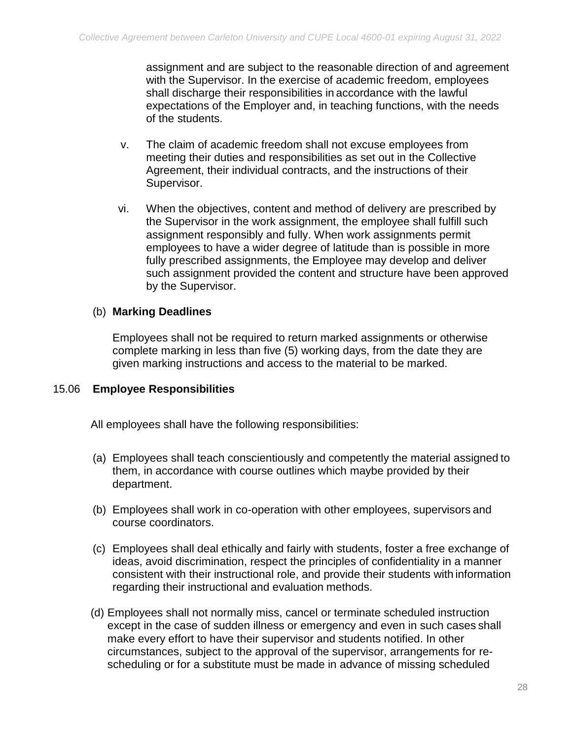assignment and are subject to the reasonable direction of and agreement with the Supervisor. In the exercise of academic freedom, employees shall discharge their responsibilities in accordance with the lawful expectations of the Employer and, in teaching functions, with the needs of the students.

v. The claim of academic freedom shall not excuse employees from meeting their duties and responsibilities as set out in the Collective Agreement, their individual contracts, and the instructions of their Supervisor.

vi. When the objectives, content and method of delivery are prescribed by the Supervisor in the work assignment, the employee shall fulfill such assignment responsibly and fully. When work assignments permit employees to have a wider degree of latitude than is possible in more fully prescribed assignments, the Employee may develop and deliver such assignment provided the content and structure have been approved by the Supervisor.

(b) **Marking Deadlines**

Employees shall not be required to return marked assignments or otherwise complete marking in less than five (5) working days, from the date they are given marking instructions and access to the material to be marked.

15.06 **Employee Responsibilities**

All employees shall have the following responsibilities:

(a) Employees shall teach conscientiously and competently the material assigned to them, in accordance with course outlines which maybe provided by their department.

(b) Employees shall work in co-operation with other employees, supervisors and course coordinators.

(c) Employees shall deal ethically and fairly with students, foster a free exchange of ideas, avoid discrimination, respect the principles of confidentiality in a manner consistent with their instructional role, and provide their students with information regarding their instructional and evaluation methods.

(d) Employees shall not normally miss, cancel or terminate scheduled instruction except in the case of sudden illness or emergency and even in such cases shall make every effort to have their supervisor and students notified. In other circumstances, subject to the approval of the supervisor, arrangements for re-scheduling or for a substitute must be made in advance of missing scheduled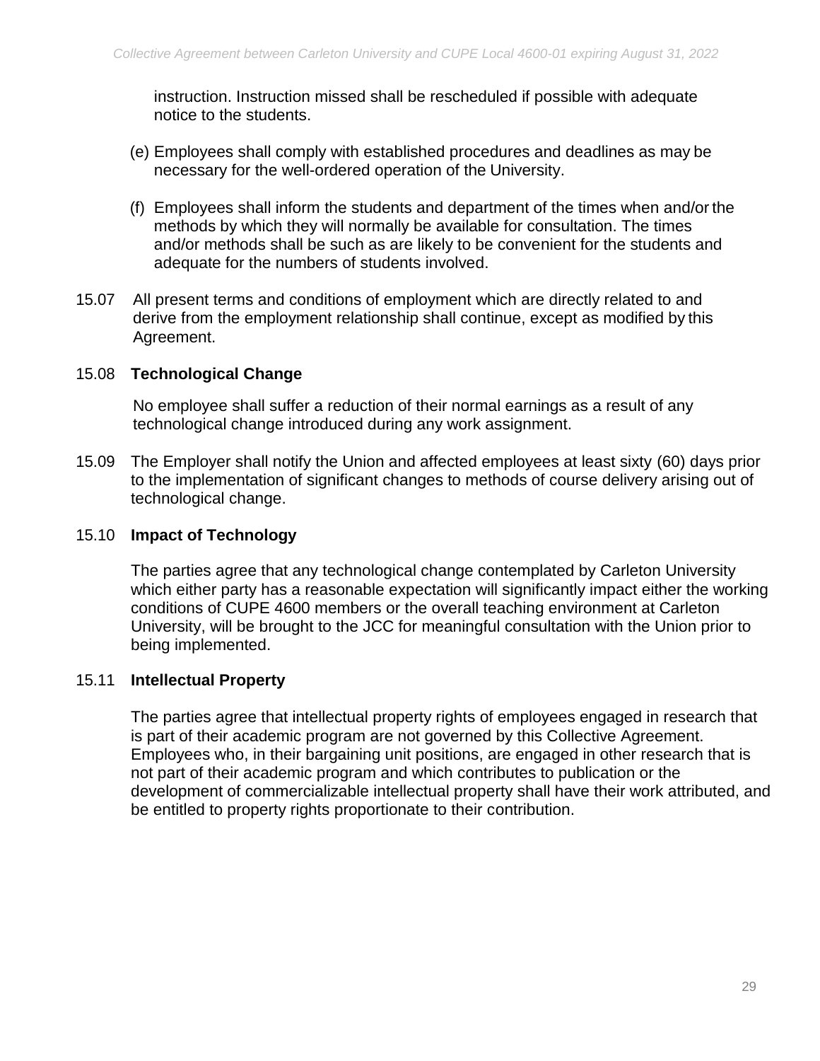instruction. Instruction missed shall be rescheduled if possible with adequate notice to the students.

(e) Employees shall comply with established procedures and deadlines as may be necessary for the well-ordered operation of the University.

(f) Employees shall inform the students and department of the times when and/or the methods by which they will normally be available for consultation. The times and/or methods shall be such as are likely to be convenient for the students and adequate for the numbers of students involved.

15.07 All present terms and conditions of employment which are directly related to and derive from the employment relationship shall continue, except as modified by this Agreement.

15.08 **Technological Change**

No employee shall suffer a reduction of their normal earnings as a result of any technological change introduced during any work assignment.

15.09 The Employer shall notify the Union and affected employees at least sixty (60) days prior to the implementation of significant changes to methods of course delivery arising out of technological change.

15.10 **Impact of Technology**

The parties agree that any technological change contemplated by Carleton University which either party has a reasonable expectation will significantly impact either the working conditions of CUPE 4600 members or the overall teaching environment at Carleton University, will be brought to the JCC for meaningful consultation with the Union prior to being implemented.

15.11 **Intellectual Property**

The parties agree that intellectual property rights of employees engaged in research that is part of their academic program are not governed by this Collective Agreement. Employees who, in their bargaining unit positions, are engaged in other research that is not part of their academic program and which contributes to publication or the development of commercializable intellectual property shall have their work attributed, and be entitled to property rights proportionate to their contribution.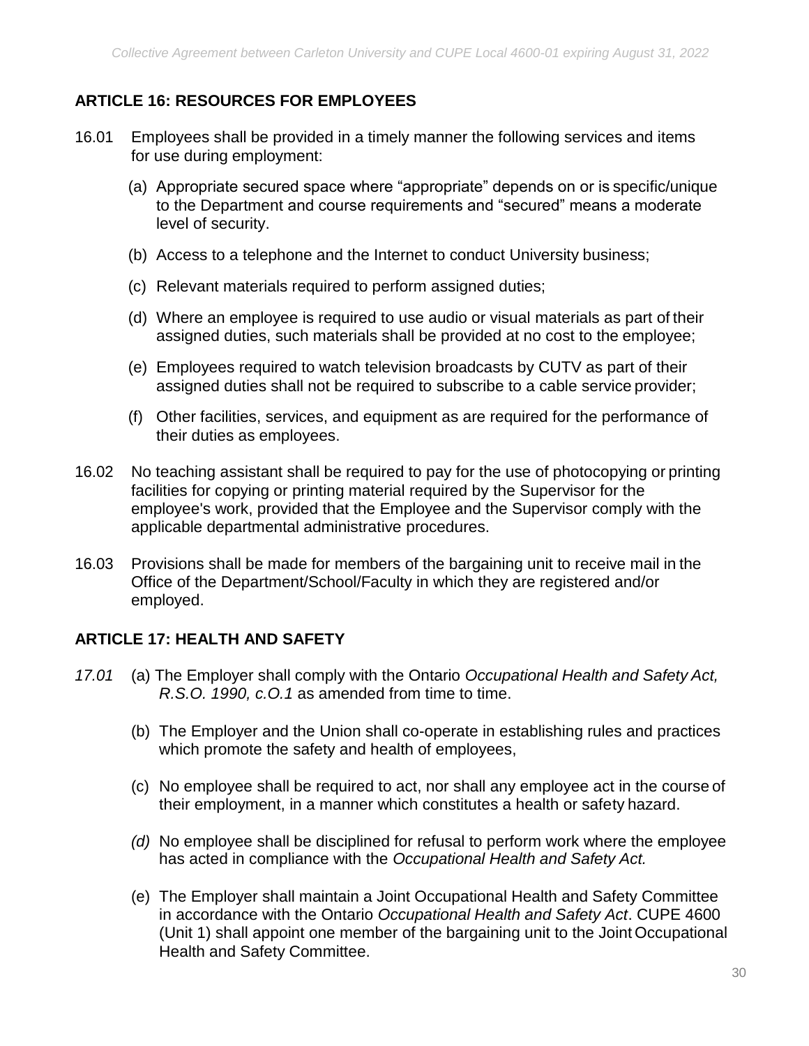## ARTICLE 16: RESOURCES FOR EMPLOYEES

16.01 Employees shall be provided in a timely manner the following services and items for use during employment:

(a) Appropriate secured space where "appropriate" depends on or is specific/unique to the Department and course requirements and "secured" means a moderate level of security.

(b) Access to a telephone and the Internet to conduct University business;

(c) Relevant materials required to perform assigned duties;

(d) Where an employee is required to use audio or visual materials as part of their assigned duties, such materials shall be provided at no cost to the employee;

(e) Employees required to watch television broadcasts by CUTV as part of their assigned duties shall not be required to subscribe to a cable service provider;

(f) Other facilities, services, and equipment as are required for the performance of their duties as employees.

16.02 No teaching assistant shall be required to pay for the use of photocopying or printing facilities for copying or printing material required by the Supervisor for the employee's work, provided that the Employee and the Supervisor comply with the applicable departmental administrative procedures.

16.03 Provisions shall be made for members of the bargaining unit to receive mail in the Office of the Department/School/Faculty in which they are registered and/or employed.

## ARTICLE 17: HEALTH AND SAFETY

*17.01* (a) The Employer shall comply with the Ontario *Occupational Health and Safety Act, R.S.O. 1990, c.O.1* as amended from time to time.

(b) The Employer and the Union shall co-operate in establishing rules and practices which promote the safety and health of employees,

(c) No employee shall be required to act, nor shall any employee act in the course of their employment, in a manner which constitutes a health or safety hazard.

*(d)* No employee shall be disciplined for refusal to perform work where the employee has acted in compliance with the *Occupational Health and Safety Act.*

(e) The Employer shall maintain a Joint Occupational Health and Safety Committee in accordance with the Ontario *Occupational Health and Safety Act*. CUPE 4600 (Unit 1) shall appoint one member of the bargaining unit to the Joint Occupational Health and Safety Committee.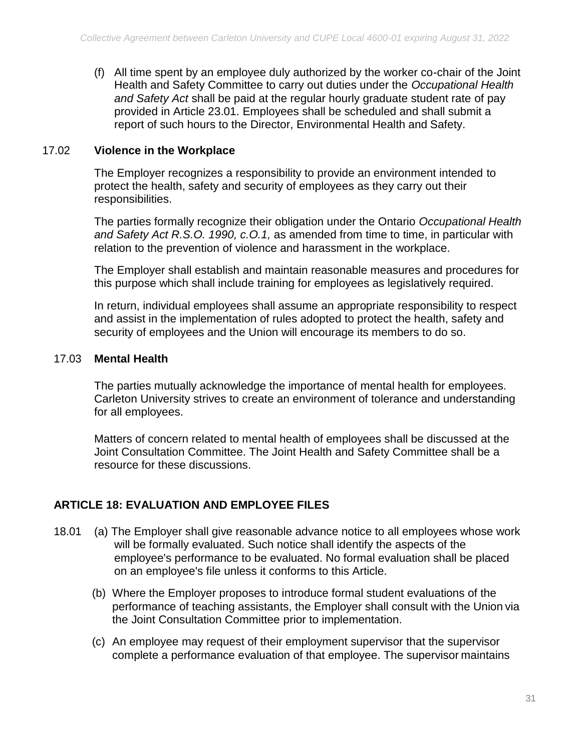(f) All time spent by an employee duly authorized by the worker co-chair of the Joint Health and Safety Committee to carry out duties under the *Occupational Health and Safety Act* shall be paid at the regular hourly graduate student rate of pay provided in Article 23.01. Employees shall be scheduled and shall submit a report of such hours to the Director, Environmental Health and Safety.

17.02 **Violence in the Workplace**

The Employer recognizes a responsibility to provide an environment intended to protect the health, safety and security of employees as they carry out their responsibilities.

The parties formally recognize their obligation under the Ontario *Occupational Health and Safety Act R.S.O. 1990, c.O.1,* as amended from time to time, in particular with relation to the prevention of violence and harassment in the workplace.

The Employer shall establish and maintain reasonable measures and procedures for this purpose which shall include training for employees as legislatively required.

In return, individual employees shall assume an appropriate responsibility to respect and assist in the implementation of rules adopted to protect the health, safety and security of employees and the Union will encourage its members to do so.

17.03 **Mental Health**

The parties mutually acknowledge the importance of mental health for employees. Carleton University strives to create an environment of tolerance and understanding for all employees.

Matters of concern related to mental health of employees shall be discussed at the Joint Consultation Committee. The Joint Health and Safety Committee shall be a resource for these discussions.

## ARTICLE 18: EVALUATION AND EMPLOYEE FILES

18.01 (a) The Employer shall give reasonable advance notice to all employees whose work will be formally evaluated. Such notice shall identify the aspects of the employee's performance to be evaluated. No formal evaluation shall be placed on an employee's file unless it conforms to this Article.

(b) Where the Employer proposes to introduce formal student evaluations of the performance of teaching assistants, the Employer shall consult with the Union via the Joint Consultation Committee prior to implementation.

(c) An employee may request of their employment supervisor that the supervisor complete a performance evaluation of that employee. The supervisor maintains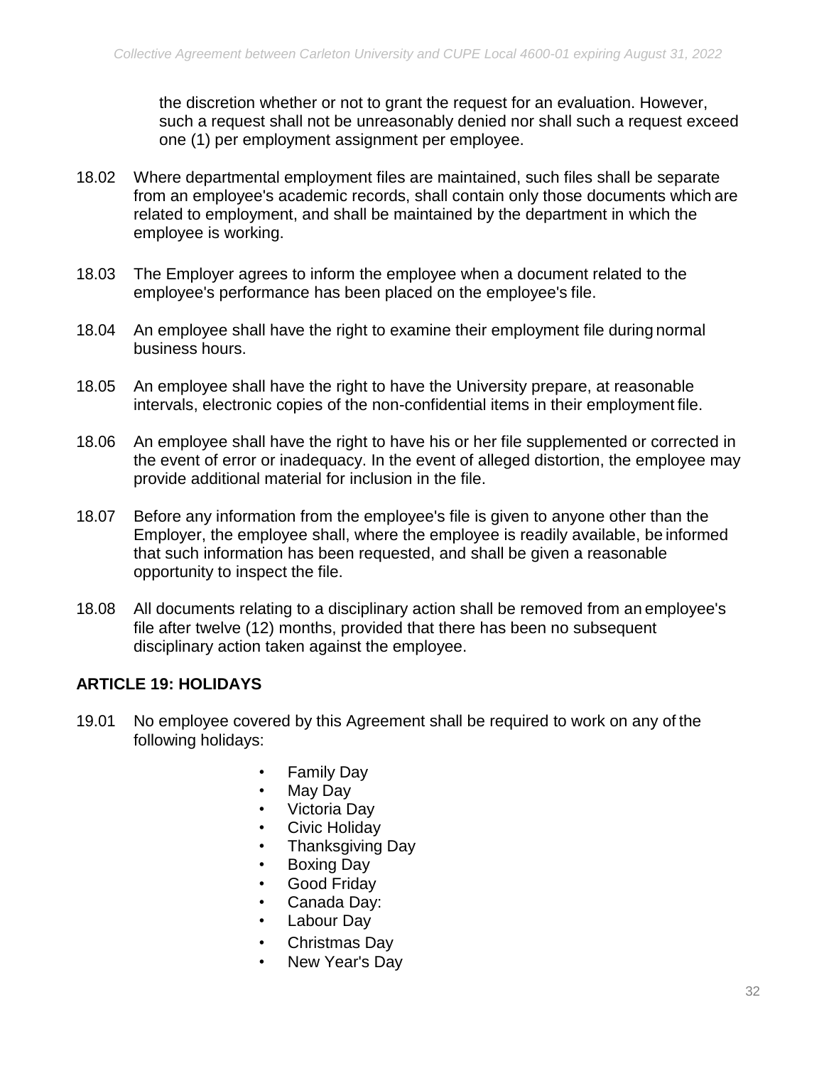the discretion whether or not to grant the request for an evaluation. However, such a request shall not be unreasonably denied nor shall such a request exceed one (1) per employment assignment per employee.

18.02 Where departmental employment files are maintained, such files shall be separate from an employee's academic records, shall contain only those documents which are related to employment, and shall be maintained by the department in which the employee is working.

18.03 The Employer agrees to inform the employee when a document related to the employee's performance has been placed on the employee's file.

18.04 An employee shall have the right to examine their employment file during normal business hours.

18.05 An employee shall have the right to have the University prepare, at reasonable intervals, electronic copies of the non-confidential items in their employment file.

18.06 An employee shall have the right to have his or her file supplemented or corrected in the event of error or inadequacy. In the event of alleged distortion, the employee may provide additional material for inclusion in the file.

18.07 Before any information from the employee's file is given to anyone other than the Employer, the employee shall, where the employee is readily available, be informed that such information has been requested, and shall be given a reasonable opportunity to inspect the file.

18.08 All documents relating to a disciplinary action shall be removed from an employee's file after twelve (12) months, provided that there has been no subsequent disciplinary action taken against the employee.

## ARTICLE 19: HOLIDAYS

19.01 No employee covered by this Agreement shall be required to work on any of the following holidays:

- Family Day
- May Day
- Victoria Day
- Civic Holiday
- Thanksgiving Day
- Boxing Day
- Good Friday
- Canada Day:
- Labour Day
- Christmas Day
- New Year's Day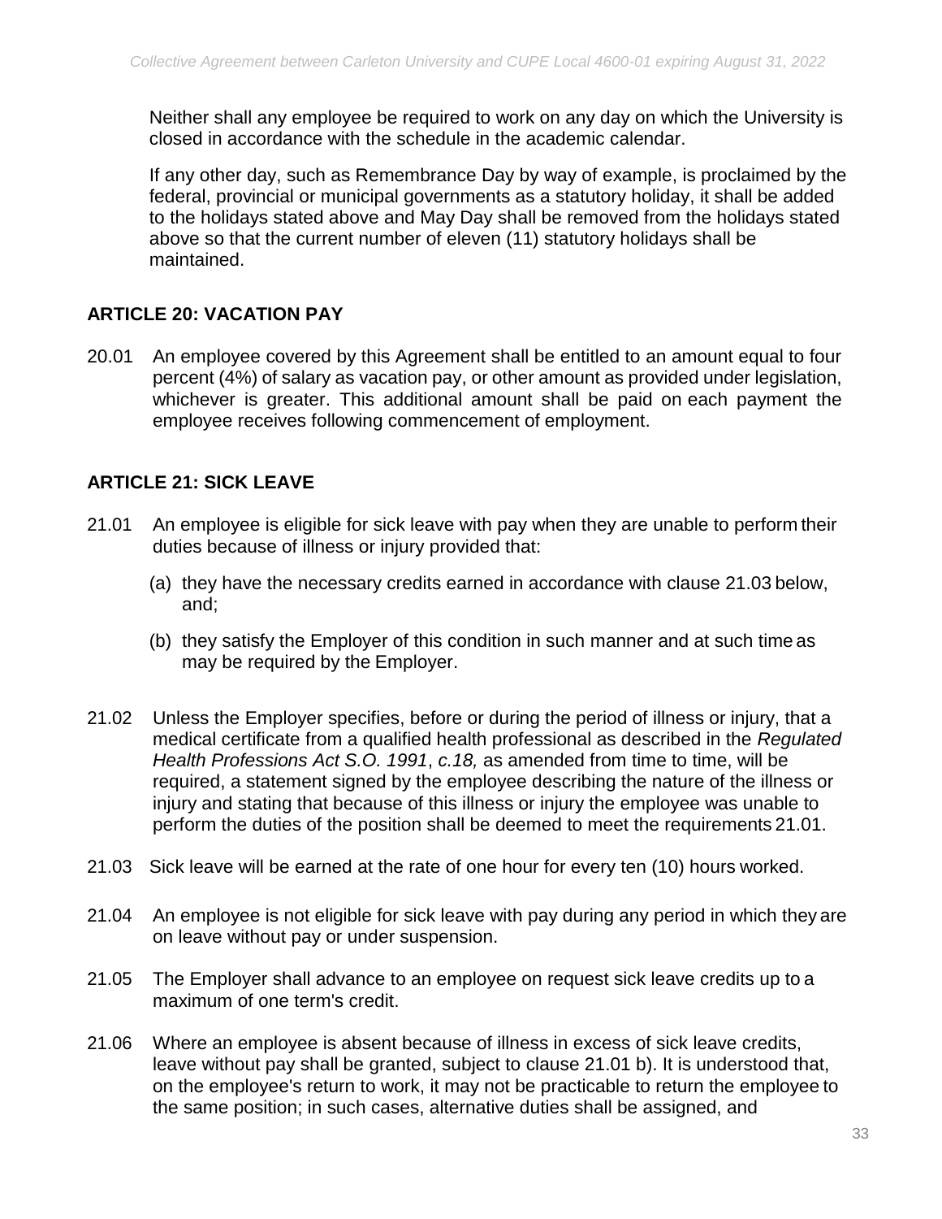Neither shall any employee be required to work on any day on which the University is closed in accordance with the schedule in the academic calendar.

If any other day, such as Remembrance Day by way of example, is proclaimed by the federal, provincial or municipal governments as a statutory holiday, it shall be added to the holidays stated above and May Day shall be removed from the holidays stated above so that the current number of eleven (11) statutory holidays shall be maintained.

## ARTICLE 20: VACATION PAY

20.01 An employee covered by this Agreement shall be entitled to an amount equal to four percent (4%) of salary as vacation pay, or other amount as provided under legislation, whichever is greater. This additional amount shall be paid on each payment the employee receives following commencement of employment.

## ARTICLE 21: SICK LEAVE

21.01 An employee is eligible for sick leave with pay when they are unable to perform their duties because of illness or injury provided that:

(a) they have the necessary credits earned in accordance with clause 21.03 below, and;

(b) they satisfy the Employer of this condition in such manner and at such time as may be required by the Employer.

21.02 Unless the Employer specifies, before or during the period of illness or injury, that a medical certificate from a qualified health professional as described in the *Regulated Health Professions Act S.O. 1991*, *c.18,* as amended from time to time, will be required, a statement signed by the employee describing the nature of the illness or injury and stating that because of this illness or injury the employee was unable to perform the duties of the position shall be deemed to meet the requirements 21.01.

21.03 Sick leave will be earned at the rate of one hour for every ten (10) hours worked.

21.04 An employee is not eligible for sick leave with pay during any period in which they are on leave without pay or under suspension.

21.05 The Employer shall advance to an employee on request sick leave credits up to a maximum of one term's credit.

21.06 Where an employee is absent because of illness in excess of sick leave credits, leave without pay shall be granted, subject to clause 21.01 b). It is understood that, on the employee's return to work, it may not be practicable to return the employee to the same position; in such cases, alternative duties shall be assigned, and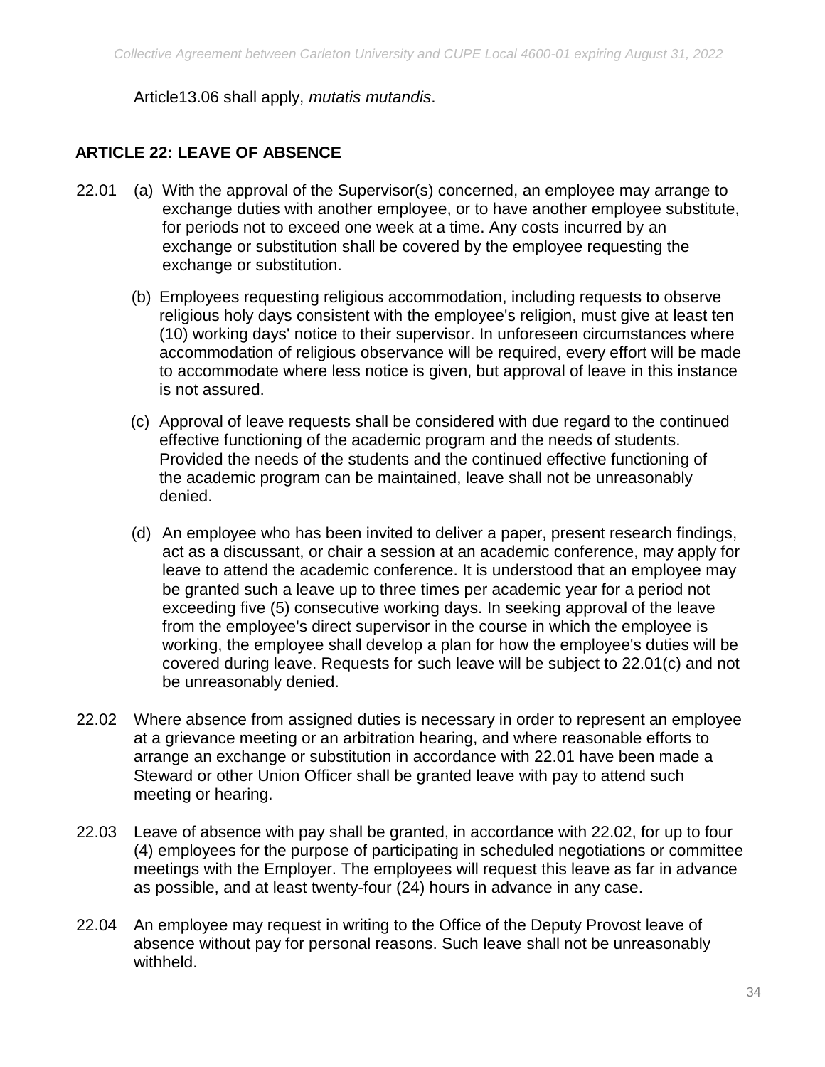Article13.06 shall apply, *mutatis mutandis*.

## ARTICLE 22: LEAVE OF ABSENCE

22.01 (a) With the approval of the Supervisor(s) concerned, an employee may arrange to exchange duties with another employee, or to have another employee substitute, for periods not to exceed one week at a time. Any costs incurred by an exchange or substitution shall be covered by the employee requesting the exchange or substitution.

(b) Employees requesting religious accommodation, including requests to observe religious holy days consistent with the employee's religion, must give at least ten (10) working days' notice to their supervisor. In unforeseen circumstances where accommodation of religious observance will be required, every effort will be made to accommodate where less notice is given, but approval of leave in this instance is not assured.

(c) Approval of leave requests shall be considered with due regard to the continued effective functioning of the academic program and the needs of students. Provided the needs of the students and the continued effective functioning of the academic program can be maintained, leave shall not be unreasonably denied.

(d) An employee who has been invited to deliver a paper, present research findings, act as a discussant, or chair a session at an academic conference, may apply for leave to attend the academic conference. It is understood that an employee may be granted such a leave up to three times per academic year for a period not exceeding five (5) consecutive working days. In seeking approval of the leave from the employee's direct supervisor in the course in which the employee is working, the employee shall develop a plan for how the employee's duties will be covered during leave. Requests for such leave will be subject to 22.01(c) and not be unreasonably denied.

22.02 Where absence from assigned duties is necessary in order to represent an employee at a grievance meeting or an arbitration hearing, and where reasonable efforts to arrange an exchange or substitution in accordance with 22.01 have been made a Steward or other Union Officer shall be granted leave with pay to attend such meeting or hearing.

22.03 Leave of absence with pay shall be granted, in accordance with 22.02, for up to four (4) employees for the purpose of participating in scheduled negotiations or committee meetings with the Employer. The employees will request this leave as far in advance as possible, and at least twenty-four (24) hours in advance in any case.

22.04 An employee may request in writing to the Office of the Deputy Provost leave of absence without pay for personal reasons. Such leave shall not be unreasonably withheld.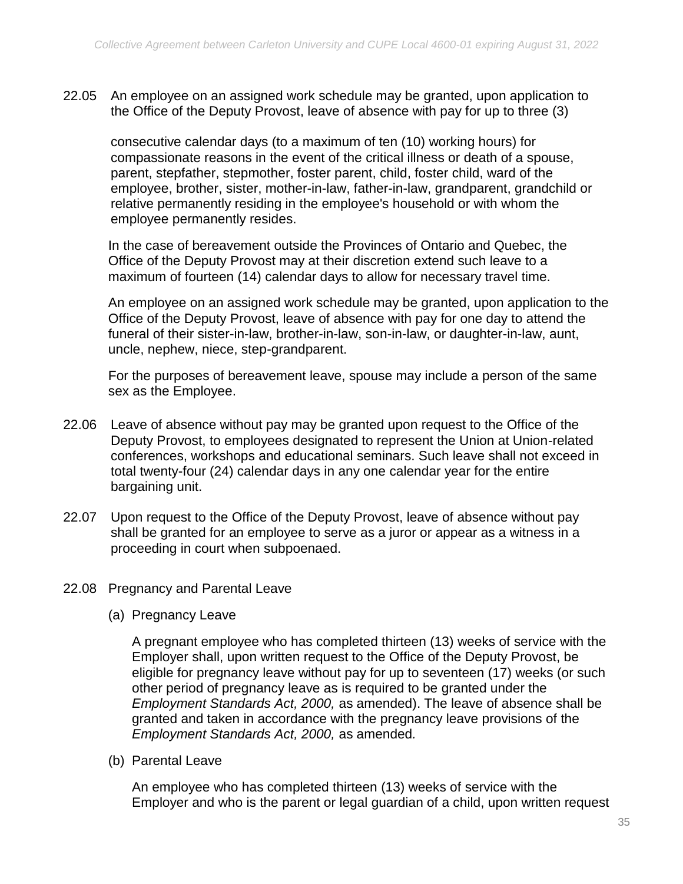22.05 An employee on an assigned work schedule may be granted, upon application to the Office of the Deputy Provost, leave of absence with pay for up to three (3) consecutive calendar days (to a maximum of ten (10) working hours) for compassionate reasons in the event of the critical illness or death of a spouse, parent, stepfather, stepmother, foster parent, child, foster child, ward of the employee, brother, sister, mother-in-law, father-in-law, grandparent, grandchild or relative permanently residing in the employee's household or with whom the employee permanently resides.

In the case of bereavement outside the Provinces of Ontario and Quebec, the Office of the Deputy Provost may at their discretion extend such leave to a maximum of fourteen (14) calendar days to allow for necessary travel time.

An employee on an assigned work schedule may be granted, upon application to the Office of the Deputy Provost, leave of absence with pay for one day to attend the funeral of their sister-in-law, brother-in-law, son-in-law, or daughter-in-law, aunt, uncle, nephew, niece, step-grandparent.

For the purposes of bereavement leave, spouse may include a person of the same sex as the Employee.

22.06 Leave of absence without pay may be granted upon request to the Office of the Deputy Provost, to employees designated to represent the Union at Union-related conferences, workshops and educational seminars. Such leave shall not exceed in total twenty-four (24) calendar days in any one calendar year for the entire bargaining unit.

22.07 Upon request to the Office of the Deputy Provost, leave of absence without pay shall be granted for an employee to serve as a juror or appear as a witness in a proceeding in court when subpoenaed.

22.08 Pregnancy and Parental Leave

(a) Pregnancy Leave

A pregnant employee who has completed thirteen (13) weeks of service with the Employer shall, upon written request to the Office of the Deputy Provost, be eligible for pregnancy leave without pay for up to seventeen (17) weeks (or such other period of pregnancy leave as is required to be granted under the *Employment Standards Act, 2000,* as amended). The leave of absence shall be granted and taken in accordance with the pregnancy leave provisions of the *Employment Standards Act, 2000,* as amended.

(b) Parental Leave

An employee who has completed thirteen (13) weeks of service with the Employer and who is the parent or legal guardian of a child, upon written request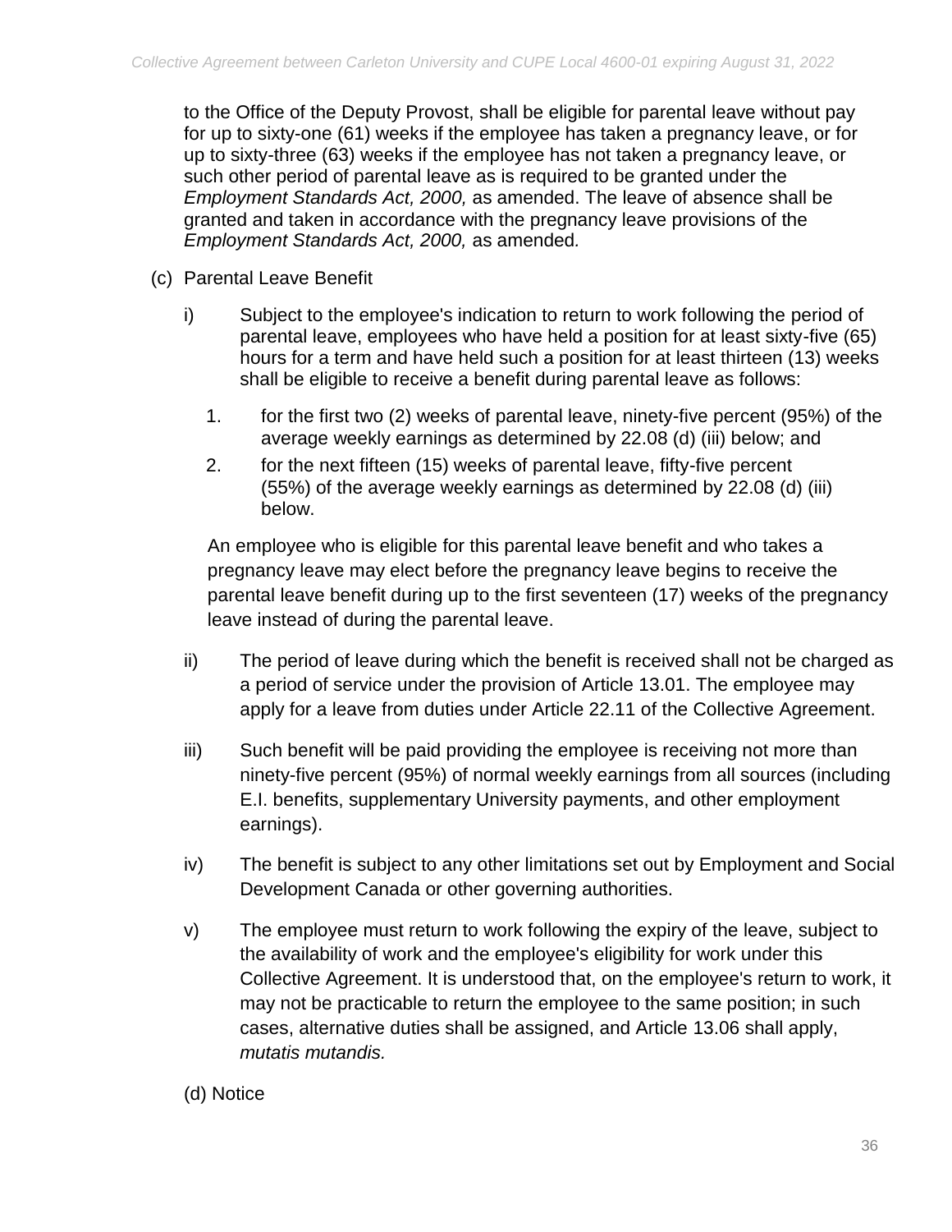to the Office of the Deputy Provost, shall be eligible for parental leave without pay for up to sixty-one (61) weeks if the employee has taken a pregnancy leave, or for up to sixty-three (63) weeks if the employee has not taken a pregnancy leave, or such other period of parental leave as is required to be granted under the *Employment Standards Act, 2000,* as amended. The leave of absence shall be granted and taken in accordance with the pregnancy leave provisions of the *Employment Standards Act, 2000,* as amended.

(c) Parental Leave Benefit

i) Subject to the employee's indication to return to work following the period of parental leave, employees who have held a position for at least sixty-five (65) hours for a term and have held such a position for at least thirteen (13) weeks shall be eligible to receive a benefit during parental leave as follows:

1. for the first two (2) weeks of parental leave, ninety-five percent (95%) of the average weekly earnings as determined by 22.08 (d) (iii) below; and
2. for the next fifteen (15) weeks of parental leave, fifty-five percent (55%) of the average weekly earnings as determined by 22.08 (d) (iii) below.

An employee who is eligible for this parental leave benefit and who takes a pregnancy leave may elect before the pregnancy leave begins to receive the parental leave benefit during up to the first seventeen (17) weeks of the pregnancy leave instead of during the parental leave.

ii) The period of leave during which the benefit is received shall not be charged as a period of service under the provision of Article 13.01. The employee may apply for a leave from duties under Article 22.11 of the Collective Agreement.

iii) Such benefit will be paid providing the employee is receiving not more than ninety-five percent (95%) of normal weekly earnings from all sources (including E.I. benefits, supplementary University payments, and other employment earnings).

iv) The benefit is subject to any other limitations set out by Employment and Social Development Canada or other governing authorities.

v) The employee must return to work following the expiry of the leave, subject to the availability of work and the employee's eligibility for work under this Collective Agreement. It is understood that, on the employee's return to work, it may not be practicable to return the employee to the same position; in such cases, alternative duties shall be assigned, and Article 13.06 shall apply, *mutatis mutandis.*

(d) Notice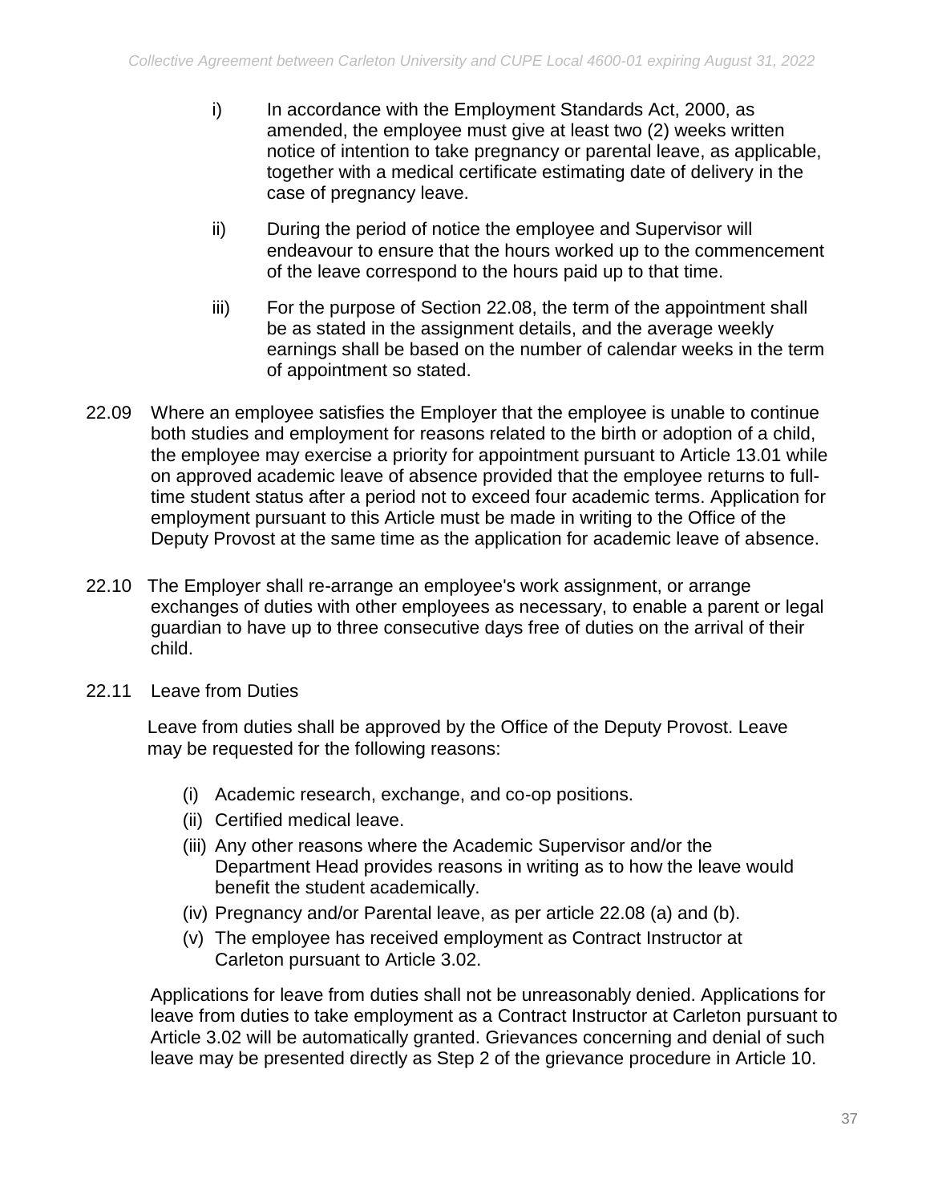i) In accordance with the Employment Standards Act, 2000, as amended, the employee must give at least two (2) weeks written notice of intention to take pregnancy or parental leave, as applicable, together with a medical certificate estimating date of delivery in the case of pregnancy leave.

ii) During the period of notice the employee and Supervisor will endeavour to ensure that the hours worked up to the commencement of the leave correspond to the hours paid up to that time.

iii) For the purpose of Section 22.08, the term of the appointment shall be as stated in the assignment details, and the average weekly earnings shall be based on the number of calendar weeks in the term of appointment so stated.

22.09 Where an employee satisfies the Employer that the employee is unable to continue both studies and employment for reasons related to the birth or adoption of a child, the employee may exercise a priority for appointment pursuant to Article 13.01 while on approved academic leave of absence provided that the employee returns to full-time student status after a period not to exceed four academic terms. Application for employment pursuant to this Article must be made in writing to the Office of the Deputy Provost at the same time as the application for academic leave of absence.

22.10 The Employer shall re-arrange an employee's work assignment, or arrange exchanges of duties with other employees as necessary, to enable a parent or legal guardian to have up to three consecutive days free of duties on the arrival of their child.

22.11 Leave from Duties

Leave from duties shall be approved by the Office of the Deputy Provost. Leave may be requested for the following reasons:

(i) Academic research, exchange, and co-op positions.
(ii) Certified medical leave.
(iii) Any other reasons where the Academic Supervisor and/or the Department Head provides reasons in writing as to how the leave would benefit the student academically.
(iv) Pregnancy and/or Parental leave, as per article 22.08 (a) and (b).
(v) The employee has received employment as Contract Instructor at Carleton pursuant to Article 3.02.

Applications for leave from duties shall not be unreasonably denied. Applications for leave from duties to take employment as a Contract Instructor at Carleton pursuant to Article 3.02 will be automatically granted. Grievances concerning and denial of such leave may be presented directly as Step 2 of the grievance procedure in Article 10.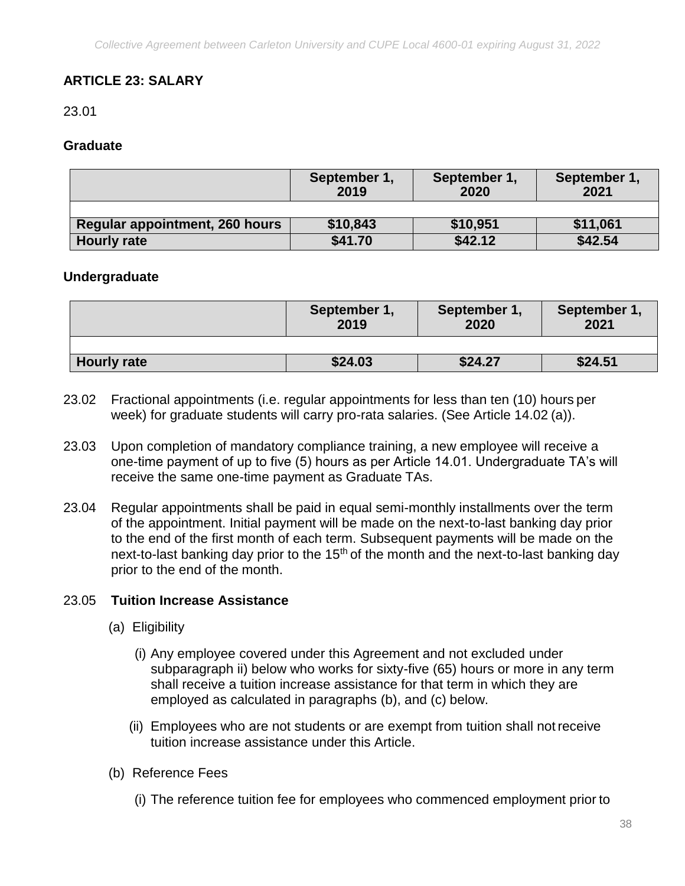## ARTICLE 23: SALARY

23.01

**Graduate**

| | September 1, 2019 | September 1, 2020 | September 1, 2021 |
|---|---|---|---|
| | | | |
| **Regular appointment, 260 hours** | **$10,843** | **$10,951** | **$11,061** |
| **Hourly rate** | **$41.70** | **$42.12** | **$42.54** |

**Undergraduate**

| | September 1, 2019 | September 1, 2020 | September 1, 2021 |
|---|---|---|---|
| | | | |
| **Hourly rate** | **$24.03** | **$24.27** | **$24.51** |

23.02 Fractional appointments (i.e. regular appointments for less than ten (10) hours per week) for graduate students will carry pro-rata salaries. (See Article 14.02 (a)).

23.03 Upon completion of mandatory compliance training, a new employee will receive a one-time payment of up to five (5) hours as per Article 14.01. Undergraduate TA's will receive the same one-time payment as Graduate TAs.

23.04 Regular appointments shall be paid in equal semi-monthly installments over the term of the appointment. Initial payment will be made on the next-to-last banking day prior to the end of the first month of each term. Subsequent payments will be made on the next-to-last banking day prior to the 15th of the month and the next-to-last banking day prior to the end of the month.

23.05 **Tuition Increase Assistance**

(a) Eligibility

(i) Any employee covered under this Agreement and not excluded under subparagraph ii) below who works for sixty-five (65) hours or more in any term shall receive a tuition increase assistance for that term in which they are employed as calculated in paragraphs (b), and (c) below.

(ii) Employees who are not students or are exempt from tuition shall not receive tuition increase assistance under this Article.

(b) Reference Fees

(i) The reference tuition fee for employees who commenced employment prior to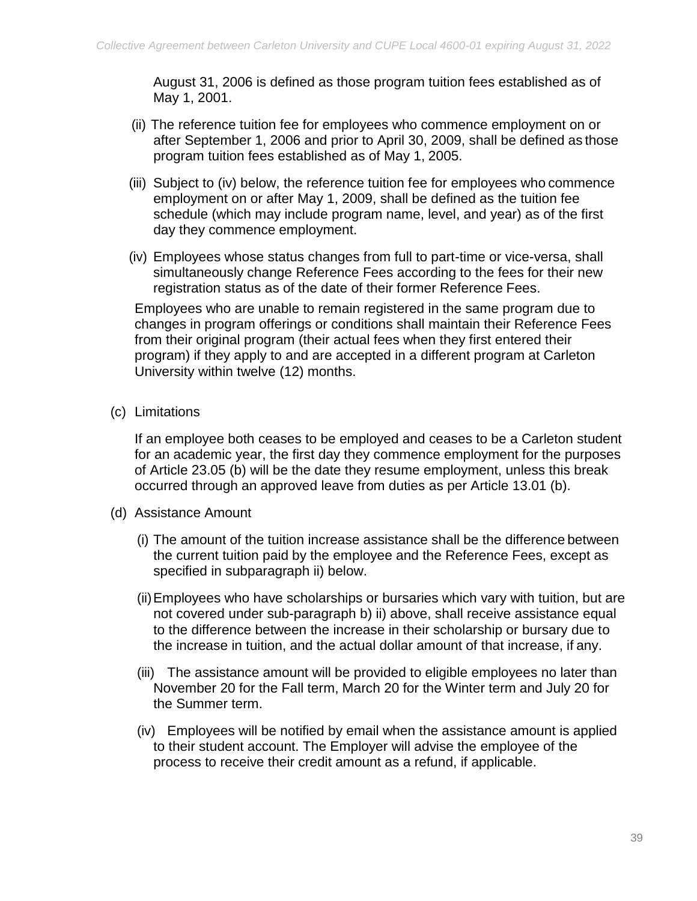August 31, 2006 is defined as those program tuition fees established as of May 1, 2001.

(ii) The reference tuition fee for employees who commence employment on or after September 1, 2006 and prior to April 30, 2009, shall be defined as those program tuition fees established as of May 1, 2005.

(iii) Subject to (iv) below, the reference tuition fee for employees who commence employment on or after May 1, 2009, shall be defined as the tuition fee schedule (which may include program name, level, and year) as of the first day they commence employment.

(iv) Employees whose status changes from full to part-time or vice-versa, shall simultaneously change Reference Fees according to the fees for their new registration status as of the date of their former Reference Fees.

Employees who are unable to remain registered in the same program due to changes in program offerings or conditions shall maintain their Reference Fees from their original program (their actual fees when they first entered their program) if they apply to and are accepted in a different program at Carleton University within twelve (12) months.

(c) Limitations

If an employee both ceases to be employed and ceases to be a Carleton student for an academic year, the first day they commence employment for the purposes of Article 23.05 (b) will be the date they resume employment, unless this break occurred through an approved leave from duties as per Article 13.01 (b).

(d) Assistance Amount

(i) The amount of the tuition increase assistance shall be the difference between the current tuition paid by the employee and the Reference Fees, except as specified in subparagraph ii) below.

(ii) Employees who have scholarships or bursaries which vary with tuition, but are not covered under sub-paragraph b) ii) above, shall receive assistance equal to the difference between the increase in their scholarship or bursary due to the increase in tuition, and the actual dollar amount of that increase, if any.

(iii) The assistance amount will be provided to eligible employees no later than November 20 for the Fall term, March 20 for the Winter term and July 20 for the Summer term.

(iv) Employees will be notified by email when the assistance amount is applied to their student account. The Employer will advise the employee of the process to receive their credit amount as a refund, if applicable.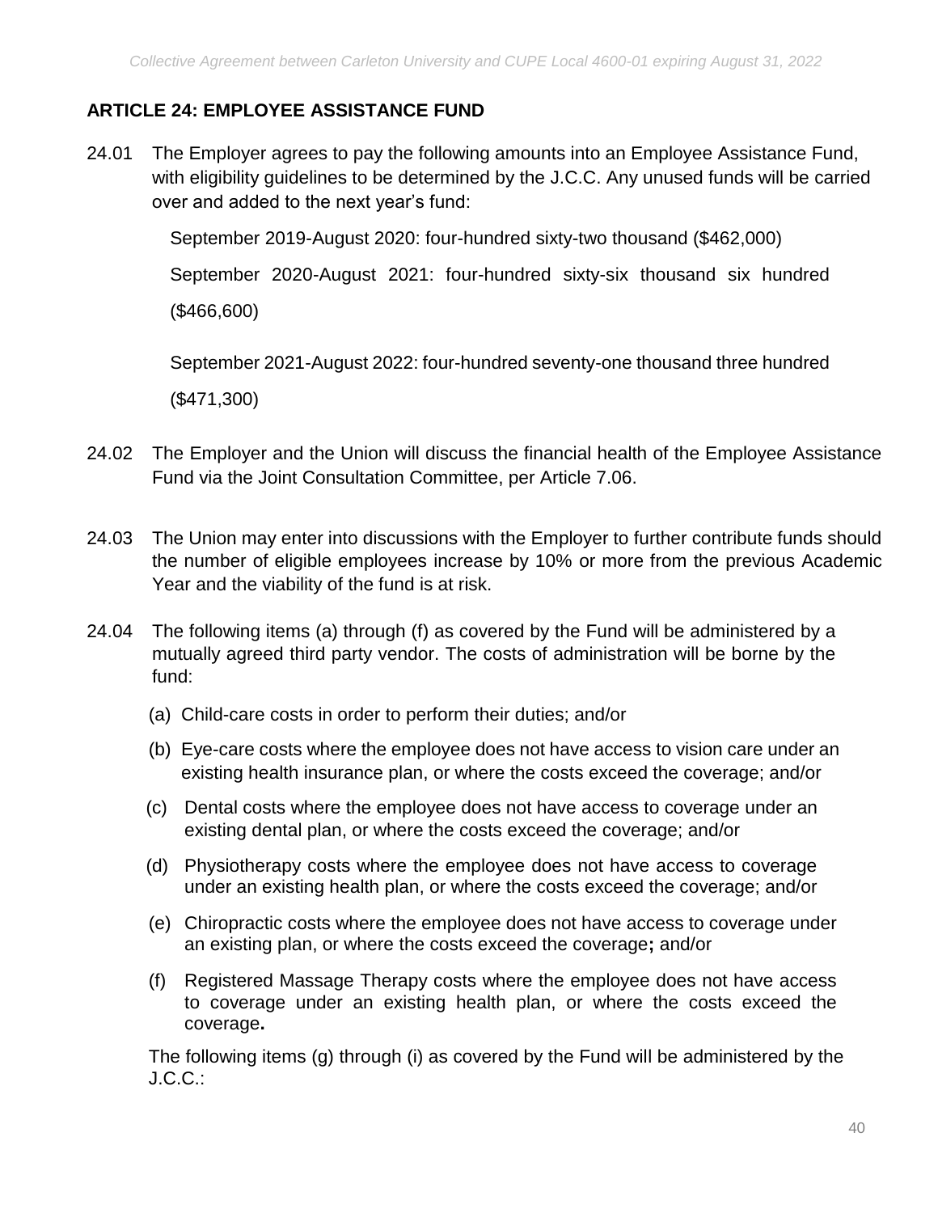## ARTICLE 24: EMPLOYEE ASSISTANCE FUND

24.01 The Employer agrees to pay the following amounts into an Employee Assistance Fund, with eligibility guidelines to be determined by the J.C.C. Any unused funds will be carried over and added to the next year's fund:

September 2019-August 2020: four-hundred sixty-two thousand ($462,000)

September 2020-August 2021: four-hundred sixty-six thousand six hundred ($466,600)

September 2021-August 2022: four-hundred seventy-one thousand three hundred ($471,300)

24.02 The Employer and the Union will discuss the financial health of the Employee Assistance Fund via the Joint Consultation Committee, per Article 7.06.

24.03 The Union may enter into discussions with the Employer to further contribute funds should the number of eligible employees increase by 10% or more from the previous Academic Year and the viability of the fund is at risk.

24.04 The following items (a) through (f) as covered by the Fund will be administered by a mutually agreed third party vendor. The costs of administration will be borne by the fund:

(a) Child-care costs in order to perform their duties; and/or

(b) Eye-care costs where the employee does not have access to vision care under an existing health insurance plan, or where the costs exceed the coverage; and/or

(c) Dental costs where the employee does not have access to coverage under an existing dental plan, or where the costs exceed the coverage; and/or

(d) Physiotherapy costs where the employee does not have access to coverage under an existing health plan, or where the costs exceed the coverage; and/or

(e) Chiropractic costs where the employee does not have access to coverage under an existing plan, or where the costs exceed the coverage**;** and/or

(f) Registered Massage Therapy costs where the employee does not have access to coverage under an existing health plan, or where the costs exceed the coverage**.**

The following items (g) through (i) as covered by the Fund will be administered by the J.C.C.: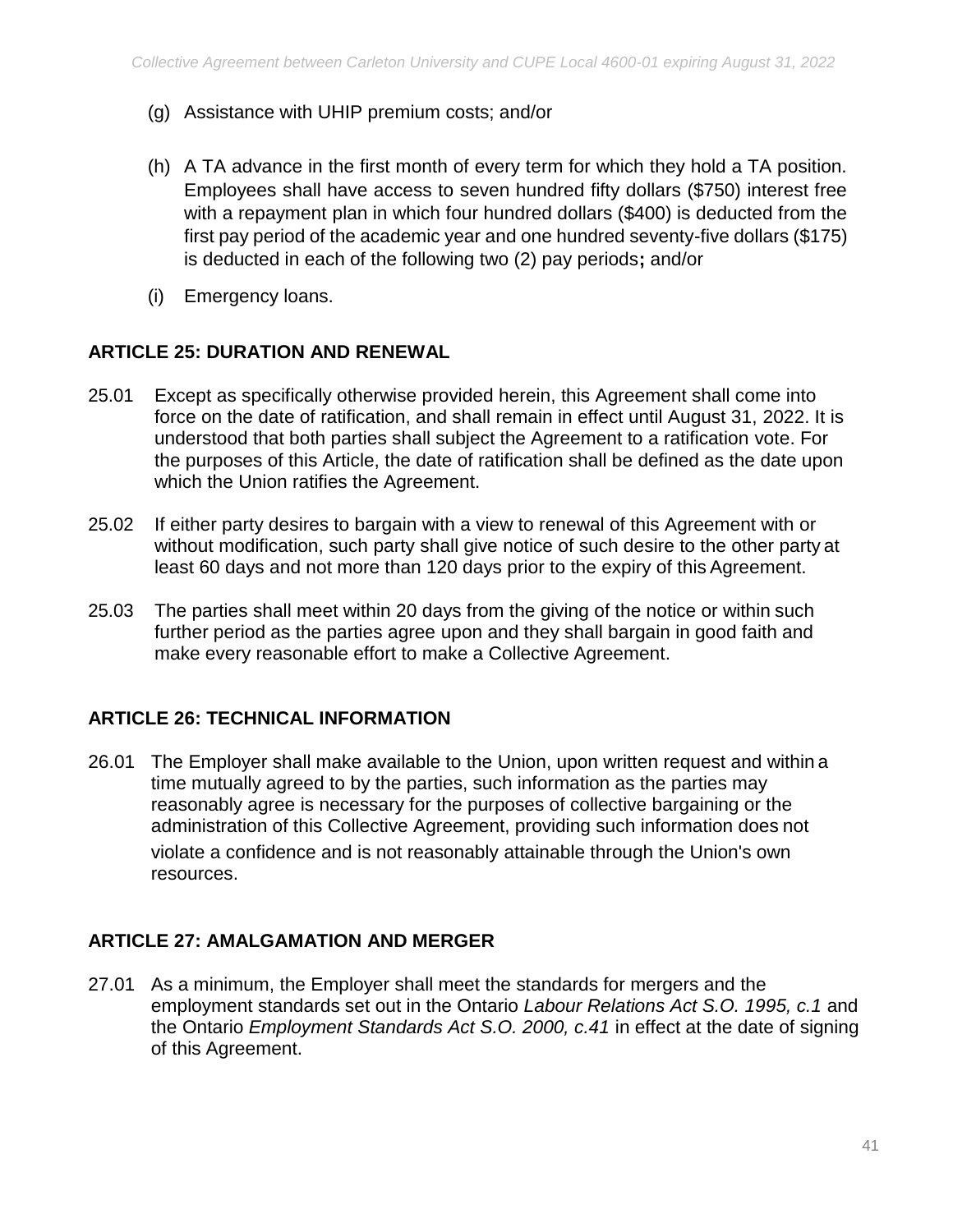(g) Assistance with UHIP premium costs; and/or

(h) A TA advance in the first month of every term for which they hold a TA position. Employees shall have access to seven hundred fifty dollars ($750) interest free with a repayment plan in which four hundred dollars ($400) is deducted from the first pay period of the academic year and one hundred seventy-five dollars ($175) is deducted in each of the following two (2) pay periods**;** and/or

(i) Emergency loans.

## ARTICLE 25: DURATION AND RENEWAL

25.01 Except as specifically otherwise provided herein, this Agreement shall come into force on the date of ratification, and shall remain in effect until August 31, 2022. It is understood that both parties shall subject the Agreement to a ratification vote. For the purposes of this Article, the date of ratification shall be defined as the date upon which the Union ratifies the Agreement.

25.02 If either party desires to bargain with a view to renewal of this Agreement with or without modification, such party shall give notice of such desire to the other party at least 60 days and not more than 120 days prior to the expiry of this Agreement.

25.03 The parties shall meet within 20 days from the giving of the notice or within such further period as the parties agree upon and they shall bargain in good faith and make every reasonable effort to make a Collective Agreement.

## ARTICLE 26: TECHNICAL INFORMATION

26.01 The Employer shall make available to the Union, upon written request and within a time mutually agreed to by the parties, such information as the parties may reasonably agree is necessary for the purposes of collective bargaining or the administration of this Collective Agreement, providing such information does not violate a confidence and is not reasonably attainable through the Union's own resources.

## ARTICLE 27: AMALGAMATION AND MERGER

27.01 As a minimum, the Employer shall meet the standards for mergers and the employment standards set out in the Ontario *Labour Relations Act S.O. 1995, c.1* and the Ontario *Employment Standards Act S.O. 2000, c.41* in effect at the date of signing of this Agreement.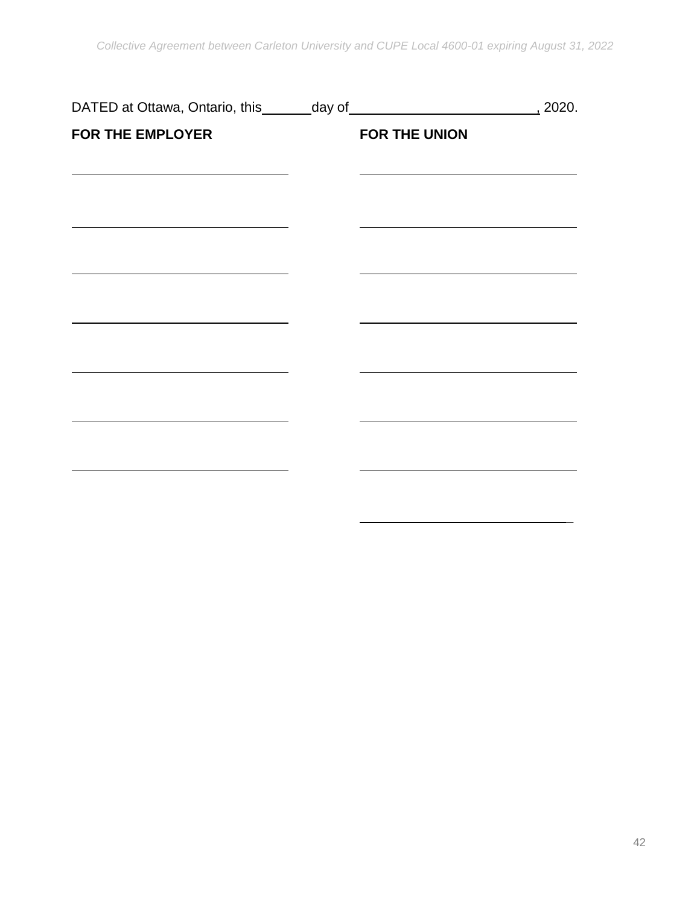DATED at Ottawa, Ontario, this_______day of_________________________, 2020.

| **FOR THE EMPLOYER** | **FOR THE UNION** |
| --- | --- |
| ______________________________ | ______________________________ |
| ______________________________ | ______________________________ |
| ______________________________ | ______________________________ |
| ______________________________ | ______________________________ |
| ______________________________ | ______________________________ |
| ______________________________ | ______________________________ |
| ______________________________ | ______________________________ |
| | ______________________________ |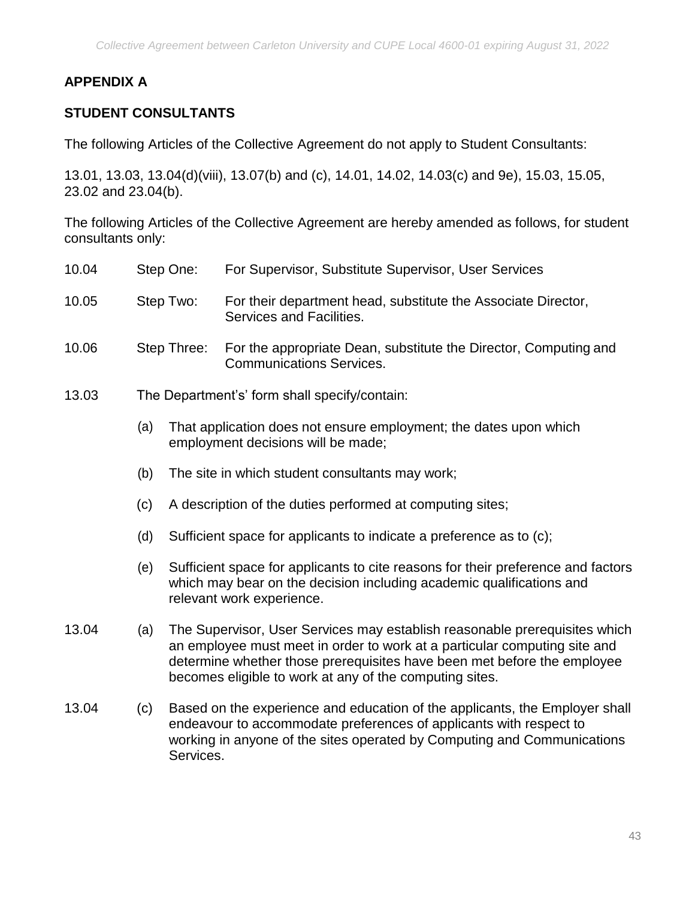## APPENDIX A

## STUDENT CONSULTANTS

The following Articles of the Collective Agreement do not apply to Student Consultants:

13.01, 13.03, 13.04(d)(viii), 13.07(b) and (c), 14.01, 14.02, 14.03(c) and 9e), 15.03, 15.05, 23.02 and 23.04(b).

The following Articles of the Collective Agreement are hereby amended as follows, for student consultants only:

10.04 Step One: For Supervisor, Substitute Supervisor, User Services

10.05 Step Two: For their department head, substitute the Associate Director, Services and Facilities.

10.06 Step Three: For the appropriate Dean, substitute the Director, Computing and Communications Services.

13.03 The Department's' form shall specify/contain:

(a) That application does not ensure employment; the dates upon which employment decisions will be made;

(b) The site in which student consultants may work;

(c) A description of the duties performed at computing sites;

(d) Sufficient space for applicants to indicate a preference as to (c);

(e) Sufficient space for applicants to cite reasons for their preference and factors which may bear on the decision including academic qualifications and relevant work experience.

13.04 (a) The Supervisor, User Services may establish reasonable prerequisites which an employee must meet in order to work at a particular computing site and determine whether those prerequisites have been met before the employee becomes eligible to work at any of the computing sites.

13.04 (c) Based on the experience and education of the applicants, the Employer shall endeavour to accommodate preferences of applicants with respect to working in anyone of the sites operated by Computing and Communications Services.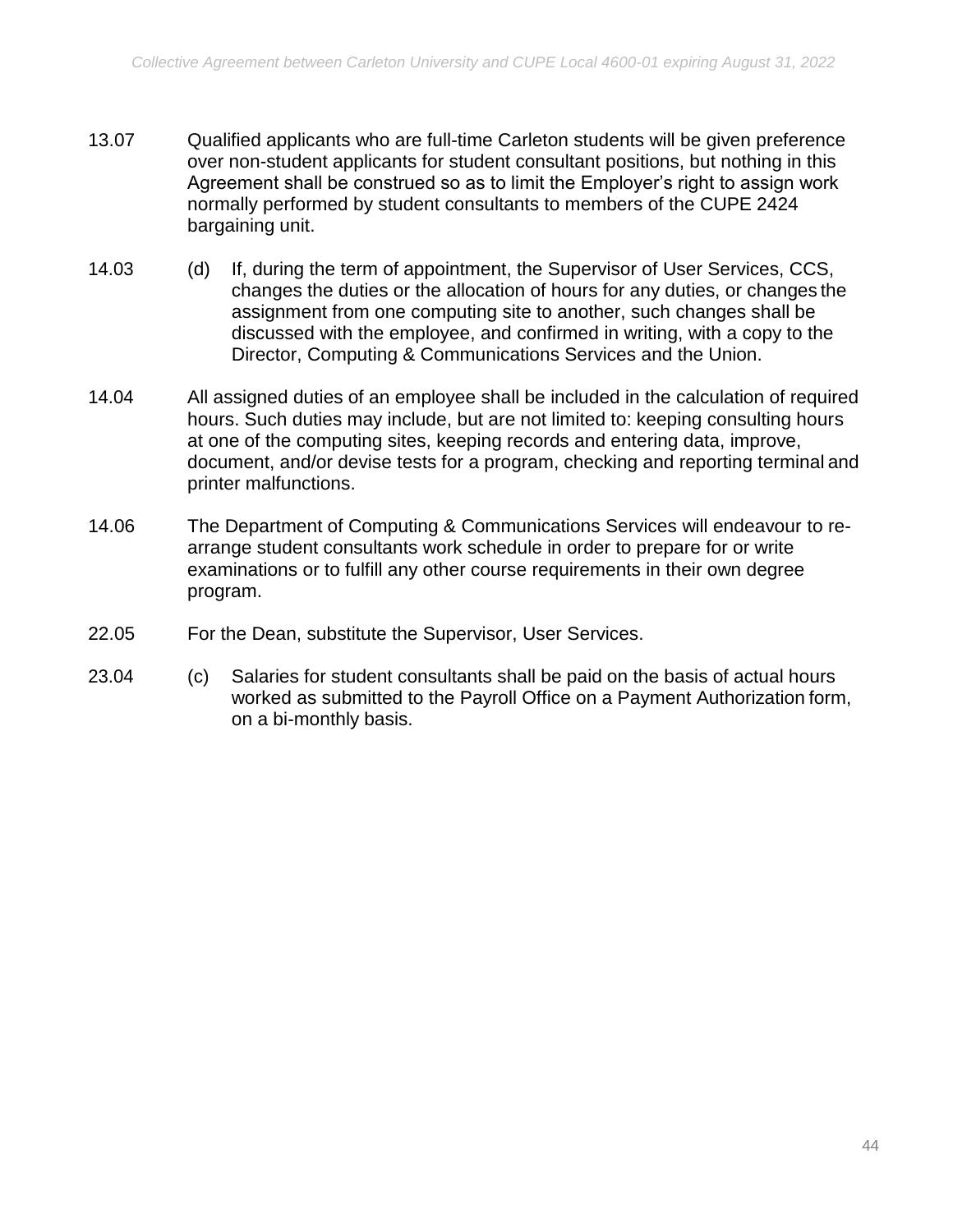13.07 Qualified applicants who are full-time Carleton students will be given preference over non-student applicants for student consultant positions, but nothing in this Agreement shall be construed so as to limit the Employer's right to assign work normally performed by student consultants to members of the CUPE 2424 bargaining unit.

14.03 (d) If, during the term of appointment, the Supervisor of User Services, CCS, changes the duties or the allocation of hours for any duties, or changes the assignment from one computing site to another, such changes shall be discussed with the employee, and confirmed in writing, with a copy to the Director, Computing & Communications Services and the Union.

14.04 All assigned duties of an employee shall be included in the calculation of required hours. Such duties may include, but are not limited to: keeping consulting hours at one of the computing sites, keeping records and entering data, improve, document, and/or devise tests for a program, checking and reporting terminal and printer malfunctions.

14.06 The Department of Computing & Communications Services will endeavour to re-arrange student consultants work schedule in order to prepare for or write examinations or to fulfill any other course requirements in their own degree program.

22.05 For the Dean, substitute the Supervisor, User Services.

23.04 (c) Salaries for student consultants shall be paid on the basis of actual hours worked as submitted to the Payroll Office on a Payment Authorization form, on a bi-monthly basis.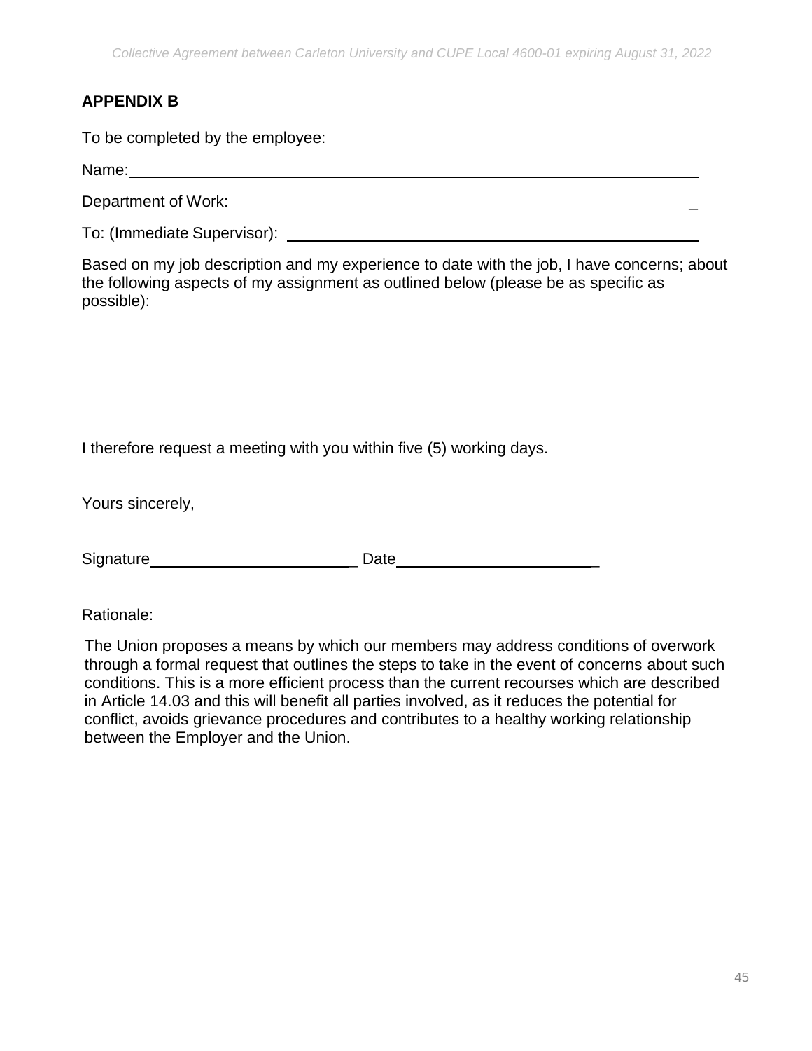## APPENDIX B

To be completed by the employee:

Name: ______________________________________________________________

Department of Work: ______________________________________________________

To: (Immediate Supervisor): ______________________________________________

Based on my job description and my experience to date with the job, I have concerns; about the following aspects of my assignment as outlined below (please be as specific as possible):

I therefore request a meeting with you within five (5) working days.

Yours sincerely,

Signature_________________________ Date_________________________

Rationale:

The Union proposes a means by which our members may address conditions of overwork through a formal request that outlines the steps to take in the event of concerns about such conditions. This is a more efficient process than the current recourses which are described in Article 14.03 and this will benefit all parties involved, as it reduces the potential for conflict, avoids grievance procedures and contributes to a healthy working relationship between the Employer and the Union.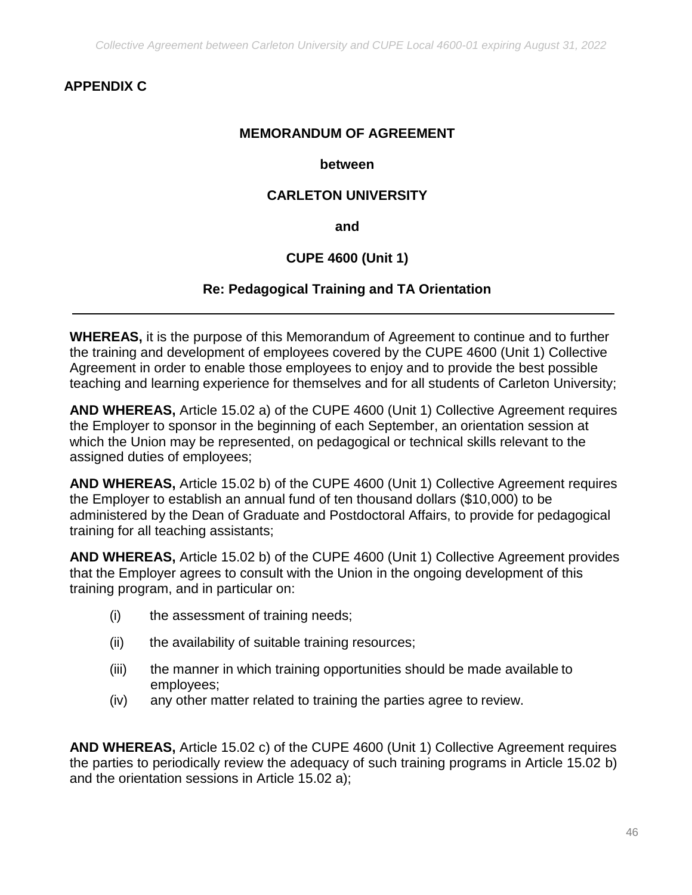## APPENDIX C

**MEMORANDUM OF AGREEMENT**

**between**

**CARLETON UNIVERSITY**

**and**

**CUPE 4600 (Unit 1)**

**Re: Pedagogical Training and TA Orientation**

---

**WHEREAS,** it is the purpose of this Memorandum of Agreement to continue and to further the training and development of employees covered by the CUPE 4600 (Unit 1) Collective Agreement in order to enable those employees to enjoy and to provide the best possible teaching and learning experience for themselves and for all students of Carleton University;

**AND WHEREAS,** Article 15.02 a) of the CUPE 4600 (Unit 1) Collective Agreement requires the Employer to sponsor in the beginning of each September, an orientation session at which the Union may be represented, on pedagogical or technical skills relevant to the assigned duties of employees;

**AND WHEREAS,** Article 15.02 b) of the CUPE 4600 (Unit 1) Collective Agreement requires the Employer to establish an annual fund of ten thousand dollars ($10,000) to be administered by the Dean of Graduate and Postdoctoral Affairs, to provide for pedagogical training for all teaching assistants;

**AND WHEREAS,** Article 15.02 b) of the CUPE 4600 (Unit 1) Collective Agreement provides that the Employer agrees to consult with the Union in the ongoing development of this training program, and in particular on:

(i) the assessment of training needs;

(ii) the availability of suitable training resources;

(iii) the manner in which training opportunities should be made available to employees;

(iv) any other matter related to training the parties agree to review.

**AND WHEREAS,** Article 15.02 c) of the CUPE 4600 (Unit 1) Collective Agreement requires the parties to periodically review the adequacy of such training programs in Article 15.02 b) and the orientation sessions in Article 15.02 a);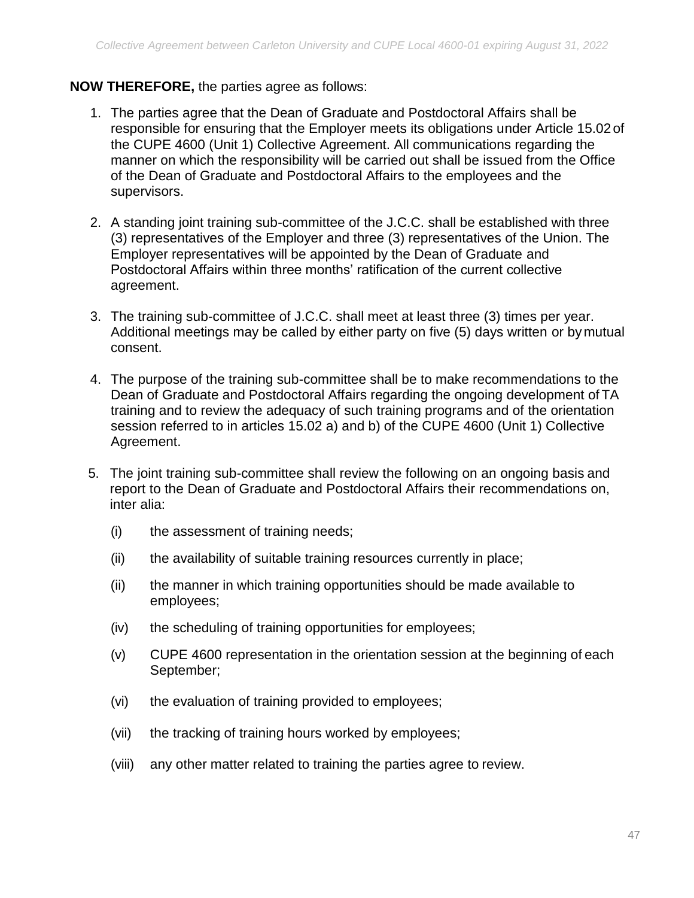**NOW THEREFORE,** the parties agree as follows:

1. The parties agree that the Dean of Graduate and Postdoctoral Affairs shall be responsible for ensuring that the Employer meets its obligations under Article 15.02 of the CUPE 4600 (Unit 1) Collective Agreement. All communications regarding the manner on which the responsibility will be carried out shall be issued from the Office of the Dean of Graduate and Postdoctoral Affairs to the employees and the supervisors.

2. A standing joint training sub-committee of the J.C.C. shall be established with three (3) representatives of the Employer and three (3) representatives of the Union. The Employer representatives will be appointed by the Dean of Graduate and Postdoctoral Affairs within three months' ratification of the current collective agreement.

3. The training sub-committee of J.C.C. shall meet at least three (3) times per year. Additional meetings may be called by either party on five (5) days written or by mutual consent.

4. The purpose of the training sub-committee shall be to make recommendations to the Dean of Graduate and Postdoctoral Affairs regarding the ongoing development of TA training and to review the adequacy of such training programs and of the orientation session referred to in articles 15.02 a) and b) of the CUPE 4600 (Unit 1) Collective Agreement.

5. The joint training sub-committee shall review the following on an ongoing basis and report to the Dean of Graduate and Postdoctoral Affairs their recommendations on, inter alia:

   (i) the assessment of training needs;

   (ii) the availability of suitable training resources currently in place;

   (ii) the manner in which training opportunities should be made available to employees;

   (iv) the scheduling of training opportunities for employees;

   (v) CUPE 4600 representation in the orientation session at the beginning of each September;

   (vi) the evaluation of training provided to employees;

   (vii) the tracking of training hours worked by employees;

   (viii) any other matter related to training the parties agree to review.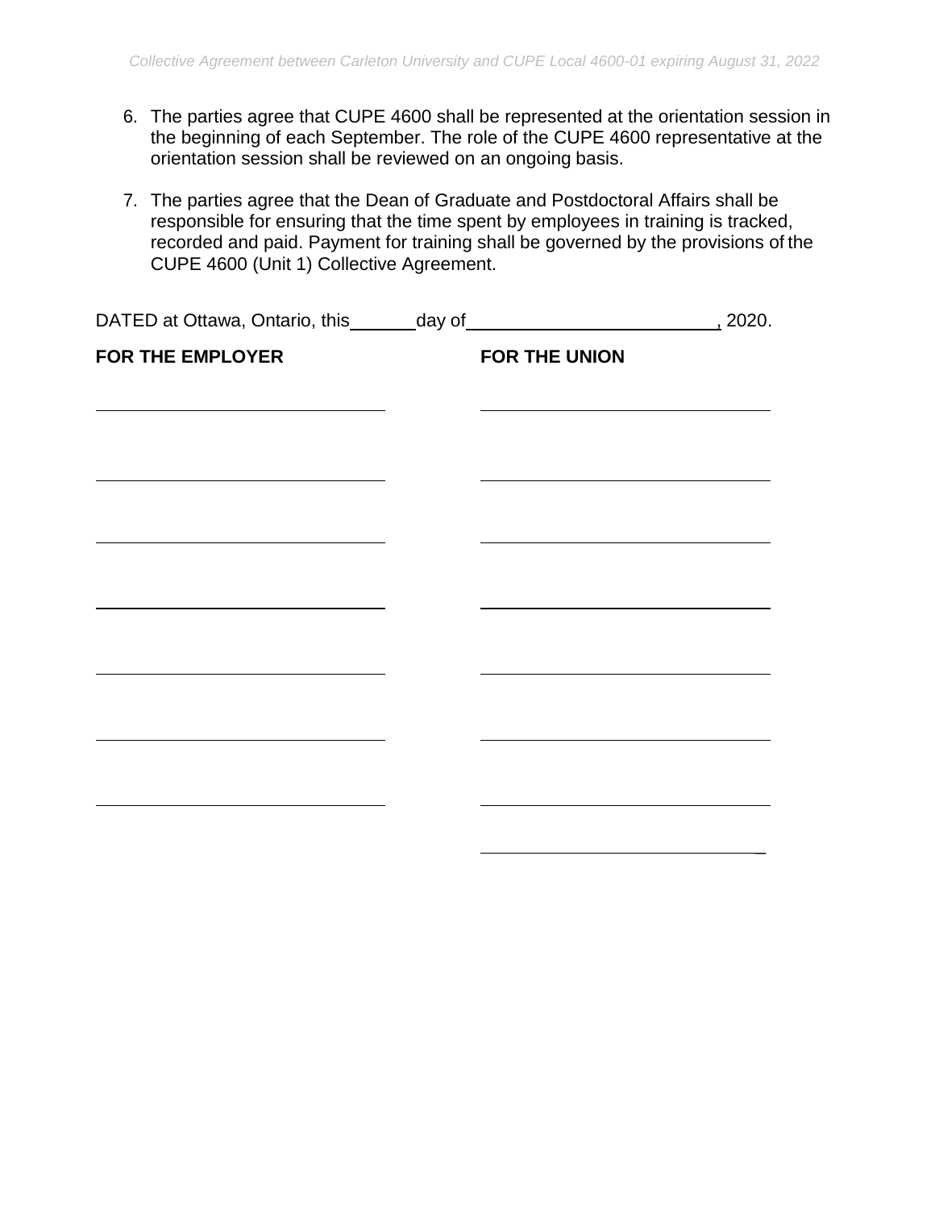6. The parties agree that CUPE 4600 shall be represented at the orientation session in the beginning of each September. The role of the CUPE 4600 representative at the orientation session shall be reviewed on an ongoing basis.

7. The parties agree that the Dean of Graduate and Postdoctoral Affairs shall be responsible for ensuring that the time spent by employees in training is tracked, recorded and paid. Payment for training shall be governed by the provisions of the CUPE 4600 (Unit 1) Collective Agreement.

DATED at Ottawa, Ontario, this ______ day of ________________________, 2020.

| **FOR THE EMPLOYER** | **FOR THE UNION** |
| --- | --- |
| ______________________________ | ______________________________ |
| ______________________________ | ______________________________ |
| ______________________________ | ______________________________ |
| ______________________________ | ______________________________ |
| ______________________________ | ______________________________ |
| ______________________________ | ______________________________ |
| ______________________________ | ______________________________ |
| | ______________________________ |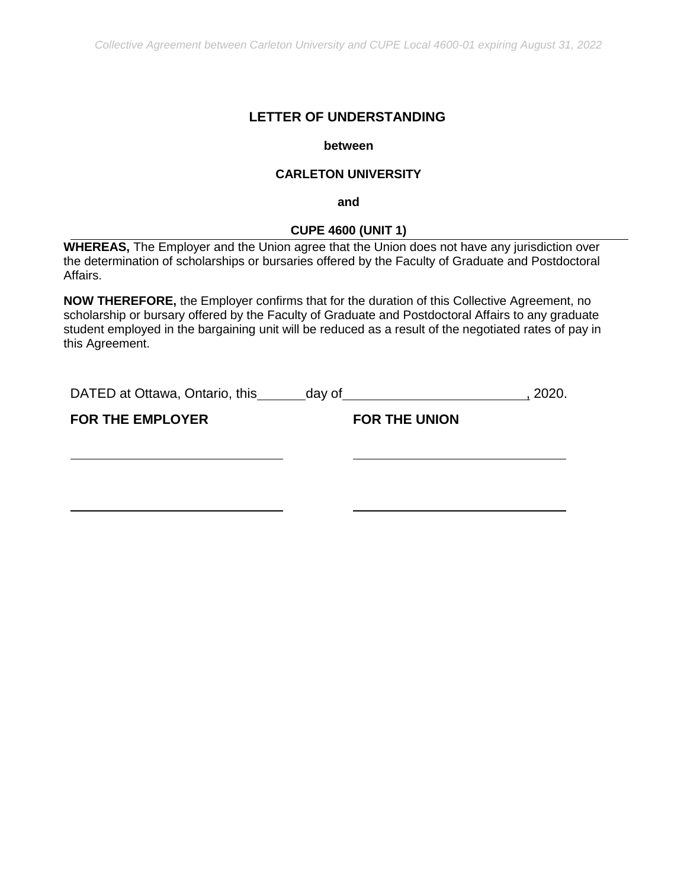# LETTER OF UNDERSTANDING

**between**

**CARLETON UNIVERSITY**

**and**

**CUPE 4600 (UNIT 1)**

**WHEREAS,** The Employer and the Union agree that the Union does not have any jurisdiction over the determination of scholarships or bursaries offered by the Faculty of Graduate and Postdoctoral Affairs.

**NOW THEREFORE,** the Employer confirms that for the duration of this Collective Agreement, no scholarship or bursary offered by the Faculty of Graduate and Postdoctoral Affairs to any graduate student employed in the bargaining unit will be reduced as a result of the negotiated rates of pay in this Agreement.

DATED at Ottawa, Ontario, this ______ day of ________________________, 2020.

| **FOR THE EMPLOYER** | **FOR THE UNION** |
| --- | --- |
| ______________________________ | ______________________________ |
| ______________________________ | ______________________________ |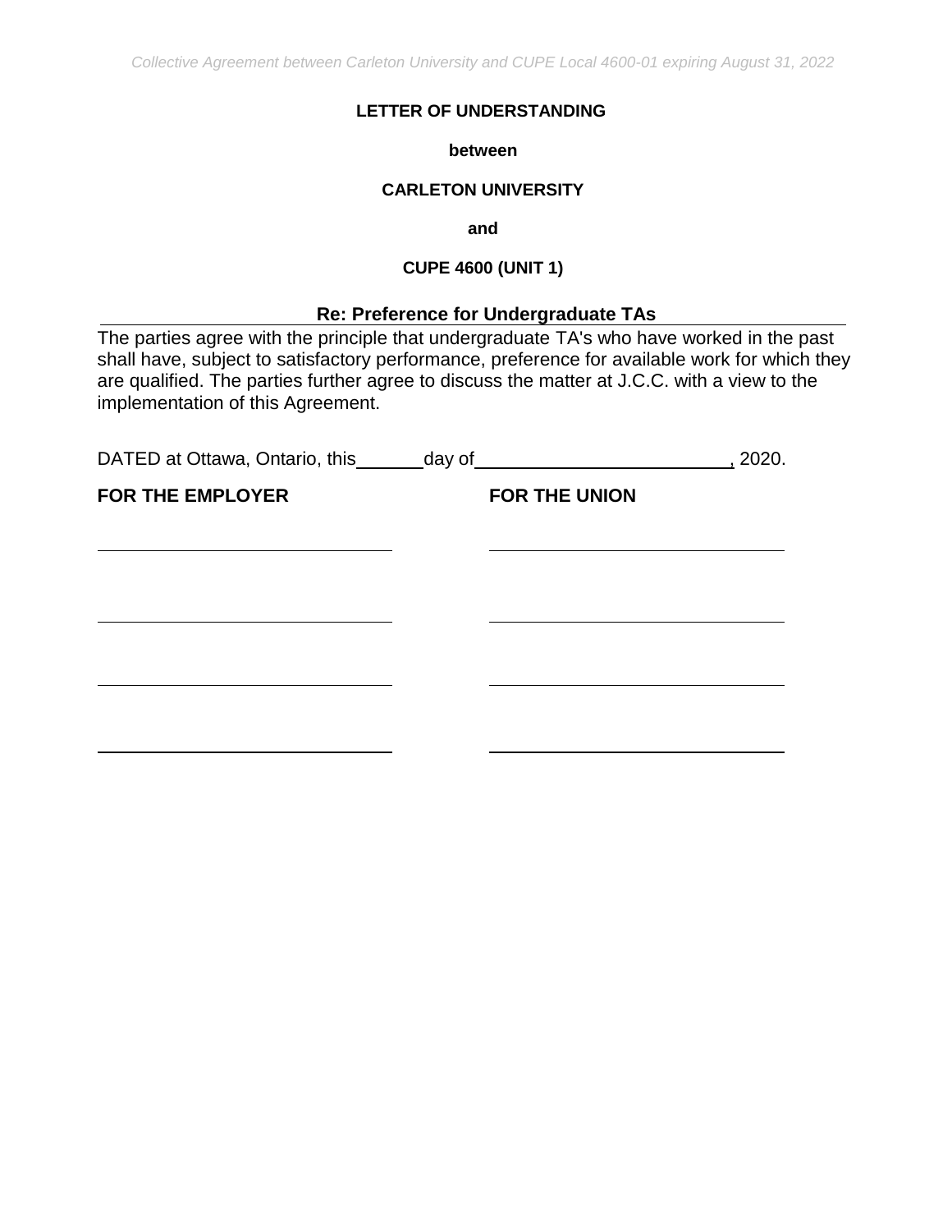**LETTER OF UNDERSTANDING**

**between**

**CARLETON UNIVERSITY**

**and**

**CUPE 4600 (UNIT 1)**

**Re: Preference for Undergraduate TAs**

The parties agree with the principle that undergraduate TA's who have worked in the past shall have, subject to satisfactory performance, preference for available work for which they are qualified. The parties further agree to discuss the matter at J.C.C. with a view to the implementation of this Agreement.

DATED at Ottawa, Ontario, this\_\_\_\_\_\_\_day of\_\_\_\_\_\_\_\_\_\_\_\_\_\_\_\_\_\_\_\_\_\_\_\_\_\_, 2020.

| **FOR THE EMPLOYER** | **FOR THE UNION** |
| --- | --- |
| \_\_\_\_\_\_\_\_\_\_\_\_\_\_\_\_\_\_\_\_\_\_\_\_\_\_\_\_\_\_ | \_\_\_\_\_\_\_\_\_\_\_\_\_\_\_\_\_\_\_\_\_\_\_\_\_\_\_\_\_\_ |
| \_\_\_\_\_\_\_\_\_\_\_\_\_\_\_\_\_\_\_\_\_\_\_\_\_\_\_\_\_\_ | \_\_\_\_\_\_\_\_\_\_\_\_\_\_\_\_\_\_\_\_\_\_\_\_\_\_\_\_\_\_ |
| \_\_\_\_\_\_\_\_\_\_\_\_\_\_\_\_\_\_\_\_\_\_\_\_\_\_\_\_\_\_ | \_\_\_\_\_\_\_\_\_\_\_\_\_\_\_\_\_\_\_\_\_\_\_\_\_\_\_\_\_\_ |
| \_\_\_\_\_\_\_\_\_\_\_\_\_\_\_\_\_\_\_\_\_\_\_\_\_\_\_\_\_\_ | \_\_\_\_\_\_\_\_\_\_\_\_\_\_\_\_\_\_\_\_\_\_\_\_\_\_\_\_\_\_ |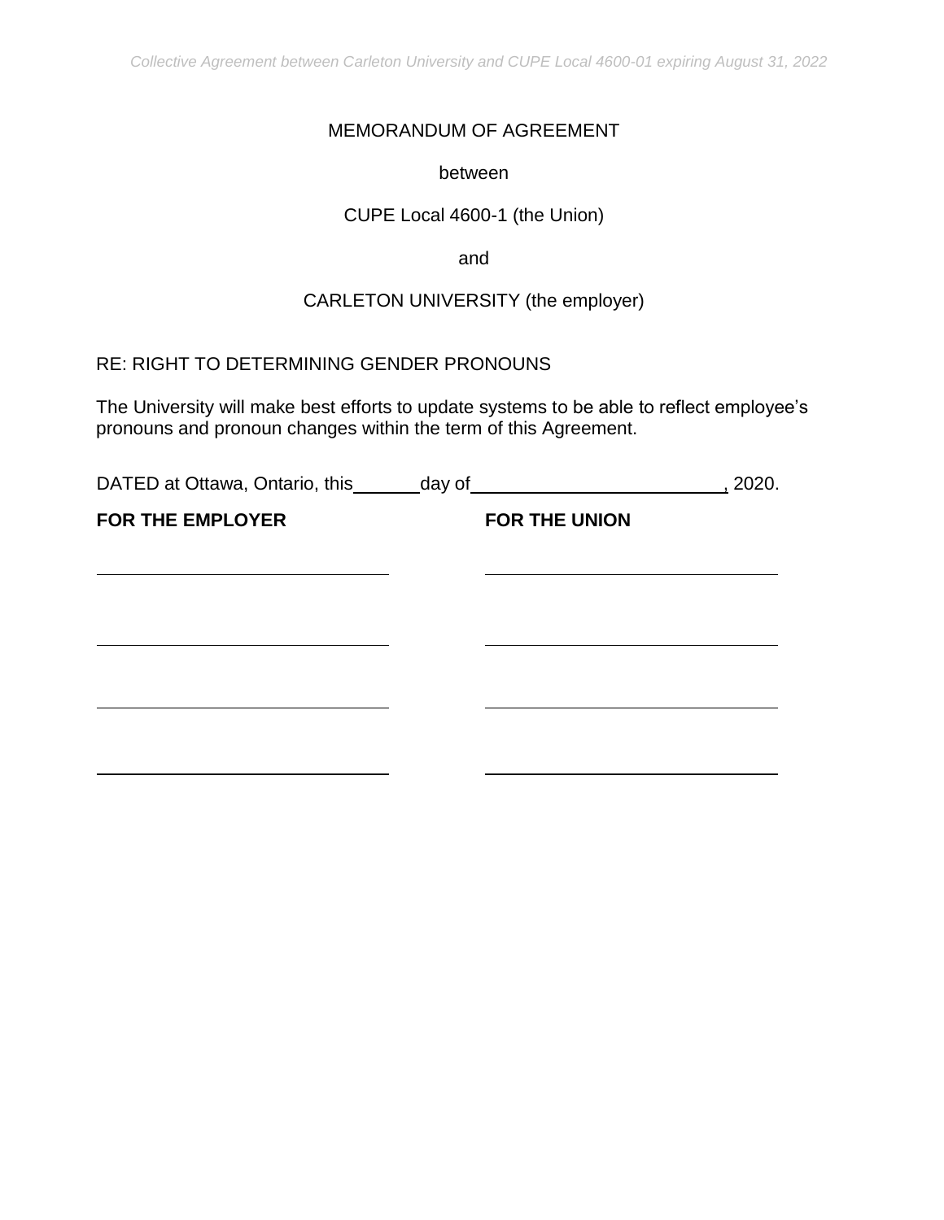MEMORANDUM OF AGREEMENT

between

CUPE Local 4600-1 (the Union)

and

CARLETON UNIVERSITY (the employer)

RE: RIGHT TO DETERMINING GENDER PRONOUNS

The University will make best efforts to update systems to be able to reflect employee's pronouns and pronoun changes within the term of this Agreement.

DATED at Ottawa, Ontario, this ______ day of ________________________, 2020.

| **FOR THE EMPLOYER** | **FOR THE UNION** |
| --- | --- |
| ______________________________ | ______________________________ |
| ______________________________ | ______________________________ |
| ______________________________ | ______________________________ |
| ______________________________ | ______________________________ |